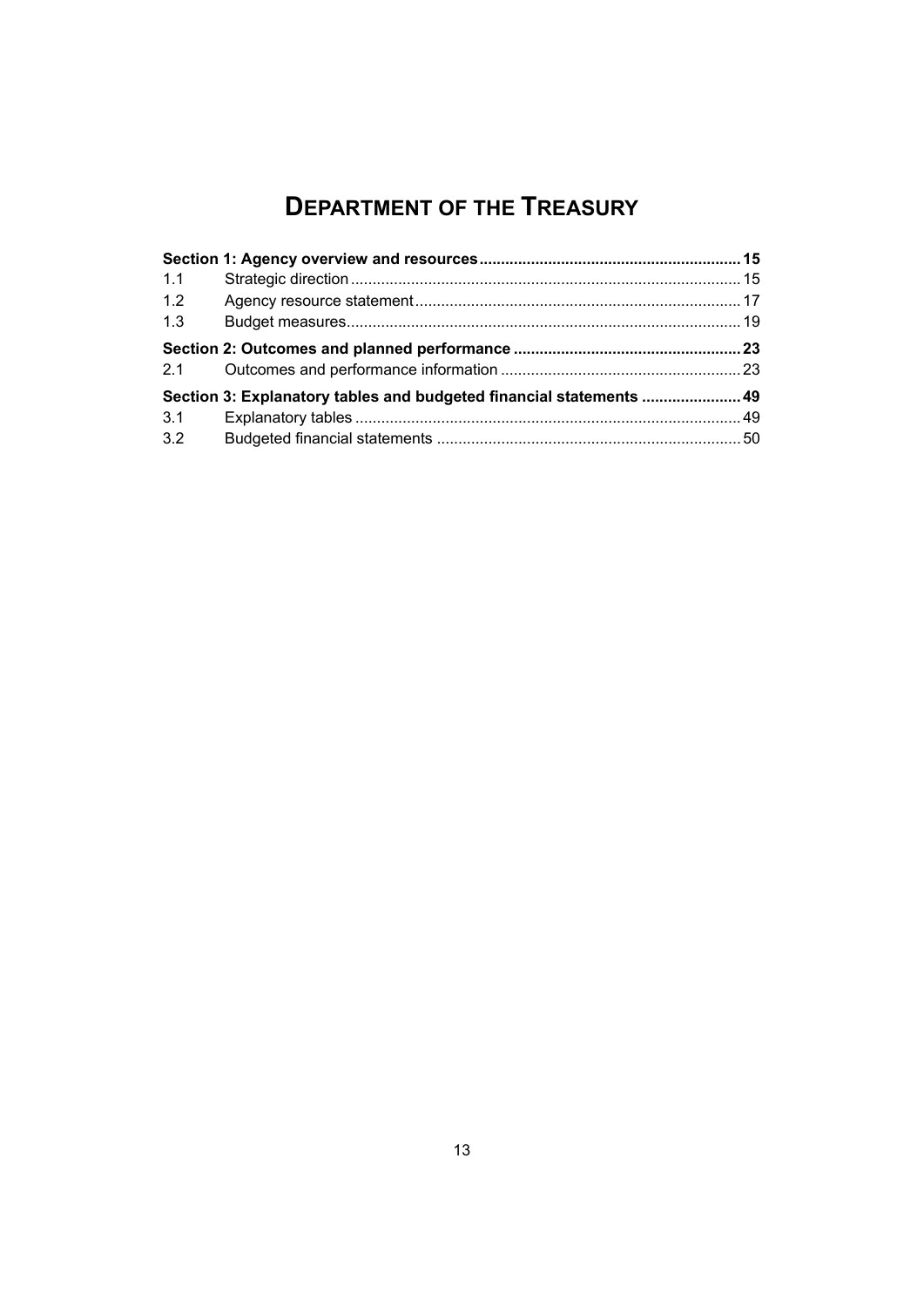# DEPARTMENT OF THE TREASURY

| | | |
|---|---|---|
| **Section 1: Agency overview and resources** | | **15** |
| 1.1 | Strategic direction | 15 |
| 1.2 | Agency resource statement | 17 |
| 1.3 | Budget measures | 19 |
| **Section 2: Outcomes and planned performance** | | **23** |
| 2.1 | Outcomes and performance information | 23 |
| **Section 3: Explanatory tables and budgeted financial statements** | | **49** |
| 3.1 | Explanatory tables | 49 |
| 3.2 | Budgeted financial statements | 50 |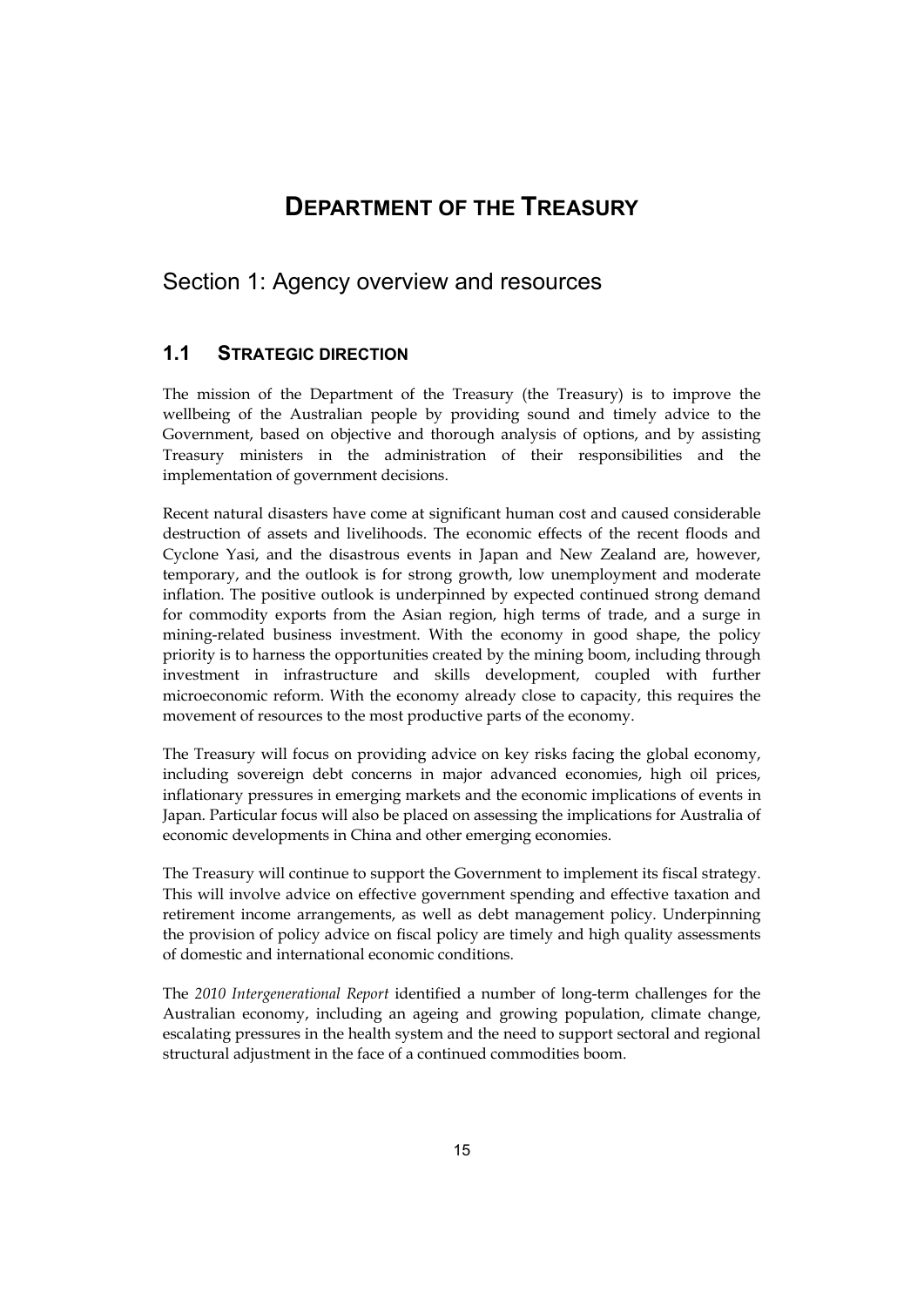# DEPARTMENT OF THE TREASURY

## Section 1: Agency overview and resources

### 1.1 STRATEGIC DIRECTION

The mission of the Department of the Treasury (the Treasury) is to improve the wellbeing of the Australian people by providing sound and timely advice to the Government, based on objective and thorough analysis of options, and by assisting Treasury ministers in the administration of their responsibilities and the implementation of government decisions.

Recent natural disasters have come at significant human cost and caused considerable destruction of assets and livelihoods. The economic effects of the recent floods and Cyclone Yasi, and the disastrous events in Japan and New Zealand are, however, temporary, and the outlook is for strong growth, low unemployment and moderate inflation. The positive outlook is underpinned by expected continued strong demand for commodity exports from the Asian region, high terms of trade, and a surge in mining-related business investment. With the economy in good shape, the policy priority is to harness the opportunities created by the mining boom, including through investment in infrastructure and skills development, coupled with further microeconomic reform. With the economy already close to capacity, this requires the movement of resources to the most productive parts of the economy.

The Treasury will focus on providing advice on key risks facing the global economy, including sovereign debt concerns in major advanced economies, high oil prices, inflationary pressures in emerging markets and the economic implications of events in Japan. Particular focus will also be placed on assessing the implications for Australia of economic developments in China and other emerging economies.

The Treasury will continue to support the Government to implement its fiscal strategy. This will involve advice on effective government spending and effective taxation and retirement income arrangements, as well as debt management policy. Underpinning the provision of policy advice on fiscal policy are timely and high quality assessments of domestic and international economic conditions.

The *2010 Intergenerational Report* identified a number of long-term challenges for the Australian economy, including an ageing and growing population, climate change, escalating pressures in the health system and the need to support sectoral and regional structural adjustment in the face of a continued commodities boom.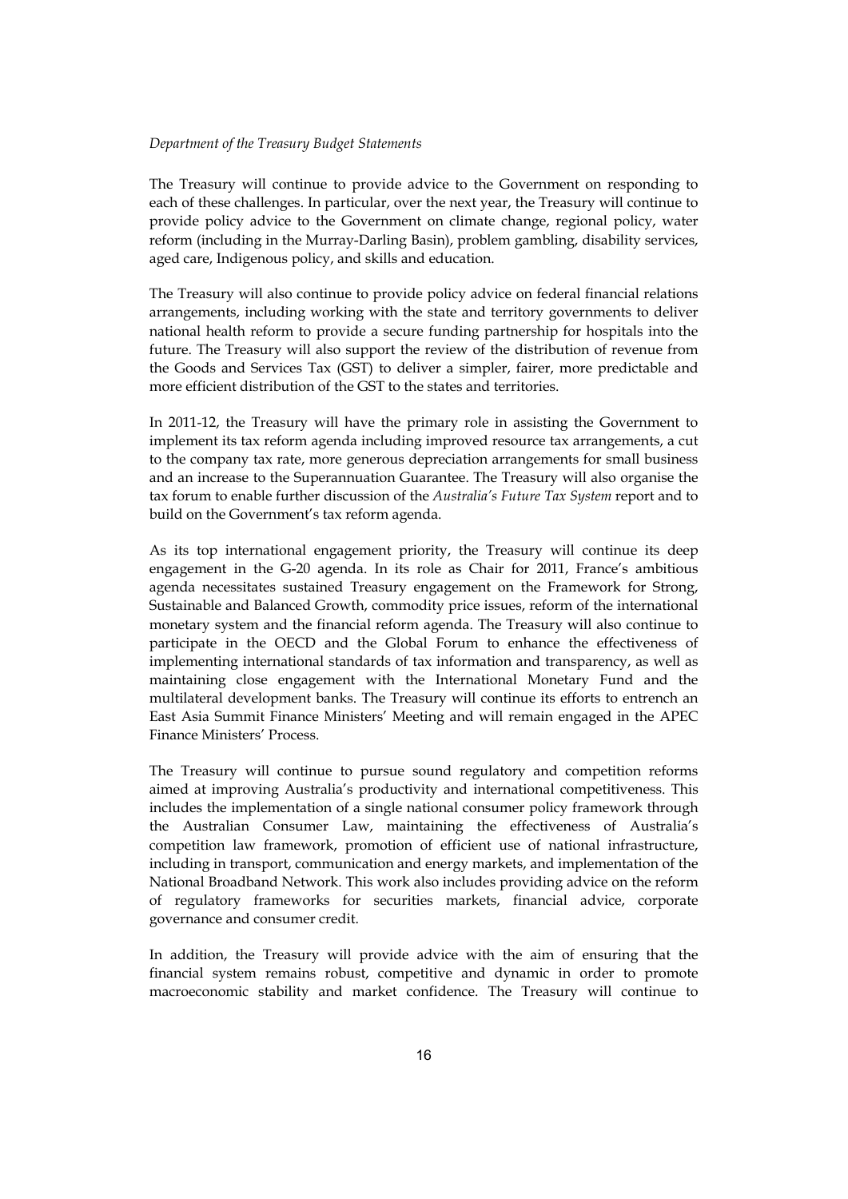The Treasury will continue to provide advice to the Government on responding to each of these challenges. In particular, over the next year, the Treasury will continue to provide policy advice to the Government on climate change, regional policy, water reform (including in the Murray-Darling Basin), problem gambling, disability services, aged care, Indigenous policy, and skills and education.

The Treasury will also continue to provide policy advice on federal financial relations arrangements, including working with the state and territory governments to deliver national health reform to provide a secure funding partnership for hospitals into the future. The Treasury will also support the review of the distribution of revenue from the Goods and Services Tax (GST) to deliver a simpler, fairer, more predictable and more efficient distribution of the GST to the states and territories.

In 2011-12, the Treasury will have the primary role in assisting the Government to implement its tax reform agenda including improved resource tax arrangements, a cut to the company tax rate, more generous depreciation arrangements for small business and an increase to the Superannuation Guarantee. The Treasury will also organise the tax forum to enable further discussion of the *Australia's Future Tax System* report and to build on the Government's tax reform agenda.

As its top international engagement priority, the Treasury will continue its deep engagement in the G-20 agenda. In its role as Chair for 2011, France's ambitious agenda necessitates sustained Treasury engagement on the Framework for Strong, Sustainable and Balanced Growth, commodity price issues, reform of the international monetary system and the financial reform agenda. The Treasury will also continue to participate in the OECD and the Global Forum to enhance the effectiveness of implementing international standards of tax information and transparency, as well as maintaining close engagement with the International Monetary Fund and the multilateral development banks. The Treasury will continue its efforts to entrench an East Asia Summit Finance Ministers' Meeting and will remain engaged in the APEC Finance Ministers' Process.

The Treasury will continue to pursue sound regulatory and competition reforms aimed at improving Australia's productivity and international competitiveness. This includes the implementation of a single national consumer policy framework through the Australian Consumer Law, maintaining the effectiveness of Australia's competition law framework, promotion of efficient use of national infrastructure, including in transport, communication and energy markets, and implementation of the National Broadband Network. This work also includes providing advice on the reform of regulatory frameworks for securities markets, financial advice, corporate governance and consumer credit.

In addition, the Treasury will provide advice with the aim of ensuring that the financial system remains robust, competitive and dynamic in order to promote macroeconomic stability and market confidence. The Treasury will continue to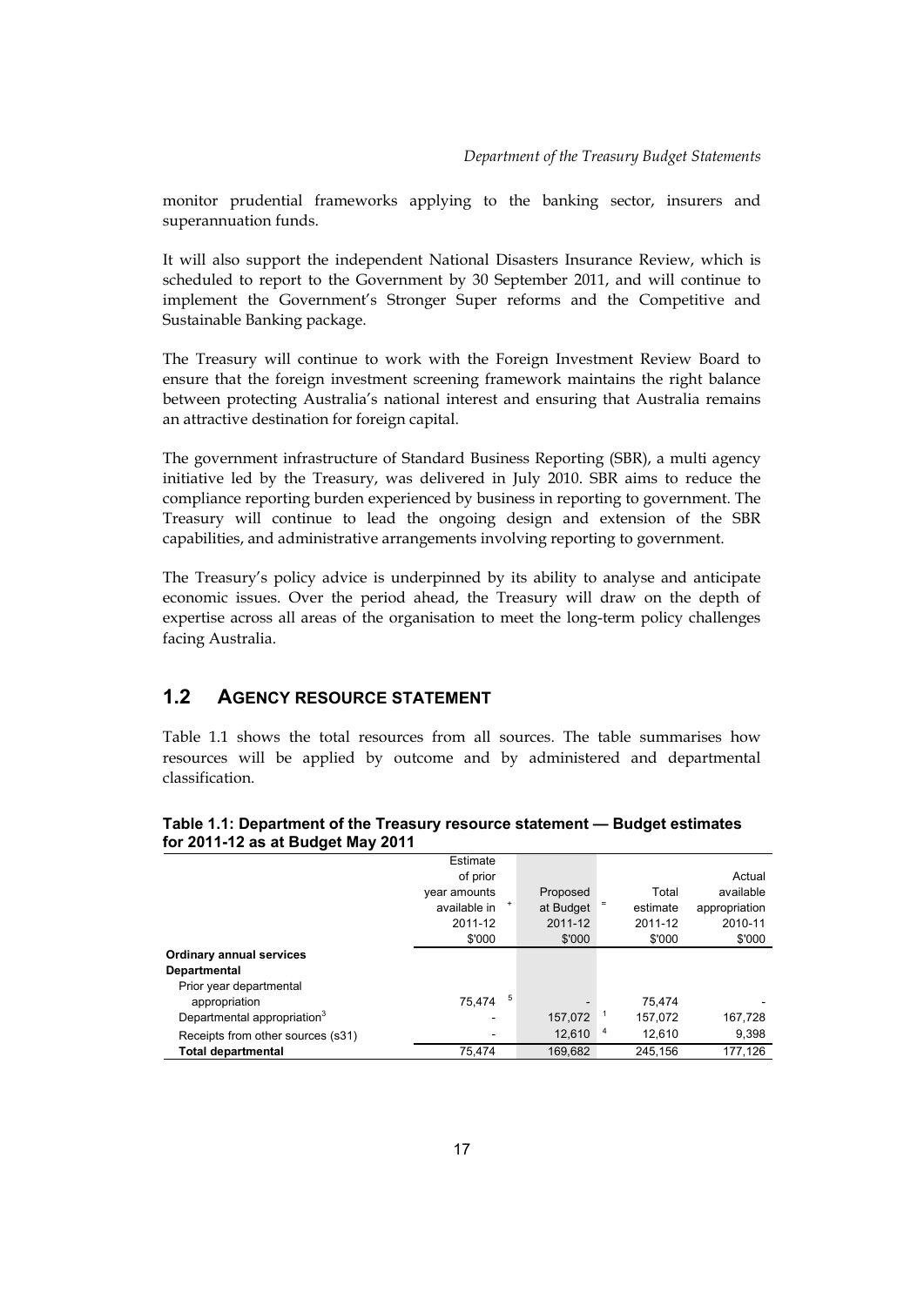monitor prudential frameworks applying to the banking sector, insurers and superannuation funds.

It will also support the independent National Disasters Insurance Review, which is scheduled to report to the Government by 30 September 2011, and will continue to implement the Government's Stronger Super reforms and the Competitive and Sustainable Banking package.

The Treasury will continue to work with the Foreign Investment Review Board to ensure that the foreign investment screening framework maintains the right balance between protecting Australia's national interest and ensuring that Australia remains an attractive destination for foreign capital.

The government infrastructure of Standard Business Reporting (SBR), a multi agency initiative led by the Treasury, was delivered in July 2010. SBR aims to reduce the compliance reporting burden experienced by business in reporting to government. The Treasury will continue to lead the ongoing design and extension of the SBR capabilities, and administrative arrangements involving reporting to government.

The Treasury's policy advice is underpinned by its ability to analyse and anticipate economic issues. Over the period ahead, the Treasury will draw on the depth of expertise across all areas of the organisation to meet the long-term policy challenges facing Australia.

## 1.2 AGENCY RESOURCE STATEMENT

Table 1.1 shows the total resources from all sources. The table summarises how resources will be applied by outcome and by administered and departmental classification.

**Table 1.1: Department of the Treasury resource statement — Budget estimates for 2011-12 as at Budget May 2011**

| | Estimate of prior year amounts available in 2011-12 $'000 | + | Proposed at Budget 2011-12 $'000 | = | Total estimate 2011-12 $'000 | Actual available appropriation 2010-11 $'000 |
|---|---|---|---|---|---|---|
| **Ordinary annual services** | | | | | | |
| **Departmental** | | | | | | |
| Prior year departmental appropriation | 75,474 [5] | | - | | 75,474 | - |
| Departmental appropriation[3] | - | | 157,072 [1] | | 157,072 | 167,728 |
| Receipts from other sources (s31) | - | | 12,610 [4] | | 12,610 | 9,398 |
| **Total departmental** | 75,474 | | 169,682 | | 245,156 | 177,126 |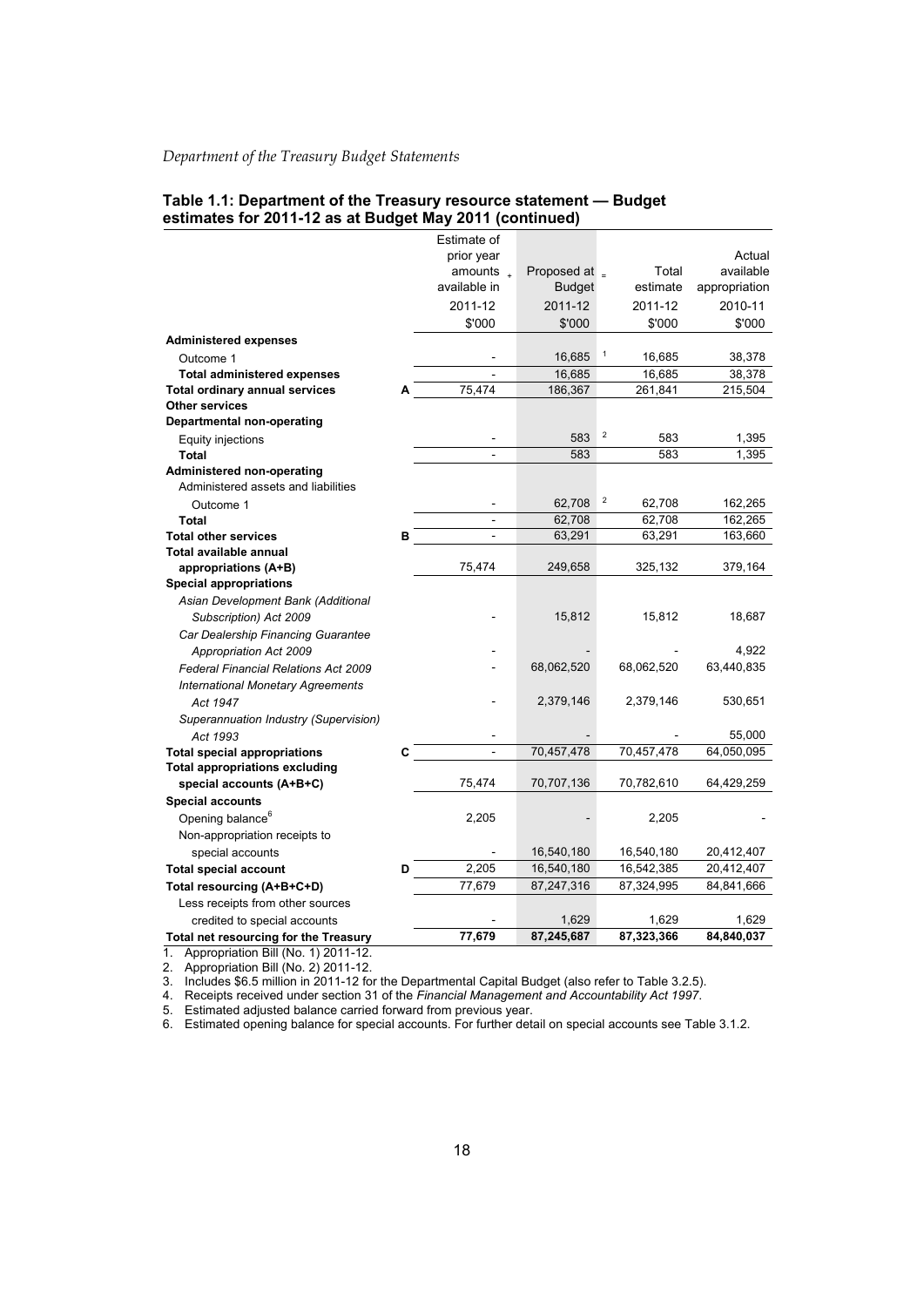**Table 1.1: Department of the Treasury resource statement — Budget estimates for 2011-12 as at Budget May 2011 (continued)**

| | | Estimate of prior year amounts available in + | Proposed at Budget = | Total estimate | Actual available appropriation |
|---|---|---|---|---|---|
| | | 2011-12 | 2011-12 | 2011-12 | 2010-11 |
| | | $'000 | $'000 | $'000 | $'000 |
| **Administered expenses** | | | | | |
| Outcome 1 | | - | 16,685 [1] | 16,685 | 38,378 |
| **Total administered expenses** | | - | 16,685 | 16,685 | 38,378 |
| **Total ordinary annual services** | **A** | 75,474 | 186,367 | 261,841 | 215,504 |
| **Other services** | | | | | |
| **Departmental non-operating** | | | | | |
| Equity injections | | - | 583 [2] | 583 | 1,395 |
| **Total** | | - | 583 | 583 | 1,395 |
| **Administered non-operating** | | | | | |
| Administered assets and liabilities | | | | | |
| Outcome 1 | | - | 62,708 [2] | 62,708 | 162,265 |
| **Total** | | - | 62,708 | 62,708 | 162,265 |
| **Total other services** | **B** | - | 63,291 | 63,291 | 163,660 |
| **Total available annual appropriations (A+B)** | | 75,474 | 249,658 | 325,132 | 379,164 |
| **Special appropriations** | | | | | |
| *Asian Development Bank (Additional Subscription) Act 2009* | | - | 15,812 | 15,812 | 18,687 |
| *Car Dealership Financing Guarantee Appropriation Act 2009* | | - | - | - | 4,922 |
| *Federal Financial Relations Act 2009* | | - | 68,062,520 | 68,062,520 | 63,440,835 |
| *International Monetary Agreements Act 1947* | | - | 2,379,146 | 2,379,146 | 530,651 |
| *Superannuation Industry (Supervision) Act 1993* | | - | - | - | 55,000 |
| **Total special appropriations** | **C** | - | 70,457,478 | 70,457,478 | 64,050,095 |
| **Total appropriations excluding special accounts (A+B+C)** | | 75,474 | 70,707,136 | 70,782,610 | 64,429,259 |
| **Special accounts** | | | | | |
| Opening balance[6] | | 2,205 | - | 2,205 | - |
| Non-appropriation receipts to special accounts | | - | 16,540,180 | 16,540,180 | 20,412,407 |
| **Total special account** | **D** | 2,205 | 16,540,180 | 16,542,385 | 20,412,407 |
| **Total resourcing (A+B+C+D)** | | 77,679 | 87,247,316 | 87,324,995 | 84,841,666 |
| Less receipts from other sources credited to special accounts | | - | 1,629 | 1,629 | 1,629 |
| **Total net resourcing for the Treasury** | | **77,679** | **87,245,687** | **87,323,366** | **84,840,037** |

1. Appropriation Bill (No. 1) 2011-12.
2. Appropriation Bill (No. 2) 2011-12.
3. Includes $6.5 million in 2011-12 for the Departmental Capital Budget (also refer to Table 3.2.5).
4. Receipts received under section 31 of the *Financial Management and Accountability Act 1997*.
5. Estimated adjusted balance carried forward from previous year.
6. Estimated opening balance for special accounts. For further detail on special accounts see Table 3.1.2.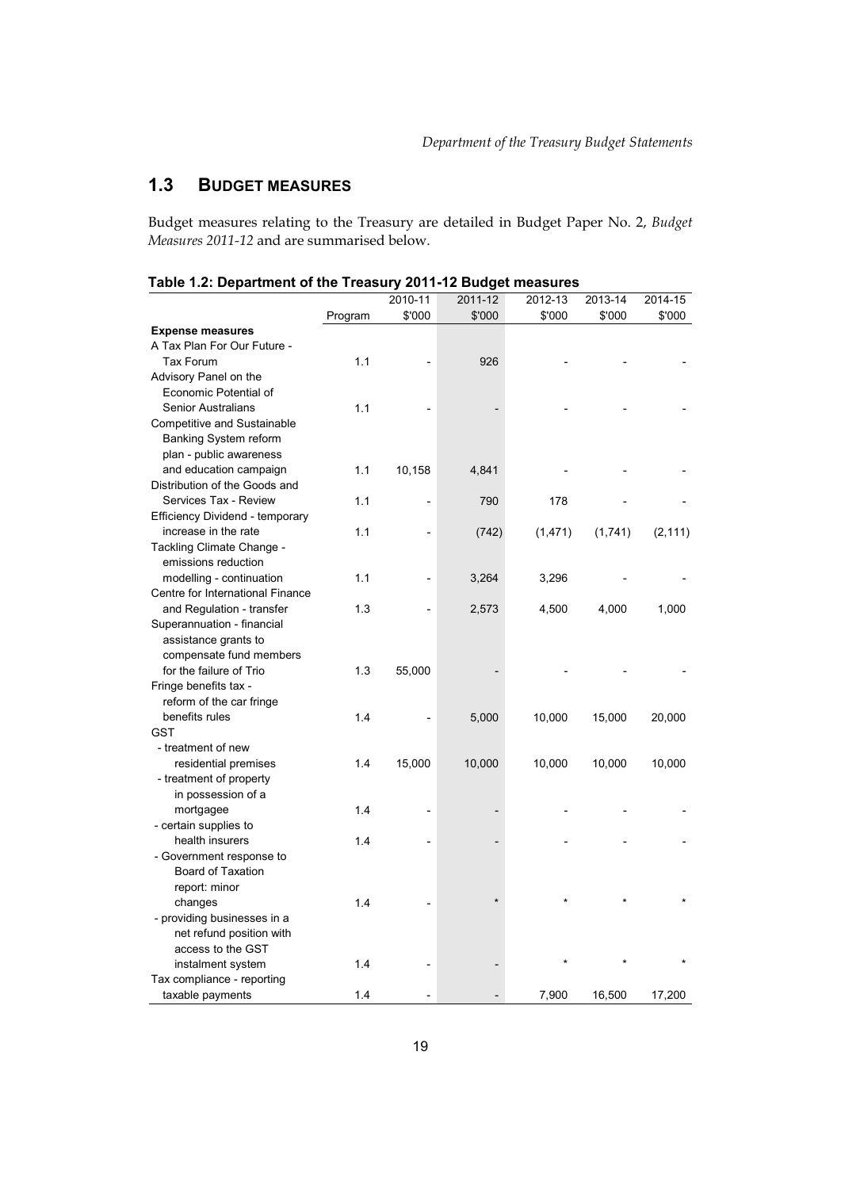## 1.3 BUDGET MEASURES

Budget measures relating to the Treasury are detailed in Budget Paper No. 2, *Budget Measures 2011-12* and are summarised below.

**Table 1.2: Department of the Treasury 2011-12 Budget measures**

| | Program | 2010-11 $'000 | 2011-12 $'000 | 2012-13 $'000 | 2013-14 $'000 | 2014-15 $'000 |
|---|---|---|---|---|---|---|
| **Expense measures** | | | | | | |
| A Tax Plan For Our Future - Tax Forum | 1.1 | - | 926 | - | - | - |
| Advisory Panel on the Economic Potential of Senior Australians | 1.1 | - | - | - | - | - |
| Competitive and Sustainable Banking System reform plan - public awareness and education campaign | 1.1 | 10,158 | 4,841 | - | - | - |
| Distribution of the Goods and Services Tax - Review | 1.1 | - | 790 | 178 | - | - |
| Efficiency Dividend - temporary increase in the rate | 1.1 | - | (742) | (1,471) | (1,741) | (2,111) |
| Tackling Climate Change - emissions reduction modelling - continuation | 1.1 | - | 3,264 | 3,296 | - | - |
| Centre for International Finance and Regulation - transfer | 1.3 | - | 2,573 | 4,500 | 4,000 | 1,000 |
| Superannuation - financial assistance grants to compensate fund members for the failure of Trio | 1.3 | 55,000 | - | - | - | - |
| Fringe benefits tax - reform of the car fringe benefits rules | 1.4 | - | 5,000 | 10,000 | 15,000 | 20,000 |
| GST | | | | | | |
| - treatment of new residential premises | 1.4 | 15,000 | 10,000 | 10,000 | 10,000 | 10,000 |
| - treatment of property in possession of a mortgagee | 1.4 | - | - | - | - | - |
| - certain supplies to health insurers | 1.4 | - | - | - | - | - |
| - Government response to Board of Taxation report: minor changes | 1.4 | - | * | * | * | * |
| - providing businesses in a net refund position with access to the GST instalment system | 1.4 | - | - | * | * | * |
| Tax compliance - reporting taxable payments | 1.4 | - | - | 7,900 | 16,500 | 17,200 |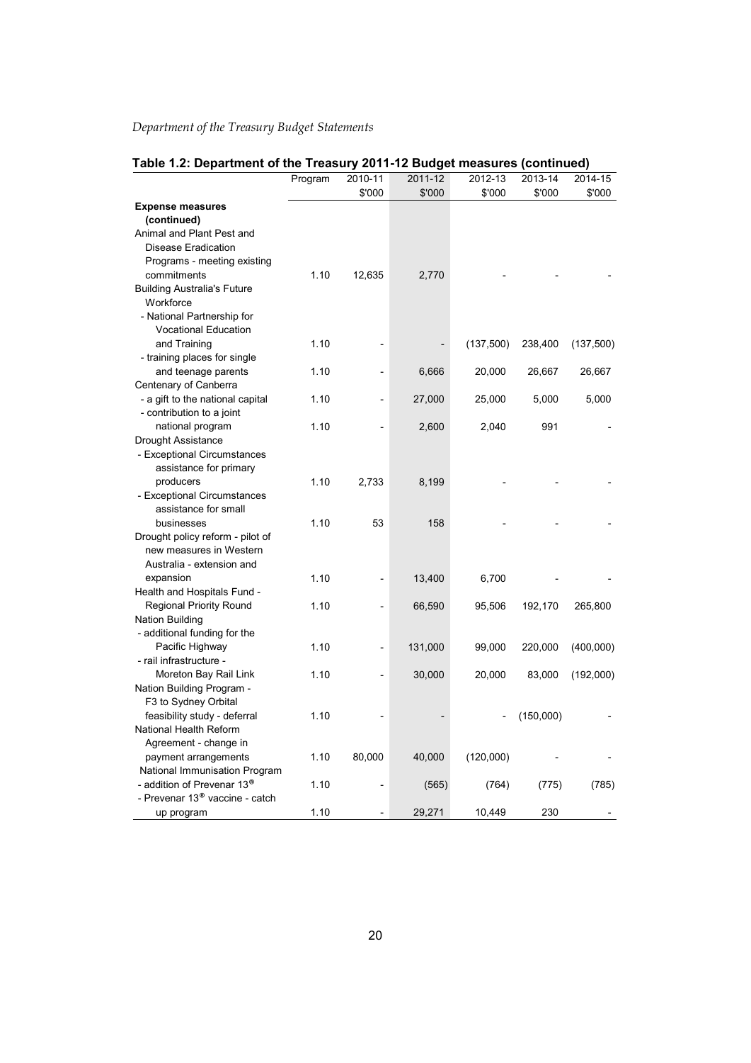**Table 1.2: Department of the Treasury 2011-12 Budget measures (continued)**

| | Program | 2010-11 $'000 | 2011-12 $'000 | 2012-13 $'000 | 2013-14 $'000 | 2014-15 $'000 |
|---|---|---|---|---|---|---|
| **Expense measures (continued)** | | | | | | |
| Animal and Plant Pest and Disease Eradication Programs - meeting existing commitments | 1.10 | 12,635 | 2,770 | - | - | - |
| Building Australia's Future Workforce | | | | | | |
| - National Partnership for Vocational Education and Training | 1.10 | - | - | (137,500) | 238,400 | (137,500) |
| - training places for single and teenage parents | 1.10 | - | 6,666 | 20,000 | 26,667 | 26,667 |
| Centenary of Canberra | | | | | | |
| - a gift to the national capital | 1.10 | - | 27,000 | 25,000 | 5,000 | 5,000 |
| - contribution to a joint national program | 1.10 | - | 2,600 | 2,040 | 991 | - |
| Drought Assistance | | | | | | |
| - Exceptional Circumstances assistance for primary producers | 1.10 | 2,733 | 8,199 | - | - | - |
| - Exceptional Circumstances assistance for small businesses | 1.10 | 53 | 158 | - | - | - |
| Drought policy reform - pilot of new measures in Western Australia - extension and expansion | 1.10 | - | 13,400 | 6,700 | - | - |
| Health and Hospitals Fund - Regional Priority Round | 1.10 | - | 66,590 | 95,506 | 192,170 | 265,800 |
| Nation Building | | | | | | |
| - additional funding for the Pacific Highway | 1.10 | - | 131,000 | 99,000 | 220,000 | (400,000) |
| - rail infrastructure - Moreton Bay Rail Link | 1.10 | - | 30,000 | 20,000 | 83,000 | (192,000) |
| Nation Building Program - F3 to Sydney Orbital feasibility study - deferral | 1.10 | - | - | - | (150,000) | - |
| National Health Reform Agreement - change in payment arrangements | 1.10 | 80,000 | 40,000 | (120,000) | - | - |
| National Immunisation Program | | | | | | |
| - addition of Prevenar 13® | 1.10 | - | (565) | (764) | (775) | (785) |
| - Prevenar 13® vaccine - catch up program | 1.10 | - | 29,271 | 10,449 | 230 | - |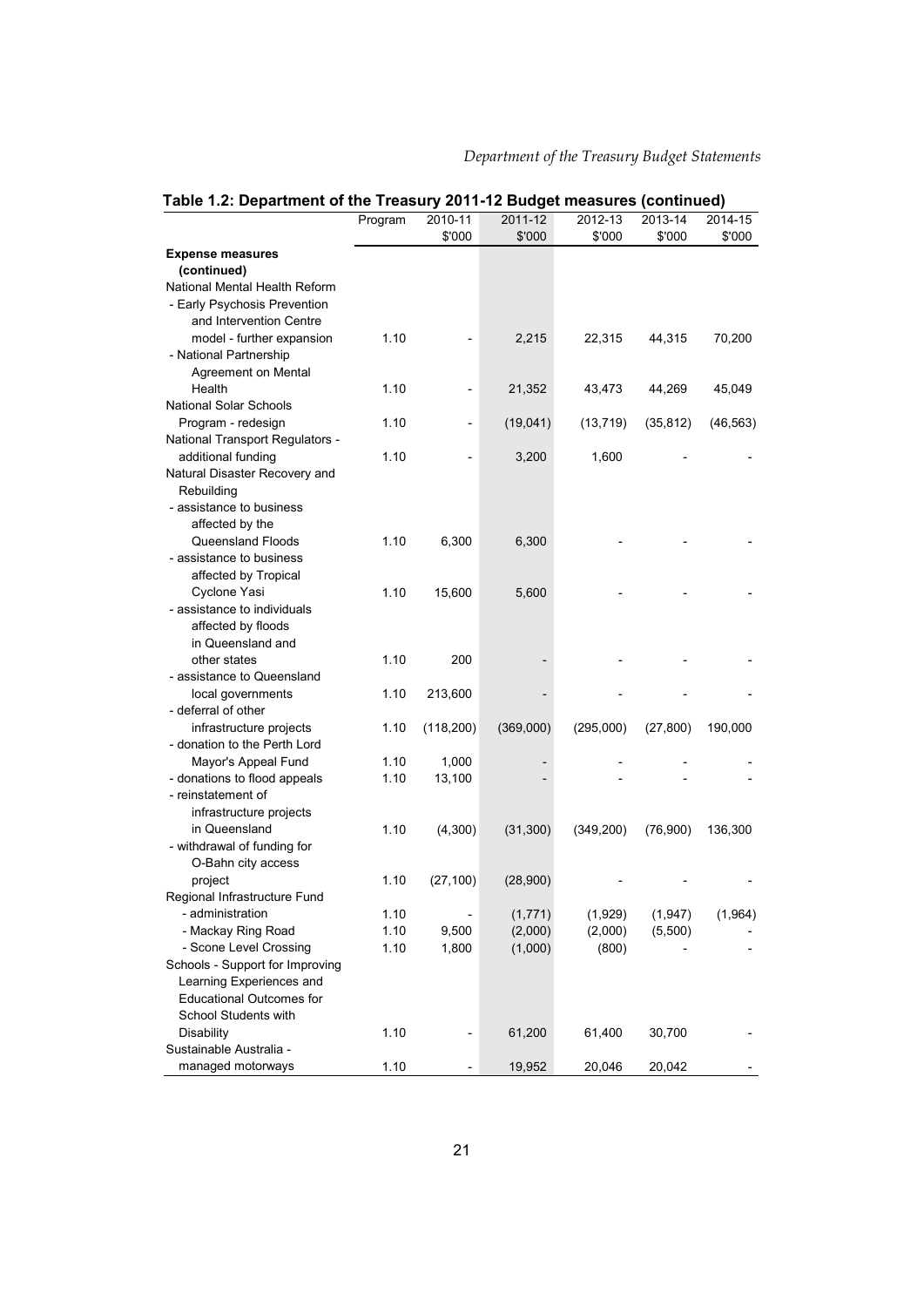**Table 1.2: Department of the Treasury 2011-12 Budget measures (continued)**

| | Program | 2010-11 $'000 | 2011-12 $'000 | 2012-13 $'000 | 2013-14 $'000 | 2014-15 $'000 |
|---|---|---|---|---|---|---|
| **Expense measures (continued)** | | | | | | |
| National Mental Health Reform | | | | | | |
| - Early Psychosis Prevention and Intervention Centre model - further expansion | 1.10 | - | 2,215 | 22,315 | 44,315 | 70,200 |
| - National Partnership Agreement on Mental Health | 1.10 | - | 21,352 | 43,473 | 44,269 | 45,049 |
| National Solar Schools Program - redesign | 1.10 | - | (19,041) | (13,719) | (35,812) | (46,563) |
| National Transport Regulators - additional funding | 1.10 | - | 3,200 | 1,600 | - | - |
| Natural Disaster Recovery and Rebuilding | | | | | | |
| - assistance to business affected by the Queensland Floods | 1.10 | 6,300 | 6,300 | - | - | - |
| - assistance to business affected by Tropical Cyclone Yasi | 1.10 | 15,600 | 5,600 | - | - | - |
| - assistance to individuals affected by floods in Queensland and other states | 1.10 | 200 | - | - | - | - |
| - assistance to Queensland local governments | 1.10 | 213,600 | - | - | - | - |
| - deferral of other infrastructure projects | 1.10 | (118,200) | (369,000) | (295,000) | (27,800) | 190,000 |
| - donation to the Perth Lord Mayor's Appeal Fund | 1.10 | 1,000 | - | - | - | - |
| - donations to flood appeals | 1.10 | 13,100 | - | - | - | - |
| - reinstatement of infrastructure projects in Queensland | 1.10 | (4,300) | (31,300) | (349,200) | (76,900) | 136,300 |
| - withdrawal of funding for O-Bahn city access project | 1.10 | (27,100) | (28,900) | - | - | - |
| Regional Infrastructure Fund | | | | | | |
| - administration | 1.10 | - | (1,771) | (1,929) | (1,947) | (1,964) |
| - Mackay Ring Road | 1.10 | 9,500 | (2,000) | (2,000) | (5,500) | - |
| - Scone Level Crossing | 1.10 | 1,800 | (1,000) | (800) | - | - |
| Schools - Support for Improving Learning Experiences and Educational Outcomes for School Students with Disability | 1.10 | - | 61,200 | 61,400 | 30,700 | - |
| Sustainable Australia - managed motorways | 1.10 | - | 19,952 | 20,046 | 20,042 | - |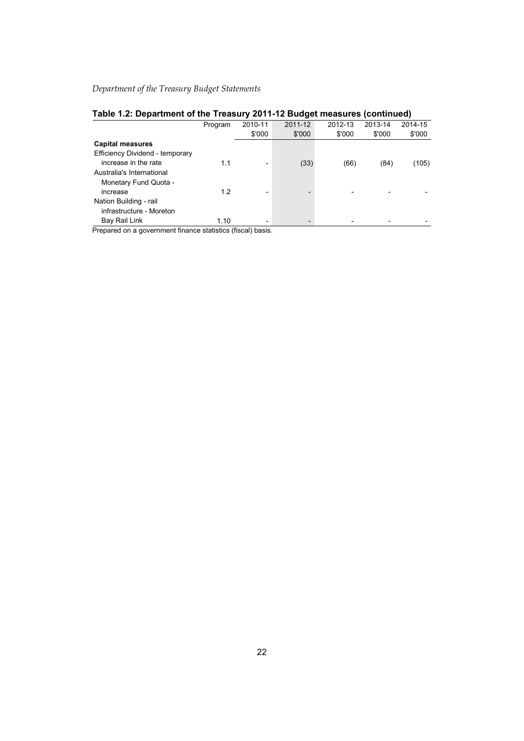## Table 1.2: Department of the Treasury 2011-12 Budget measures (continued)

| | Program | 2010-11 | 2011-12 | 2012-13 | 2013-14 | 2014-15 |
|---|---|---|---|---|---|---|
| | | $'000 | $'000 | $'000 | $'000 | $'000 |
| **Capital measures** | | | | | | |
| Efficiency Dividend - temporary increase in the rate | 1.1 | - | (33) | (66) | (84) | (105) |
| Australia's International Monetary Fund Quota - increase | 1.2 | - | - | - | - | - |
| Nation Building - rail infrastructure - Moreton Bay Rail Link | 1.10 | - | - | - | - | - |

Prepared on a government finance statistics (fiscal) basis.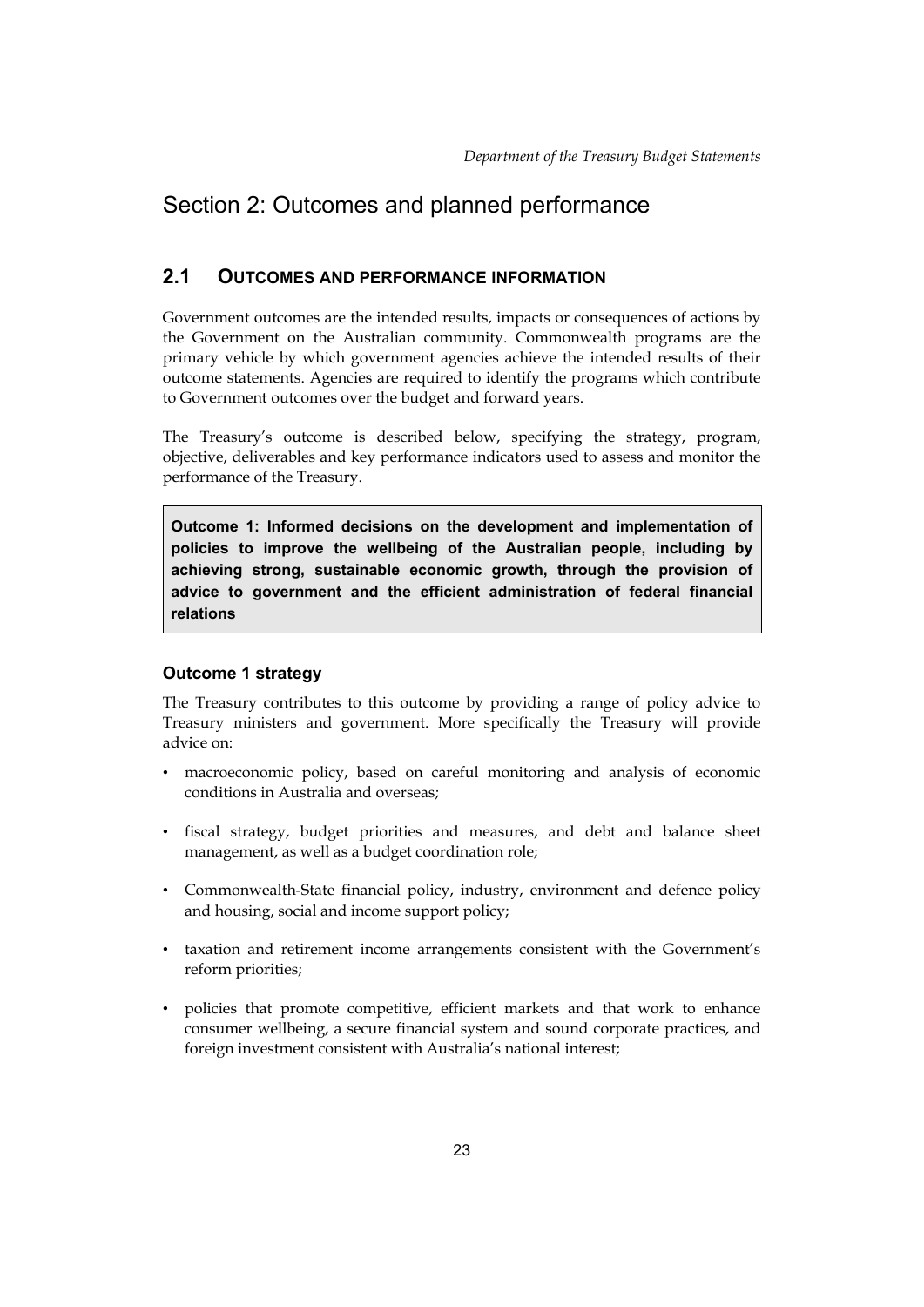# Section 2: Outcomes and planned performance

## 2.1 OUTCOMES AND PERFORMANCE INFORMATION

Government outcomes are the intended results, impacts or consequences of actions by the Government on the Australian community. Commonwealth programs are the primary vehicle by which government agencies achieve the intended results of their outcome statements. Agencies are required to identify the programs which contribute to Government outcomes over the budget and forward years.

The Treasury's outcome is described below, specifying the strategy, program, objective, deliverables and key performance indicators used to assess and monitor the performance of the Treasury.

**Outcome 1: Informed decisions on the development and implementation of policies to improve the wellbeing of the Australian people, including by achieving strong, sustainable economic growth, through the provision of advice to government and the efficient administration of federal financial relations**

### Outcome 1 strategy

The Treasury contributes to this outcome by providing a range of policy advice to Treasury ministers and government. More specifically the Treasury will provide advice on:

- macroeconomic policy, based on careful monitoring and analysis of economic conditions in Australia and overseas;
- fiscal strategy, budget priorities and measures, and debt and balance sheet management, as well as a budget coordination role;
- Commonwealth-State financial policy, industry, environment and defence policy and housing, social and income support policy;
- taxation and retirement income arrangements consistent with the Government's reform priorities;
- policies that promote competitive, efficient markets and that work to enhance consumer wellbeing, a secure financial system and sound corporate practices, and foreign investment consistent with Australia's national interest;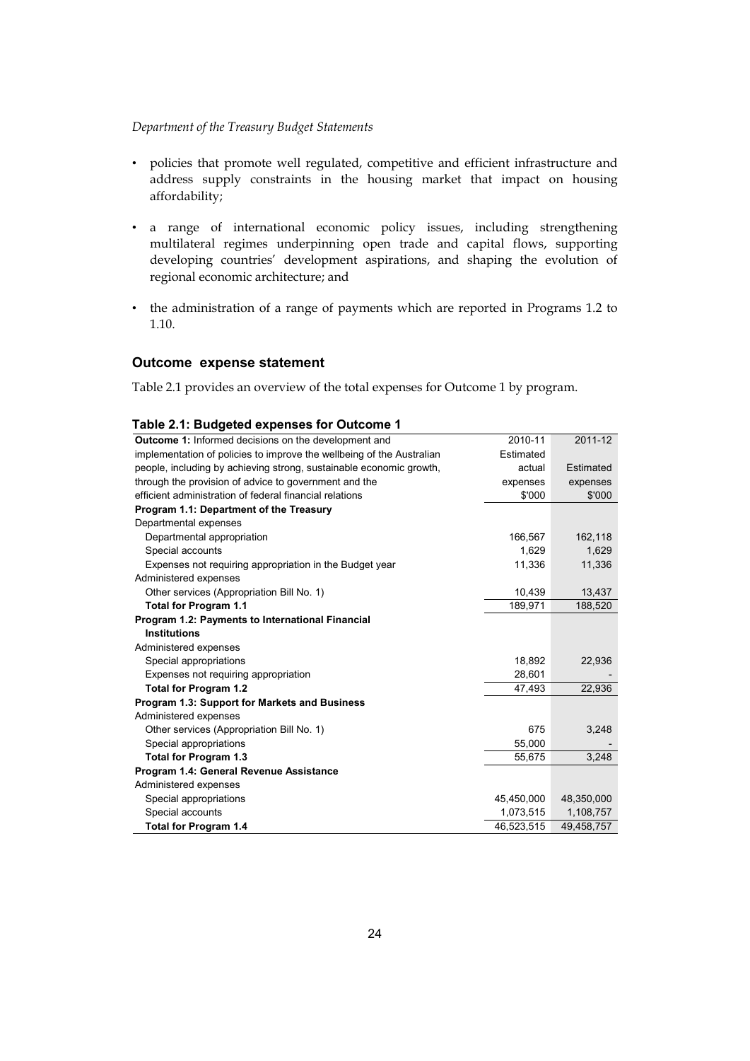- policies that promote well regulated, competitive and efficient infrastructure and address supply constraints in the housing market that impact on housing affordability;
- a range of international economic policy issues, including strengthening multilateral regimes underpinning open trade and capital flows, supporting developing countries' development aspirations, and shaping the evolution of regional economic architecture; and
- the administration of a range of payments which are reported in Programs 1.2 to 1.10.

### Outcome expense statement

Table 2.1 provides an overview of the total expenses for Outcome 1 by program.

**Table 2.1: Budgeted expenses for Outcome 1**

| **Outcome 1:** Informed decisions on the development and implementation of policies to improve the wellbeing of the Australian people, including by achieving strong, sustainable economic growth, through the provision of advice to government and the efficient administration of federal financial relations | 2010-11 Estimated actual expenses $'000 | 2011-12 Estimated expenses $'000 |
|---|---|---|
| **Program 1.1: Department of the Treasury** | | |
| Departmental expenses | | |
| Departmental appropriation | 166,567 | 162,118 |
| Special accounts | 1,629 | 1,629 |
| Expenses not requiring appropriation in the Budget year | 11,336 | 11,336 |
| Administered expenses | | |
| Other services (Appropriation Bill No. 1) | 10,439 | 13,437 |
| **Total for Program 1.1** | 189,971 | 188,520 |
| **Program 1.2: Payments to International Financial Institutions** | | |
| Administered expenses | | |
| Special appropriations | 18,892 | 22,936 |
| Expenses not requiring appropriation | 28,601 | - |
| **Total for Program 1.2** | 47,493 | 22,936 |
| **Program 1.3: Support for Markets and Business** | | |
| Administered expenses | | |
| Other services (Appropriation Bill No. 1) | 675 | 3,248 |
| Special appropriations | 55,000 | - |
| **Total for Program 1.3** | 55,675 | 3,248 |
| **Program 1.4: General Revenue Assistance** | | |
| Administered expenses | | |
| Special appropriations | 45,450,000 | 48,350,000 |
| Special accounts | 1,073,515 | 1,108,757 |
| **Total for Program 1.4** | 46,523,515 | 49,458,757 |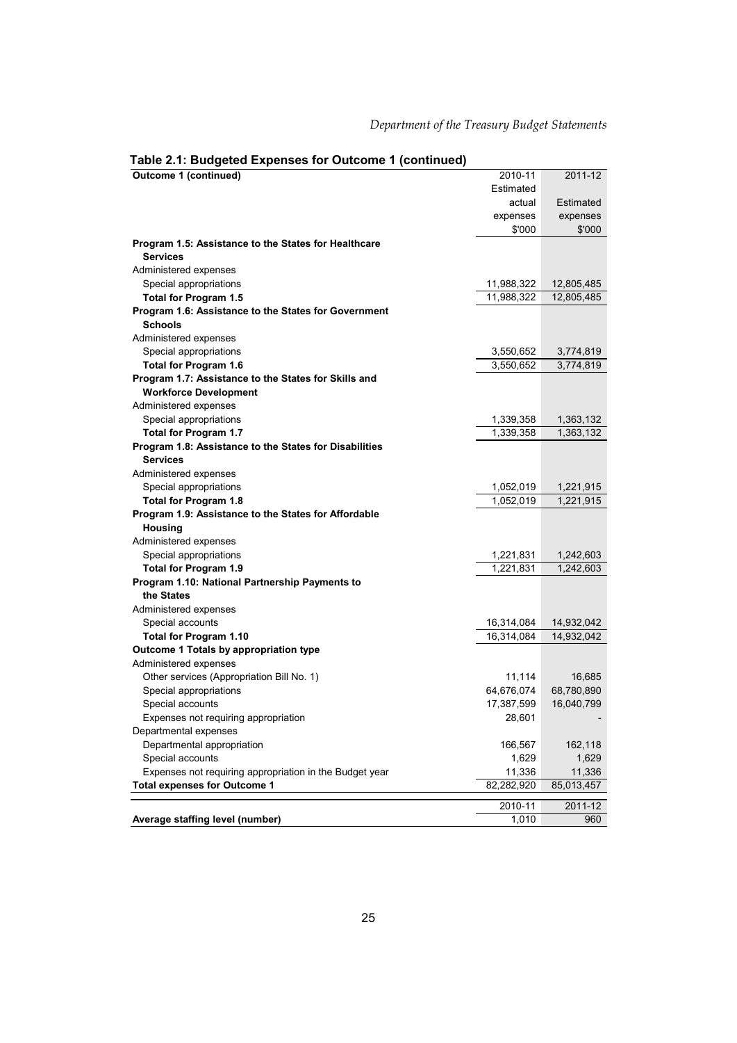**Table 2.1: Budgeted Expenses for Outcome 1 (continued)**

| Outcome 1 (continued) | 2010-11 Estimated actual expenses $'000 | 2011-12 Estimated expenses $'000 |
|---|---|---|
| **Program 1.5: Assistance to the States for Healthcare Services** | | |
| Administered expenses | | |
| Special appropriations | 11,988,322 | 12,805,485 |
| **Total for Program 1.5** | 11,988,322 | 12,805,485 |
| **Program 1.6: Assistance to the States for Government Schools** | | |
| Administered expenses | | |
| Special appropriations | 3,550,652 | 3,774,819 |
| **Total for Program 1.6** | 3,550,652 | 3,774,819 |
| **Program 1.7: Assistance to the States for Skills and Workforce Development** | | |
| Administered expenses | | |
| Special appropriations | 1,339,358 | 1,363,132 |
| **Total for Program 1.7** | 1,339,358 | 1,363,132 |
| **Program 1.8: Assistance to the States for Disabilities Services** | | |
| Administered expenses | | |
| Special appropriations | 1,052,019 | 1,221,915 |
| **Total for Program 1.8** | 1,052,019 | 1,221,915 |
| **Program 1.9: Assistance to the States for Affordable Housing** | | |
| Administered expenses | | |
| Special appropriations | 1,221,831 | 1,242,603 |
| **Total for Program 1.9** | 1,221,831 | 1,242,603 |
| **Program 1.10: National Partnership Payments to the States** | | |
| Administered expenses | | |
| Special accounts | 16,314,084 | 14,932,042 |
| **Total for Program 1.10** | 16,314,084 | 14,932,042 |
| **Outcome 1 Totals by appropriation type** | | |
| Administered expenses | | |
| Other services (Appropriation Bill No. 1) | 11,114 | 16,685 |
| Special appropriations | 64,676,074 | 68,780,890 |
| Special accounts | 17,387,599 | 16,040,799 |
| Expenses not requiring appropriation | 28,601 | - |
| Departmental expenses | | |
| Departmental appropriation | 166,567 | 162,118 |
| Special accounts | 1,629 | 1,629 |
| Expenses not requiring appropriation in the Budget year | 11,336 | 11,336 |
| **Total expenses for Outcome 1** | 82,282,920 | 85,013,457 |

| | 2010-11 | 2011-12 |
|---|---|---|
| **Average staffing level (number)** | 1,010 | 960 |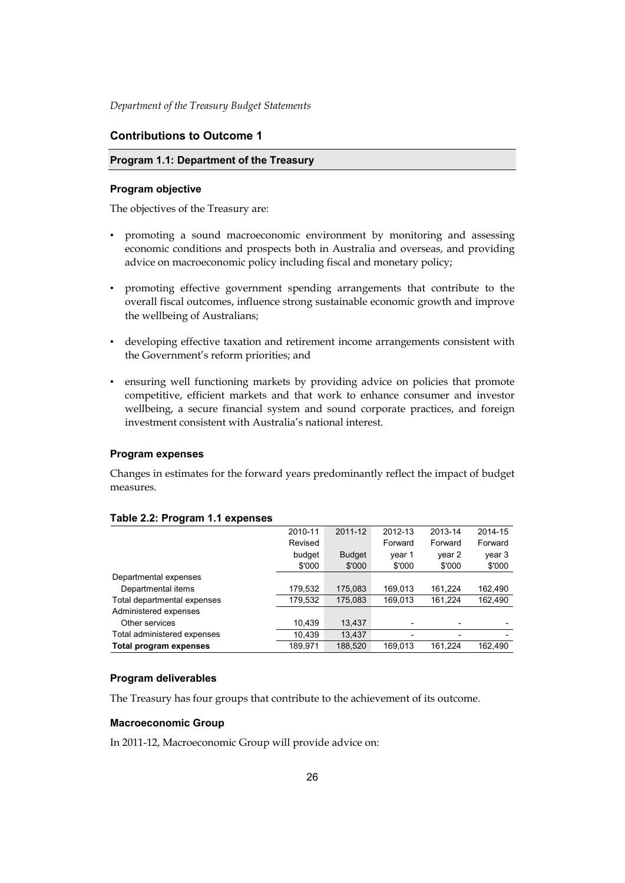## Contributions to Outcome 1

### Program 1.1: Department of the Treasury

#### Program objective

The objectives of the Treasury are:

- promoting a sound macroeconomic environment by monitoring and assessing economic conditions and prospects both in Australia and overseas, and providing advice on macroeconomic policy including fiscal and monetary policy;
- promoting effective government spending arrangements that contribute to the overall fiscal outcomes, influence strong sustainable economic growth and improve the wellbeing of Australians;
- developing effective taxation and retirement income arrangements consistent with the Government's reform priorities; and
- ensuring well functioning markets by providing advice on policies that promote competitive, efficient markets and that work to enhance consumer and investor wellbeing, a secure financial system and sound corporate practices, and foreign investment consistent with Australia's national interest.

#### Program expenses

Changes in estimates for the forward years predominantly reflect the impact of budget measures.

**Table 2.2: Program 1.1 expenses**

| | 2010-11 Revised budget $'000 | 2011-12 Budget $'000 | 2012-13 Forward year 1 $'000 | 2013-14 Forward year 2 $'000 | 2014-15 Forward year 3 $'000 |
|---|---|---|---|---|---|
| Departmental expenses | | | | | |
| Departmental items | 179,532 | 175,083 | 169,013 | 161,224 | 162,490 |
| Total departmental expenses | 179,532 | 175,083 | 169,013 | 161,224 | 162,490 |
| Administered expenses | | | | | |
| Other services | 10,439 | 13,437 | - | - | - |
| Total administered expenses | 10,439 | 13,437 | - | - | - |
| **Total program expenses** | 189,971 | 188,520 | 169,013 | 161,224 | 162,490 |

#### Program deliverables

The Treasury has four groups that contribute to the achievement of its outcome.

#### Macroeconomic Group

In 2011-12, Macroeconomic Group will provide advice on: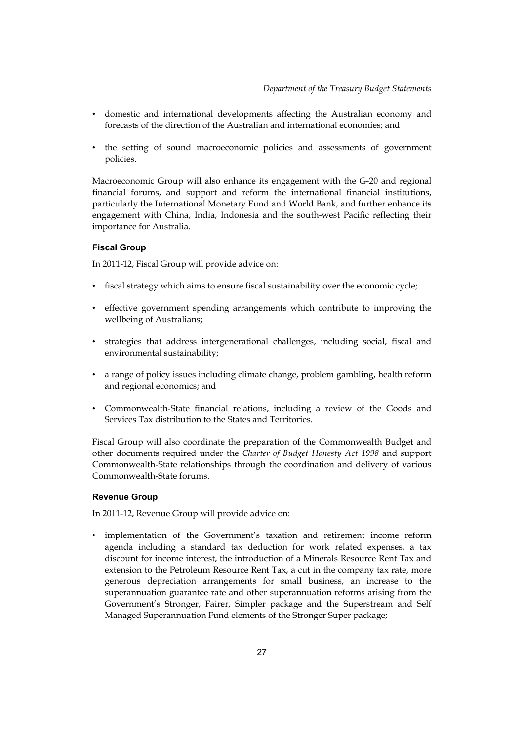- domestic and international developments affecting the Australian economy and forecasts of the direction of the Australian and international economies; and
- the setting of sound macroeconomic policies and assessments of government policies.

Macroeconomic Group will also enhance its engagement with the G-20 and regional financial forums, and support and reform the international financial institutions, particularly the International Monetary Fund and World Bank, and further enhance its engagement with China, India, Indonesia and the south-west Pacific reflecting their importance for Australia.

**Fiscal Group**

In 2011-12, Fiscal Group will provide advice on:

- fiscal strategy which aims to ensure fiscal sustainability over the economic cycle;
- effective government spending arrangements which contribute to improving the wellbeing of Australians;
- strategies that address intergenerational challenges, including social, fiscal and environmental sustainability;
- a range of policy issues including climate change, problem gambling, health reform and regional economics; and
- Commonwealth-State financial relations, including a review of the Goods and Services Tax distribution to the States and Territories.

Fiscal Group will also coordinate the preparation of the Commonwealth Budget and other documents required under the *Charter of Budget Honesty Act 1998* and support Commonwealth-State relationships through the coordination and delivery of various Commonwealth-State forums.

**Revenue Group**

In 2011-12, Revenue Group will provide advice on:

- implementation of the Government's taxation and retirement income reform agenda including a standard tax deduction for work related expenses, a tax discount for income interest, the introduction of a Minerals Resource Rent Tax and extension to the Petroleum Resource Rent Tax, a cut in the company tax rate, more generous depreciation arrangements for small business, an increase to the superannuation guarantee rate and other superannuation reforms arising from the Government's Stronger, Fairer, Simpler package and the Superstream and Self Managed Superannuation Fund elements of the Stronger Super package;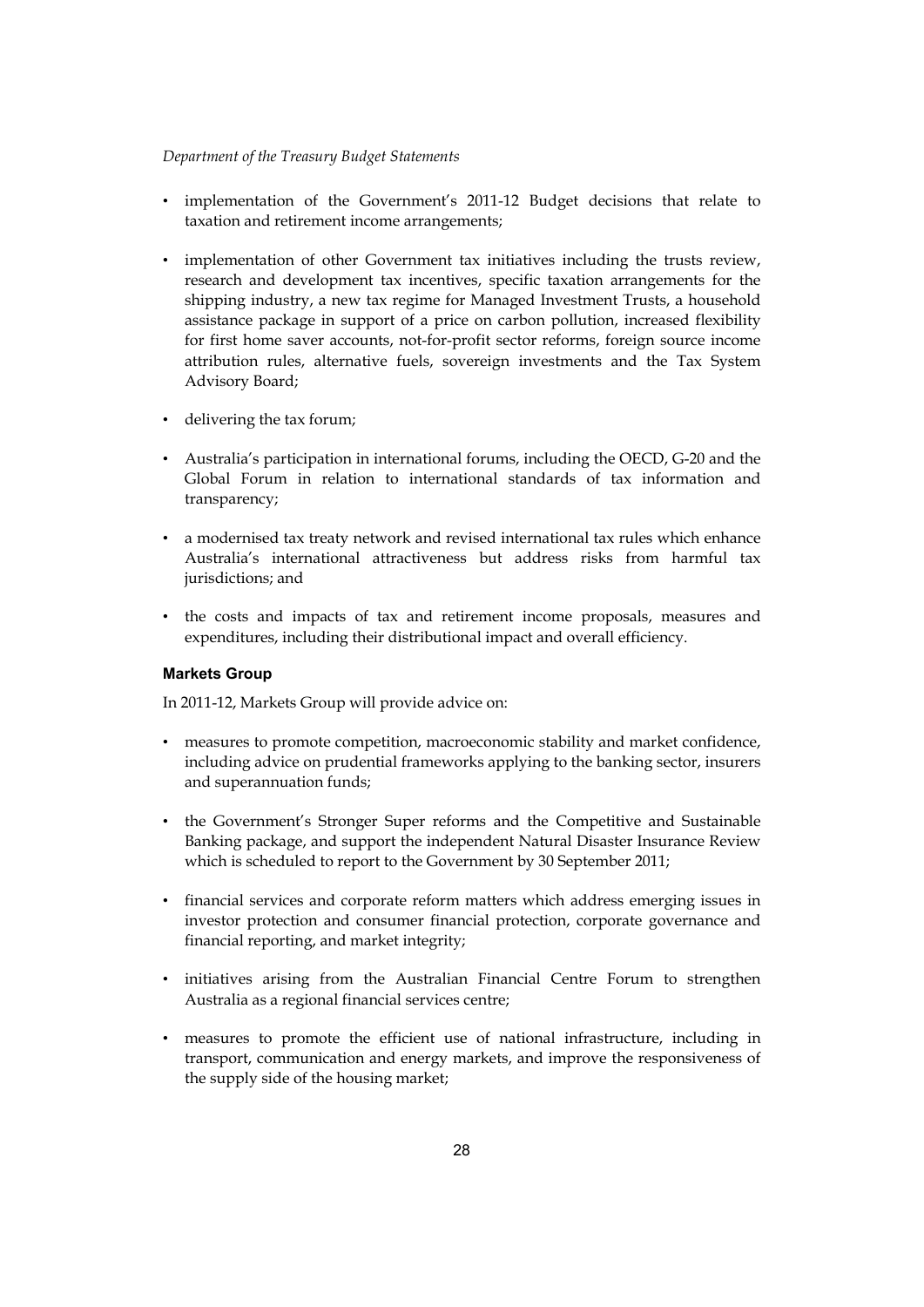- implementation of the Government's 2011-12 Budget decisions that relate to taxation and retirement income arrangements;
- implementation of other Government tax initiatives including the trusts review, research and development tax incentives, specific taxation arrangements for the shipping industry, a new tax regime for Managed Investment Trusts, a household assistance package in support of a price on carbon pollution, increased flexibility for first home saver accounts, not-for-profit sector reforms, foreign source income attribution rules, alternative fuels, sovereign investments and the Tax System Advisory Board;
- delivering the tax forum;
- Australia's participation in international forums, including the OECD, G-20 and the Global Forum in relation to international standards of tax information and transparency;
- a modernised tax treaty network and revised international tax rules which enhance Australia's international attractiveness but address risks from harmful tax jurisdictions; and
- the costs and impacts of tax and retirement income proposals, measures and expenditures, including their distributional impact and overall efficiency.

### Markets Group

In 2011-12, Markets Group will provide advice on:

- measures to promote competition, macroeconomic stability and market confidence, including advice on prudential frameworks applying to the banking sector, insurers and superannuation funds;
- the Government's Stronger Super reforms and the Competitive and Sustainable Banking package, and support the independent Natural Disaster Insurance Review which is scheduled to report to the Government by 30 September 2011;
- financial services and corporate reform matters which address emerging issues in investor protection and consumer financial protection, corporate governance and financial reporting, and market integrity;
- initiatives arising from the Australian Financial Centre Forum to strengthen Australia as a regional financial services centre;
- measures to promote the efficient use of national infrastructure, including in transport, communication and energy markets, and improve the responsiveness of the supply side of the housing market;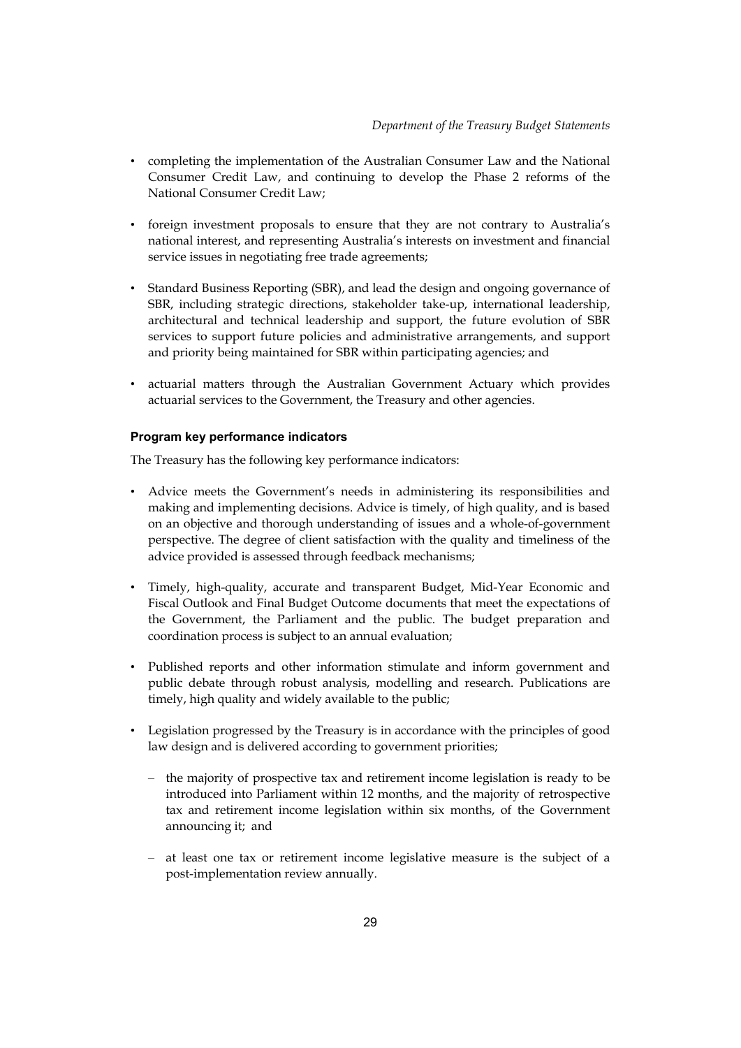- completing the implementation of the Australian Consumer Law and the National Consumer Credit Law, and continuing to develop the Phase 2 reforms of the National Consumer Credit Law;
- foreign investment proposals to ensure that they are not contrary to Australia's national interest, and representing Australia's interests on investment and financial service issues in negotiating free trade agreements;
- Standard Business Reporting (SBR), and lead the design and ongoing governance of SBR, including strategic directions, stakeholder take-up, international leadership, architectural and technical leadership and support, the future evolution of SBR services to support future policies and administrative arrangements, and support and priority being maintained for SBR within participating agencies; and
- actuarial matters through the Australian Government Actuary which provides actuarial services to the Government, the Treasury and other agencies.

#### Program key performance indicators

The Treasury has the following key performance indicators:

- Advice meets the Government's needs in administering its responsibilities and making and implementing decisions. Advice is timely, of high quality, and is based on an objective and thorough understanding of issues and a whole-of-government perspective. The degree of client satisfaction with the quality and timeliness of the advice provided is assessed through feedback mechanisms;
- Timely, high-quality, accurate and transparent Budget, Mid-Year Economic and Fiscal Outlook and Final Budget Outcome documents that meet the expectations of the Government, the Parliament and the public. The budget preparation and coordination process is subject to an annual evaluation;
- Published reports and other information stimulate and inform government and public debate through robust analysis, modelling and research. Publications are timely, high quality and widely available to the public;
- Legislation progressed by the Treasury is in accordance with the principles of good law design and is delivered according to government priorities;
  - the majority of prospective tax and retirement income legislation is ready to be introduced into Parliament within 12 months, and the majority of retrospective tax and retirement income legislation within six months, of the Government announcing it; and
  - at least one tax or retirement income legislative measure is the subject of a post-implementation review annually.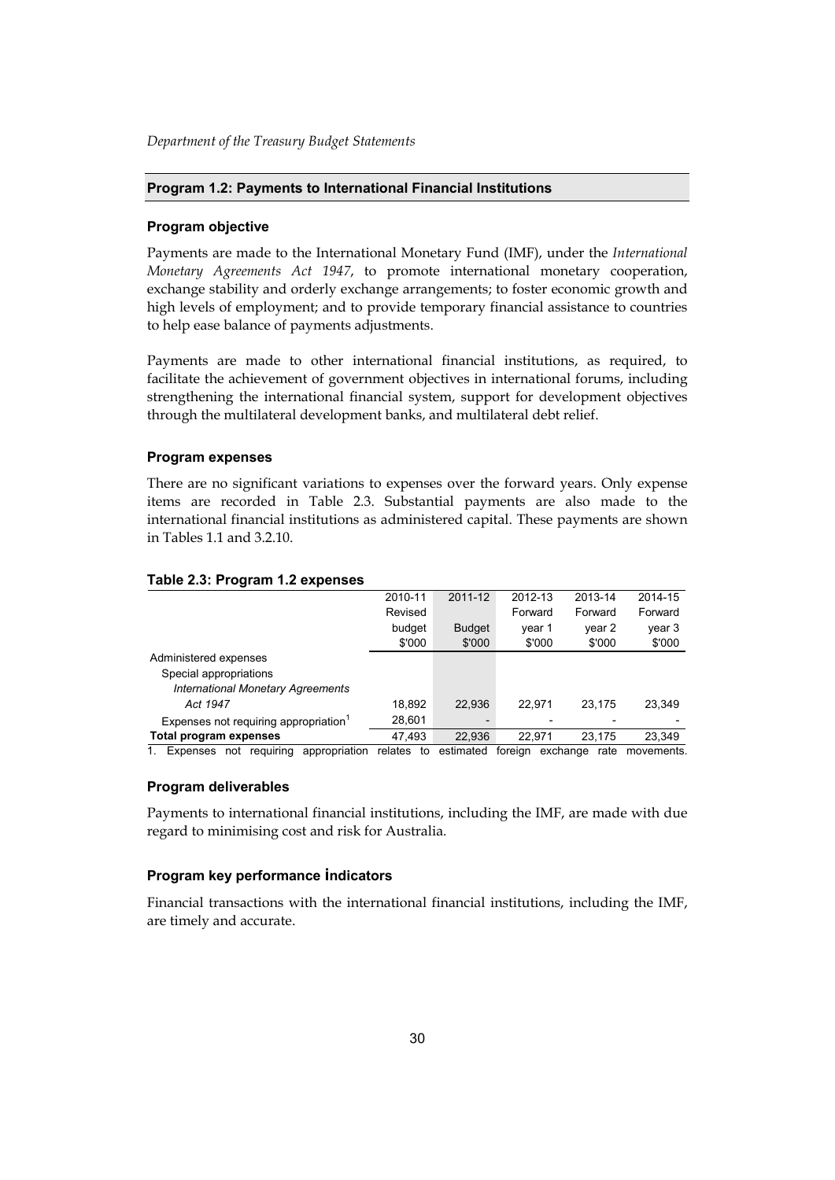### Program 1.2: Payments to International Financial Institutions

#### Program objective

Payments are made to the International Monetary Fund (IMF), under the *International Monetary Agreements Act 1947*, to promote international monetary cooperation, exchange stability and orderly exchange arrangements; to foster economic growth and high levels of employment; and to provide temporary financial assistance to countries to help ease balance of payments adjustments.

Payments are made to other international financial institutions, as required, to facilitate the achievement of government objectives in international forums, including strengthening the international financial system, support for development objectives through the multilateral development banks, and multilateral debt relief.

#### Program expenses

There are no significant variations to expenses over the forward years. Only expense items are recorded in Table 2.3. Substantial payments are also made to the international financial institutions as administered capital. These payments are shown in Tables 1.1 and 3.2.10.

**Table 2.3: Program 1.2 expenses**

| | 2010-11 Revised budget $'000 | 2011-12 Budget $'000 | 2012-13 Forward year 1 $'000 | 2013-14 Forward year 2 $'000 | 2014-15 Forward year 3 $'000 |
|---|---|---|---|---|---|
| Administered expenses | | | | | |
| Special appropriations | | | | | |
| *International Monetary Agreements Act 1947* | 18,892 | 22,936 | 22,971 | 23,175 | 23,349 |
| Expenses not requiring appropriation[1] | 28,601 | - | - | - | - |
| **Total program expenses** | 47,493 | 22,936 | 22,971 | 23,175 | 23,349 |

1. Expenses not requiring appropriation relates to estimated foreign exchange rate movements.

#### Program deliverables

Payments to international financial institutions, including the IMF, are made with due regard to minimising cost and risk for Australia.

#### Program key performance indicators

Financial transactions with the international financial institutions, including the IMF, are timely and accurate.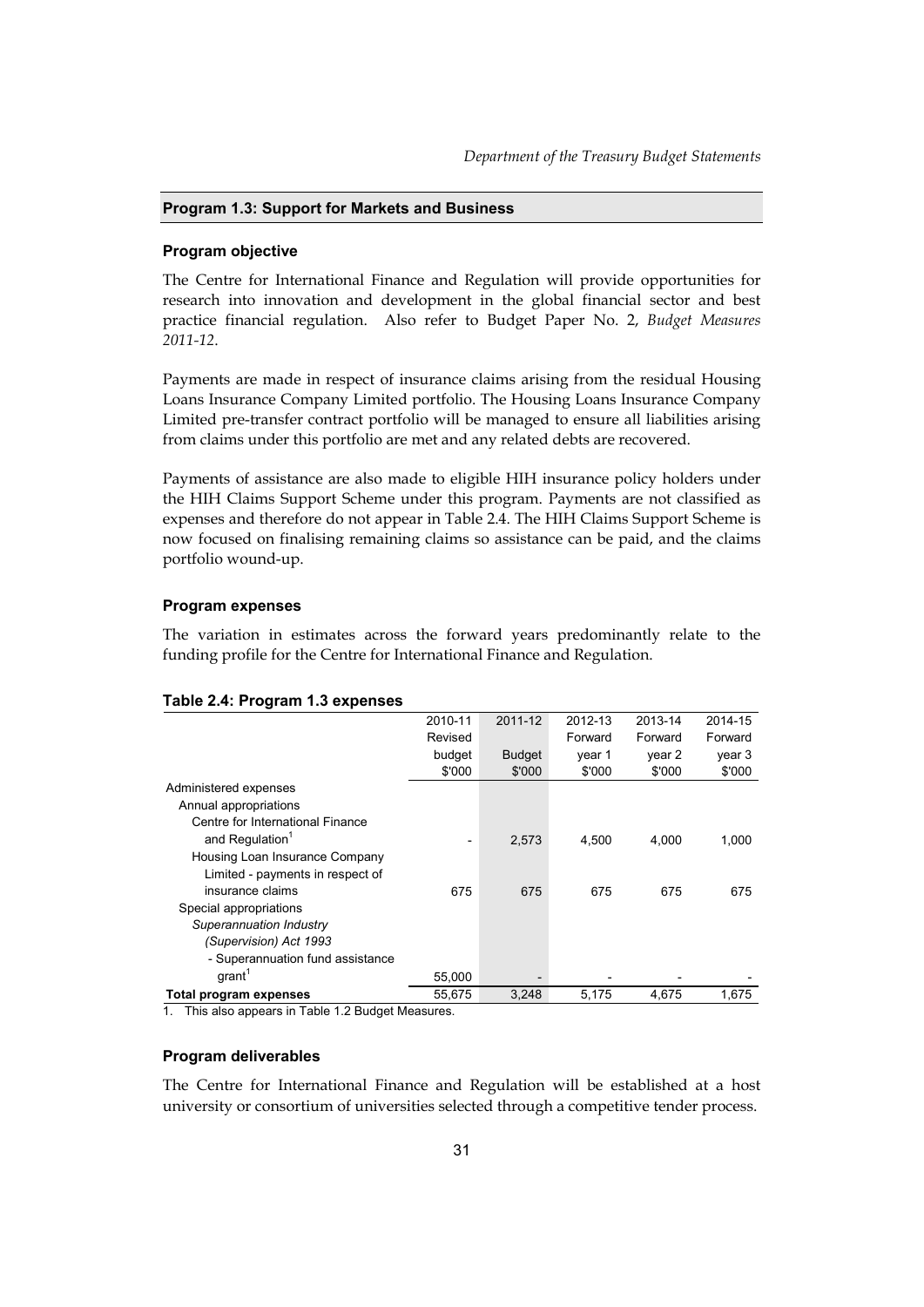### Program 1.3: Support for Markets and Business

#### Program objective

The Centre for International Finance and Regulation will provide opportunities for research into innovation and development in the global financial sector and best practice financial regulation. Also refer to Budget Paper No. 2, *Budget Measures 2011-12*.

Payments are made in respect of insurance claims arising from the residual Housing Loans Insurance Company Limited portfolio. The Housing Loans Insurance Company Limited pre-transfer contract portfolio will be managed to ensure all liabilities arising from claims under this portfolio are met and any related debts are recovered.

Payments of assistance are also made to eligible HIH insurance policy holders under the HIH Claims Support Scheme under this program. Payments are not classified as expenses and therefore do not appear in Table 2.4. The HIH Claims Support Scheme is now focused on finalising remaining claims so assistance can be paid, and the claims portfolio wound-up.

#### Program expenses

The variation in estimates across the forward years predominantly relate to the funding profile for the Centre for International Finance and Regulation.

**Table 2.4: Program 1.3 expenses**

| | 2010-11 Revised budget $'000 | 2011-12 Budget $'000 | 2012-13 Forward year 1 $'000 | 2013-14 Forward year 2 $'000 | 2014-15 Forward year 3 $'000 |
|---|---|---|---|---|---|
| Administered expenses | | | | | |
| Annual appropriations | | | | | |
| Centre for International Finance and Regulation[1] | - | 2,573 | 4,500 | 4,000 | 1,000 |
| Housing Loan Insurance Company Limited - payments in respect of insurance claims | 675 | 675 | 675 | 675 | 675 |
| Special appropriations | | | | | |
| *Superannuation Industry (Supervision) Act 1993* | | | | | |
| - Superannuation fund assistance grant[1] | 55,000 | - | - | - | - |
| **Total program expenses** | 55,675 | 3,248 | 5,175 | 4,675 | 1,675 |

1. This also appears in Table 1.2 Budget Measures.

#### Program deliverables

The Centre for International Finance and Regulation will be established at a host university or consortium of universities selected through a competitive tender process.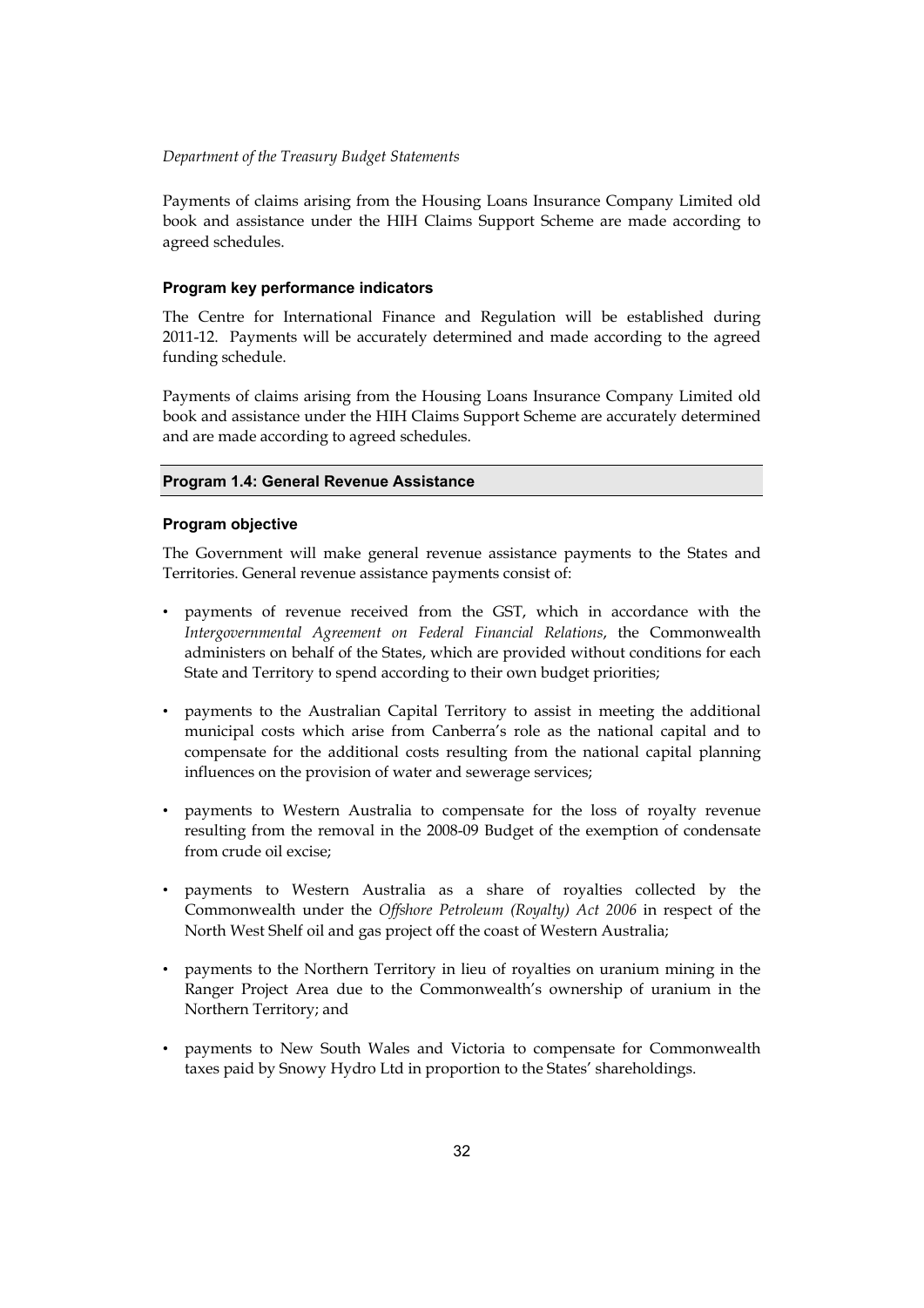Payments of claims arising from the Housing Loans Insurance Company Limited old book and assistance under the HIH Claims Support Scheme are made according to agreed schedules.

#### Program key performance indicators

The Centre for International Finance and Regulation will be established during 2011-12. Payments will be accurately determined and made according to the agreed funding schedule.

Payments of claims arising from the Housing Loans Insurance Company Limited old book and assistance under the HIH Claims Support Scheme are accurately determined and are made according to agreed schedules.

### Program 1.4: General Revenue Assistance

#### Program objective

The Government will make general revenue assistance payments to the States and Territories. General revenue assistance payments consist of:

- payments of revenue received from the GST, which in accordance with the *Intergovernmental Agreement on Federal Financial Relations*, the Commonwealth administers on behalf of the States, which are provided without conditions for each State and Territory to spend according to their own budget priorities;
- payments to the Australian Capital Territory to assist in meeting the additional municipal costs which arise from Canberra's role as the national capital and to compensate for the additional costs resulting from the national capital planning influences on the provision of water and sewerage services;
- payments to Western Australia to compensate for the loss of royalty revenue resulting from the removal in the 2008-09 Budget of the exemption of condensate from crude oil excise;
- payments to Western Australia as a share of royalties collected by the Commonwealth under the *Offshore Petroleum (Royalty) Act 2006* in respect of the North West Shelf oil and gas project off the coast of Western Australia;
- payments to the Northern Territory in lieu of royalties on uranium mining in the Ranger Project Area due to the Commonwealth's ownership of uranium in the Northern Territory; and
- payments to New South Wales and Victoria to compensate for Commonwealth taxes paid by Snowy Hydro Ltd in proportion to the States' shareholdings.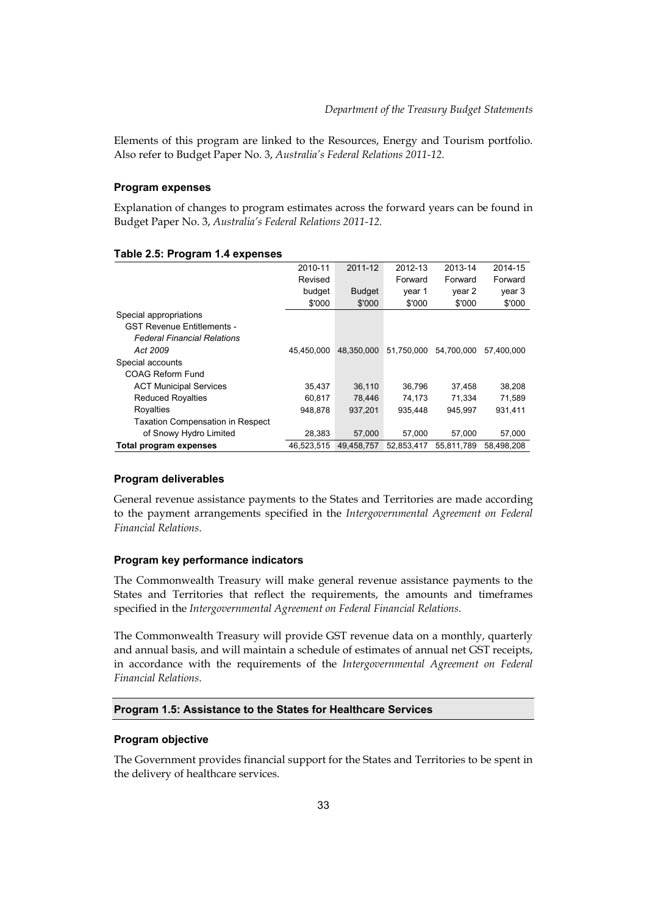Elements of this program are linked to the Resources, Energy and Tourism portfolio. Also refer to Budget Paper No. 3, *Australia's Federal Relations 2011-12*.

#### Program expenses

Explanation of changes to program estimates across the forward years can be found in Budget Paper No. 3, *Australia's Federal Relations 2011-12*.

#### Table 2.5: Program 1.4 expenses

| | 2010-11 Revised budget $'000 | 2011-12 Budget $'000 | 2012-13 Forward year 1 $'000 | 2013-14 Forward year 2 $'000 | 2014-15 Forward year 3 $'000 |
|---|---|---|---|---|---|
| Special appropriations | | | | | |
| GST Revenue Entitlements - *Federal Financial Relations Act 2009* | 45,450,000 | 48,350,000 | 51,750,000 | 54,700,000 | 57,400,000 |
| Special accounts | | | | | |
| COAG Reform Fund | | | | | |
| ACT Municipal Services | 35,437 | 36,110 | 36,796 | 37,458 | 38,208 |
| Reduced Royalties | 60,817 | 78,446 | 74,173 | 71,334 | 71,589 |
| Royalties | 948,878 | 937,201 | 935,448 | 945,997 | 931,411 |
| Taxation Compensation in Respect of Snowy Hydro Limited | 28,383 | 57,000 | 57,000 | 57,000 | 57,000 |
| **Total program expenses** | 46,523,515 | 49,458,757 | 52,853,417 | 55,811,789 | 58,498,208 |

#### Program deliverables

General revenue assistance payments to the States and Territories are made according to the payment arrangements specified in the *Intergovernmental Agreement on Federal Financial Relations*.

#### Program key performance indicators

The Commonwealth Treasury will make general revenue assistance payments to the States and Territories that reflect the requirements, the amounts and timeframes specified in the *Intergovernmental Agreement on Federal Financial Relations*.

The Commonwealth Treasury will provide GST revenue data on a monthly, quarterly and annual basis, and will maintain a schedule of estimates of annual net GST receipts, in accordance with the requirements of the *Intergovernmental Agreement on Federal Financial Relations*.

### Program 1.5: Assistance to the States for Healthcare Services

#### Program objective

The Government provides financial support for the States and Territories to be spent in the delivery of healthcare services.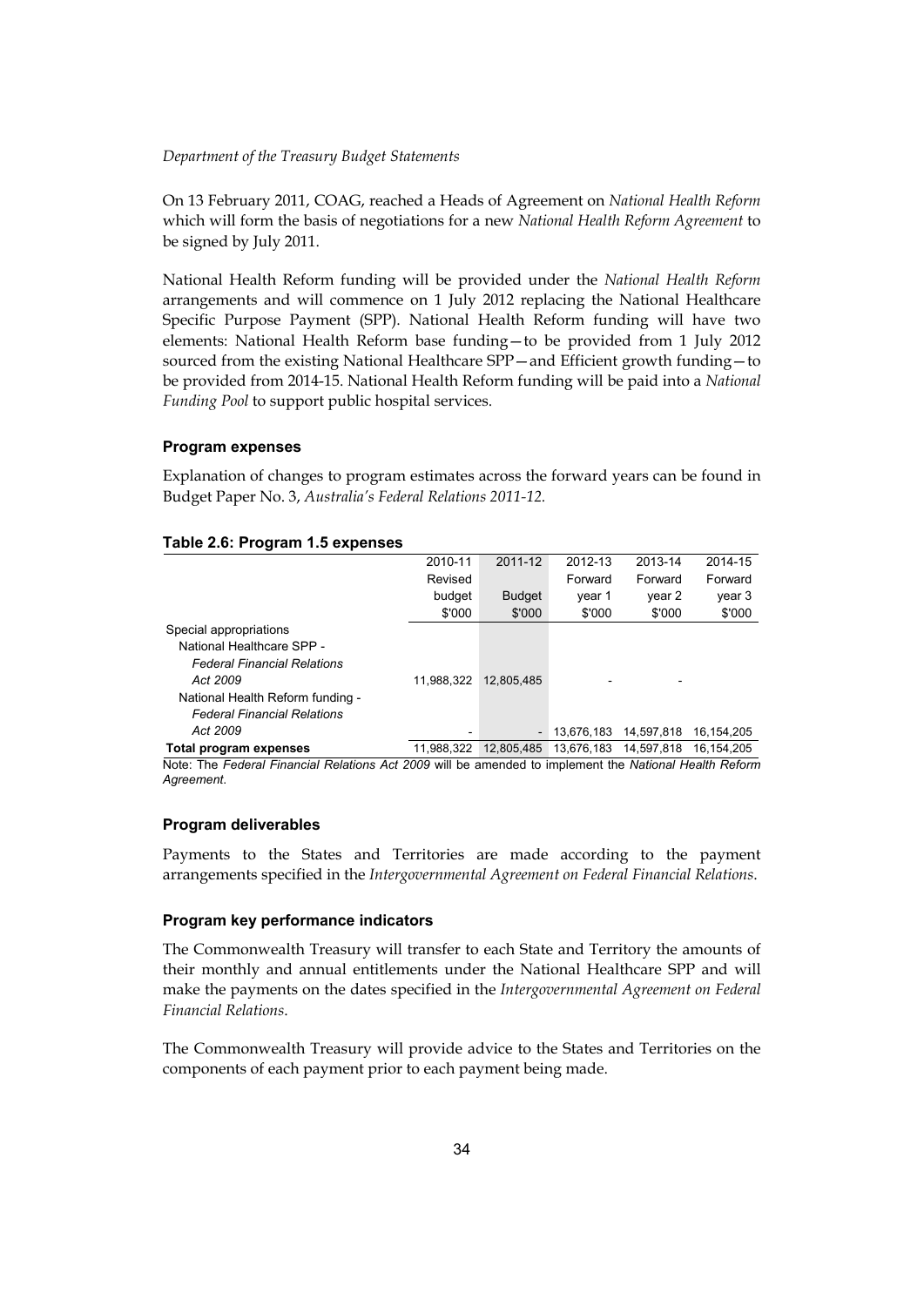On 13 February 2011, COAG, reached a Heads of Agreement on *National Health Reform* which will form the basis of negotiations for a new *National Health Reform Agreement* to be signed by July 2011.

National Health Reform funding will be provided under the *National Health Reform* arrangements and will commence on 1 July 2012 replacing the National Healthcare Specific Purpose Payment (SPP). National Health Reform funding will have two elements: National Health Reform base funding—to be provided from 1 July 2012 sourced from the existing National Healthcare SPP—and Efficient growth funding—to be provided from 2014-15. National Health Reform funding will be paid into a *National Funding Pool* to support public hospital services.

#### Program expenses

Explanation of changes to program estimates across the forward years can be found in Budget Paper No. 3, *Australia's Federal Relations 2011-12.*

**Table 2.6: Program 1.5 expenses**

| | 2010-11 Revised budget $'000 | 2011-12 Budget $'000 | 2012-13 Forward year 1 $'000 | 2013-14 Forward year 2 $'000 | 2014-15 Forward year 3 $'000 |
|---|---|---|---|---|---|
| Special appropriations | | | | | |
| National Healthcare SPP - *Federal Financial Relations Act 2009* | 11,988,322 | 12,805,485 | - | - | |
| National Health Reform funding - *Federal Financial Relations Act 2009* | - | - | 13,676,183 | 14,597,818 | 16,154,205 |
| **Total program expenses** | 11,988,322 | 12,805,485 | 13,676,183 | 14,597,818 | 16,154,205 |

Note: The *Federal Financial Relations Act 2009* will be amended to implement the *National Health Reform Agreement*.

#### Program deliverables

Payments to the States and Territories are made according to the payment arrangements specified in the *Intergovernmental Agreement on Federal Financial Relations*.

#### Program key performance indicators

The Commonwealth Treasury will transfer to each State and Territory the amounts of their monthly and annual entitlements under the National Healthcare SPP and will make the payments on the dates specified in the *Intergovernmental Agreement on Federal Financial Relations*.

The Commonwealth Treasury will provide advice to the States and Territories on the components of each payment prior to each payment being made.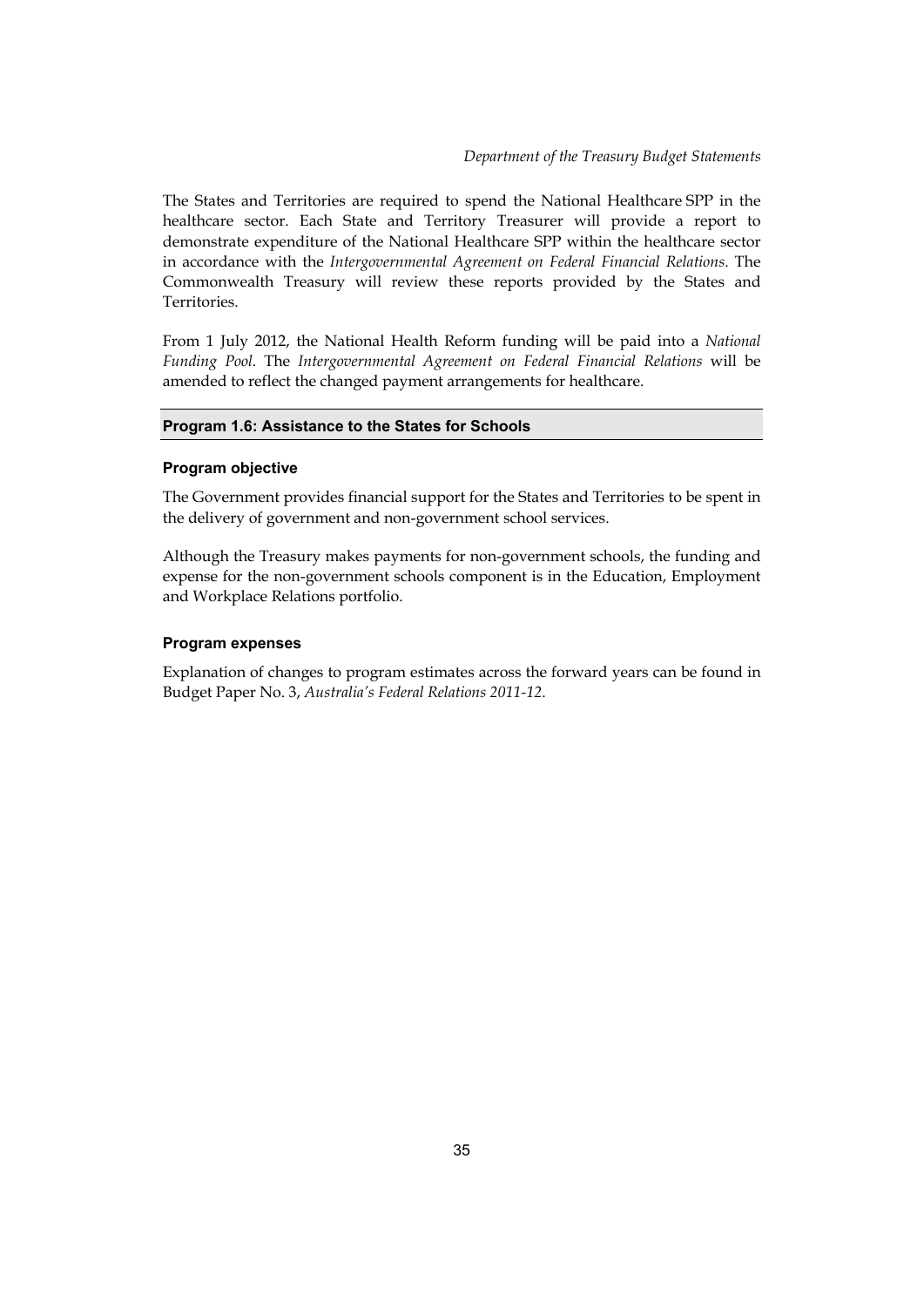The States and Territories are required to spend the National Healthcare SPP in the healthcare sector. Each State and Territory Treasurer will provide a report to demonstrate expenditure of the National Healthcare SPP within the healthcare sector in accordance with the *Intergovernmental Agreement on Federal Financial Relations*. The Commonwealth Treasury will review these reports provided by the States and Territories.

From 1 July 2012, the National Health Reform funding will be paid into a *National Funding Pool*. The *Intergovernmental Agreement on Federal Financial Relations* will be amended to reflect the changed payment arrangements for healthcare.

## Program 1.6: Assistance to the States for Schools

### Program objective

The Government provides financial support for the States and Territories to be spent in the delivery of government and non-government school services.

Although the Treasury makes payments for non-government schools, the funding and expense for the non-government schools component is in the Education, Employment and Workplace Relations portfolio.

### Program expenses

Explanation of changes to program estimates across the forward years can be found in Budget Paper No. 3, *Australia's Federal Relations 2011-12*.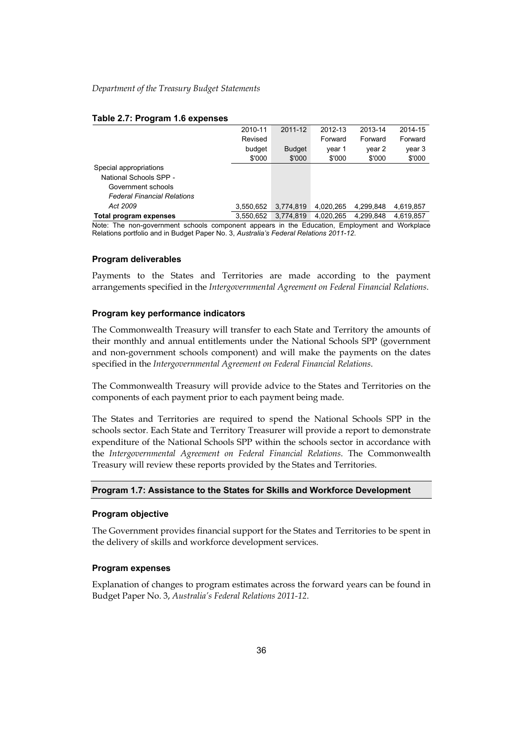**Table 2.7: Program 1.6 expenses**

| | 2010-11 Revised budget $'000 | 2011-12 Budget $'000 | 2012-13 Forward year 1 $'000 | 2013-14 Forward year 2 $'000 | 2014-15 Forward year 3 $'000 |
|---|---|---|---|---|---|
| Special appropriations | | | | | |
| National Schools SPP - Government schools *Federal Financial Relations Act 2009* | 3,550,652 | 3,774,819 | 4,020,265 | 4,299,848 | 4,619,857 |
| **Total program expenses** | 3,550,652 | 3,774,819 | 4,020,265 | 4,299,848 | 4,619,857 |

Note: The non-government schools component appears in the Education, Employment and Workplace Relations portfolio and in Budget Paper No. 3, *Australia's Federal Relations 2011-12*.

### Program deliverables

Payments to the States and Territories are made according to the payment arrangements specified in the *Intergovernmental Agreement on Federal Financial Relations*.

### Program key performance indicators

The Commonwealth Treasury will transfer to each State and Territory the amounts of their monthly and annual entitlements under the National Schools SPP (government and non-government schools component) and will make the payments on the dates specified in the *Intergovernmental Agreement on Federal Financial Relations*.

The Commonwealth Treasury will provide advice to the States and Territories on the components of each payment prior to each payment being made.

The States and Territories are required to spend the National Schools SPP in the schools sector. Each State and Territory Treasurer will provide a report to demonstrate expenditure of the National Schools SPP within the schools sector in accordance with the *Intergovernmental Agreement on Federal Financial Relations*. The Commonwealth Treasury will review these reports provided by the States and Territories.

## Program 1.7: Assistance to the States for Skills and Workforce Development

### Program objective

The Government provides financial support for the States and Territories to be spent in the delivery of skills and workforce development services.

### Program expenses

Explanation of changes to program estimates across the forward years can be found in Budget Paper No. 3, *Australia's Federal Relations 2011-12*.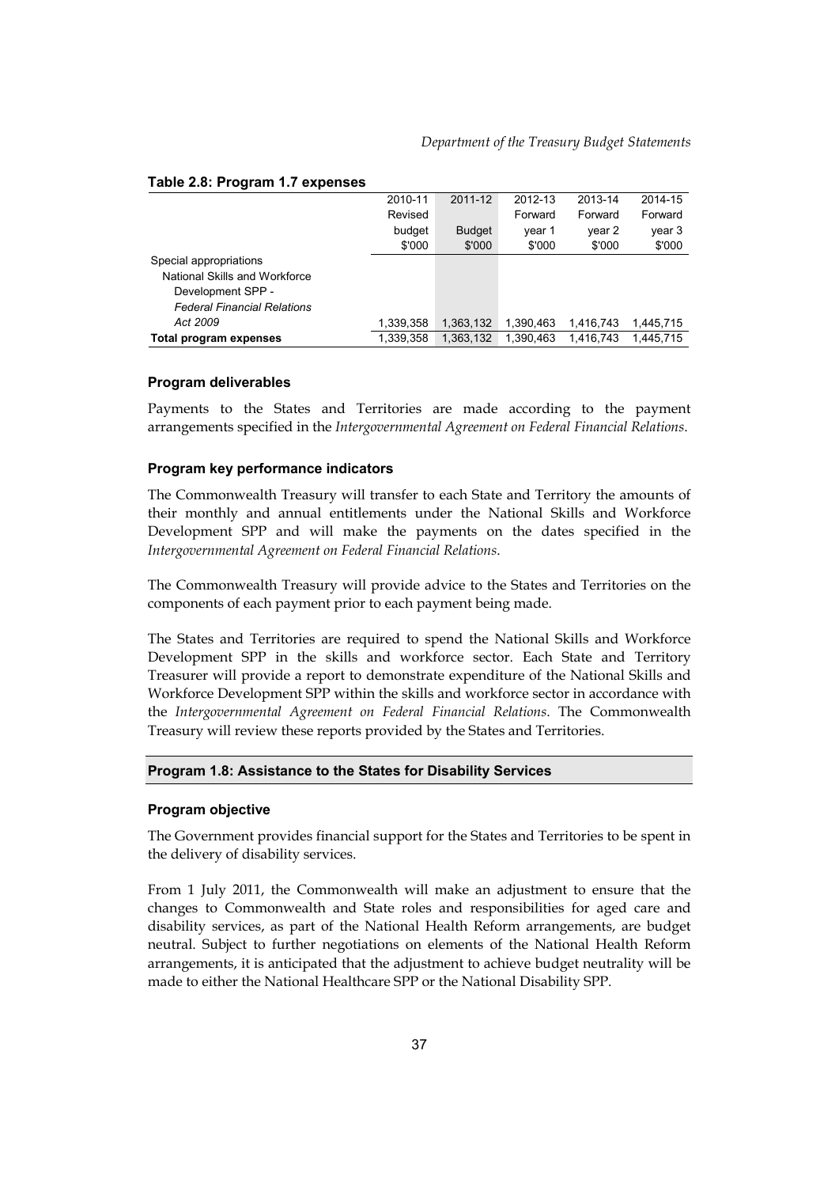**Table 2.8: Program 1.7 expenses**

| | 2010-11 Revised budget $'000 | 2011-12 Budget $'000 | 2012-13 Forward year 1 $'000 | 2013-14 Forward year 2 $'000 | 2014-15 Forward year 3 $'000 |
|---|---|---|---|---|---|
| Special appropriations | | | | | |
| National Skills and Workforce Development SPP - *Federal Financial Relations Act 2009* | 1,339,358 | 1,363,132 | 1,390,463 | 1,416,743 | 1,445,715 |
| **Total program expenses** | 1,339,358 | 1,363,132 | 1,390,463 | 1,416,743 | 1,445,715 |

**Program deliverables**

Payments to the States and Territories are made according to the payment arrangements specified in the *Intergovernmental Agreement on Federal Financial Relations*.

**Program key performance indicators**

The Commonwealth Treasury will transfer to each State and Territory the amounts of their monthly and annual entitlements under the National Skills and Workforce Development SPP and will make the payments on the dates specified in the *Intergovernmental Agreement on Federal Financial Relations*.

The Commonwealth Treasury will provide advice to the States and Territories on the components of each payment prior to each payment being made.

The States and Territories are required to spend the National Skills and Workforce Development SPP in the skills and workforce sector. Each State and Territory Treasurer will provide a report to demonstrate expenditure of the National Skills and Workforce Development SPP within the skills and workforce sector in accordance with the *Intergovernmental Agreement on Federal Financial Relations*. The Commonwealth Treasury will review these reports provided by the States and Territories.

## Program 1.8: Assistance to the States for Disability Services

**Program objective**

The Government provides financial support for the States and Territories to be spent in the delivery of disability services.

From 1 July 2011, the Commonwealth will make an adjustment to ensure that the changes to Commonwealth and State roles and responsibilities for aged care and disability services, as part of the National Health Reform arrangements, are budget neutral. Subject to further negotiations on elements of the National Health Reform arrangements, it is anticipated that the adjustment to achieve budget neutrality will be made to either the National Healthcare SPP or the National Disability SPP.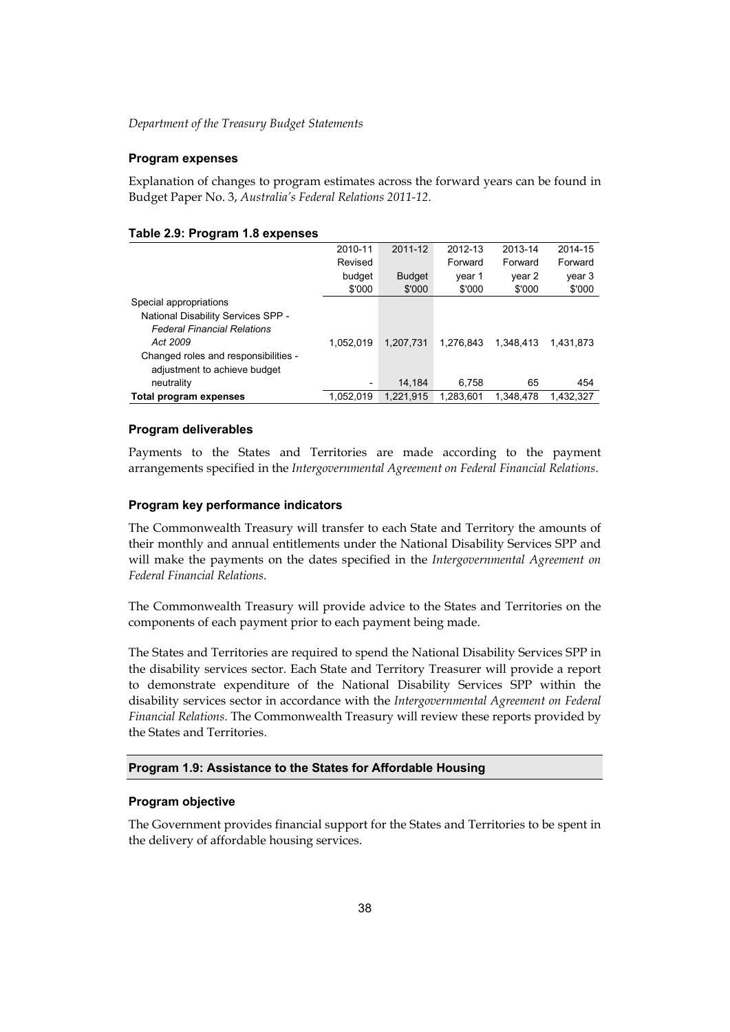#### Program expenses

Explanation of changes to program estimates across the forward years can be found in Budget Paper No. 3, *Australia's Federal Relations 2011-12*.

**Table 2.9: Program 1.8 expenses**

| | 2010-11 Revised budget $'000 | 2011-12 Budget $'000 | 2012-13 Forward year 1 $'000 | 2013-14 Forward year 2 $'000 | 2014-15 Forward year 3 $'000 |
|---|---|---|---|---|---|
| Special appropriations | | | | | |
| National Disability Services SPP - *Federal Financial Relations Act 2009* | 1,052,019 | 1,207,731 | 1,276,843 | 1,348,413 | 1,431,873 |
| Changed roles and responsibilities - adjustment to achieve budget neutrality | - | 14,184 | 6,758 | 65 | 454 |
| **Total program expenses** | 1,052,019 | 1,221,915 | 1,283,601 | 1,348,478 | 1,432,327 |

#### Program deliverables

Payments to the States and Territories are made according to the payment arrangements specified in the *Intergovernmental Agreement on Federal Financial Relations*.

#### Program key performance indicators

The Commonwealth Treasury will transfer to each State and Territory the amounts of their monthly and annual entitlements under the National Disability Services SPP and will make the payments on the dates specified in the *Intergovernmental Agreement on Federal Financial Relations*.

The Commonwealth Treasury will provide advice to the States and Territories on the components of each payment prior to each payment being made.

The States and Territories are required to spend the National Disability Services SPP in the disability services sector. Each State and Territory Treasurer will provide a report to demonstrate expenditure of the National Disability Services SPP within the disability services sector in accordance with the *Intergovernmental Agreement on Federal Financial Relations*. The Commonwealth Treasury will review these reports provided by the States and Territories.

### Program 1.9: Assistance to the States for Affordable Housing

#### Program objective

The Government provides financial support for the States and Territories to be spent in the delivery of affordable housing services.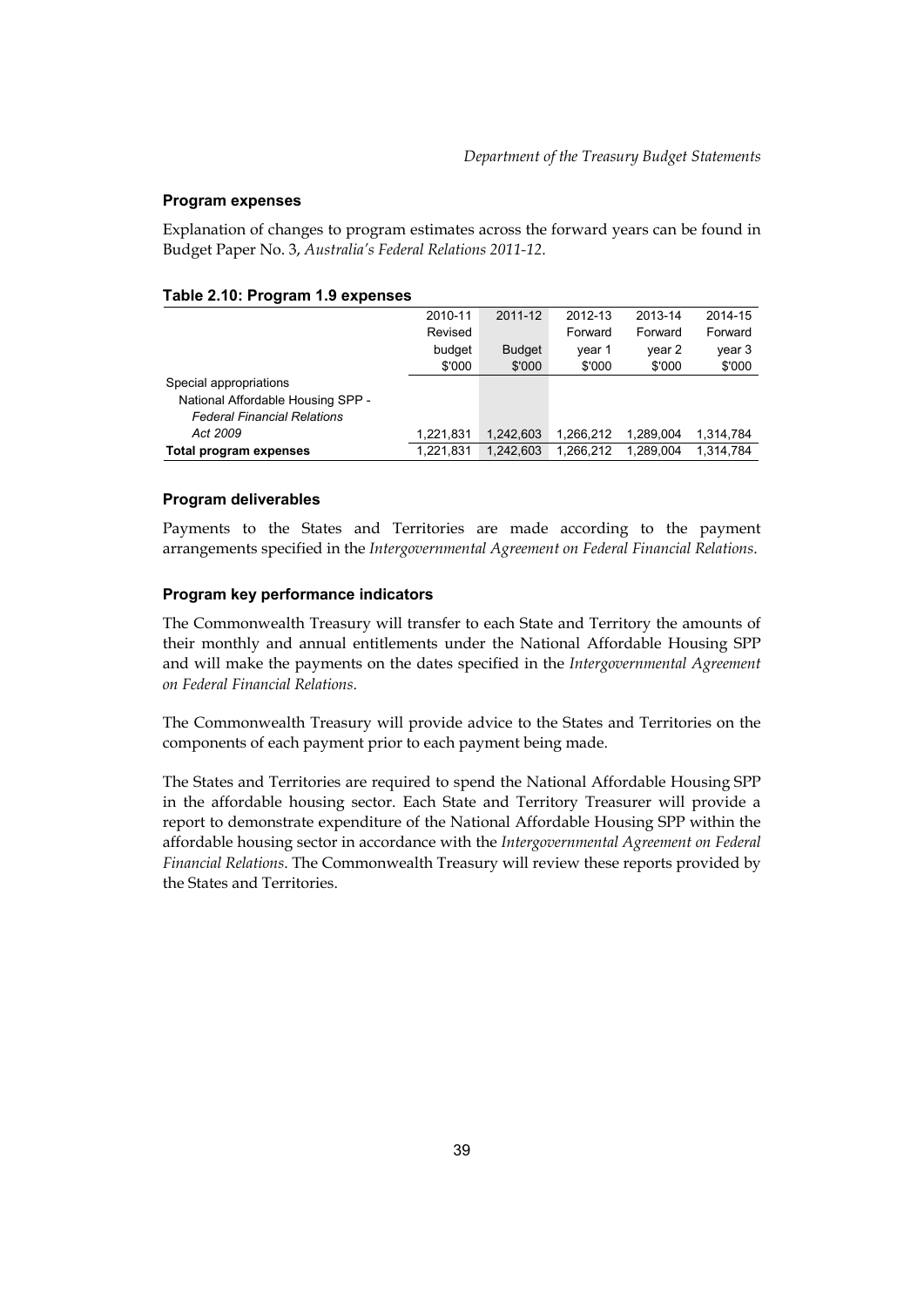### Program expenses

Explanation of changes to program estimates across the forward years can be found in Budget Paper No. 3, *Australia's Federal Relations 2011-12*.

**Table 2.10: Program 1.9 expenses**

| | 2010-11 Revised budget $'000 | 2011-12 Budget $'000 | 2012-13 Forward year 1 $'000 | 2013-14 Forward year 2 $'000 | 2014-15 Forward year 3 $'000 |
|---|---|---|---|---|---|
| Special appropriations | | | | | |
| National Affordable Housing SPP - *Federal Financial Relations Act 2009* | 1,221,831 | 1,242,603 | 1,266,212 | 1,289,004 | 1,314,784 |
| **Total program expenses** | 1,221,831 | 1,242,603 | 1,266,212 | 1,289,004 | 1,314,784 |

### Program deliverables

Payments to the States and Territories are made according to the payment arrangements specified in the *Intergovernmental Agreement on Federal Financial Relations*.

### Program key performance indicators

The Commonwealth Treasury will transfer to each State and Territory the amounts of their monthly and annual entitlements under the National Affordable Housing SPP and will make the payments on the dates specified in the *Intergovernmental Agreement on Federal Financial Relations*.

The Commonwealth Treasury will provide advice to the States and Territories on the components of each payment prior to each payment being made.

The States and Territories are required to spend the National Affordable Housing SPP in the affordable housing sector. Each State and Territory Treasurer will provide a report to demonstrate expenditure of the National Affordable Housing SPP within the affordable housing sector in accordance with the *Intergovernmental Agreement on Federal Financial Relations*. The Commonwealth Treasury will review these reports provided by the States and Territories.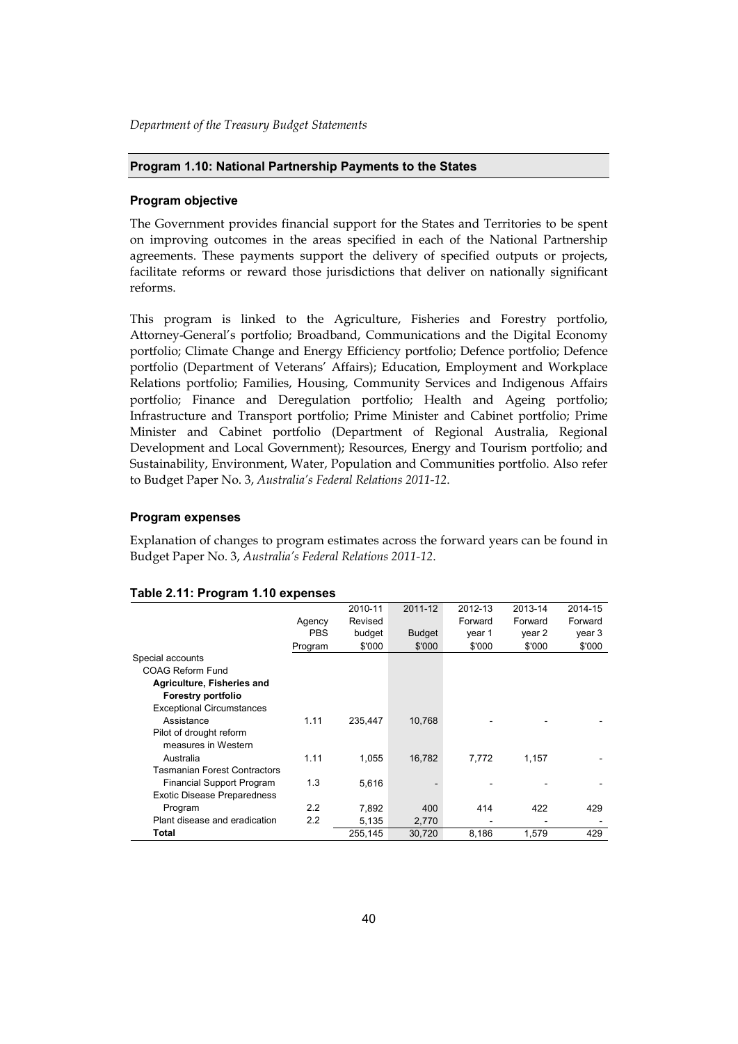## Program 1.10: National Partnership Payments to the States

### Program objective

The Government provides financial support for the States and Territories to be spent on improving outcomes in the areas specified in each of the National Partnership agreements. These payments support the delivery of specified outputs or projects, facilitate reforms or reward those jurisdictions that deliver on nationally significant reforms.

This program is linked to the Agriculture, Fisheries and Forestry portfolio, Attorney-General's portfolio; Broadband, Communications and the Digital Economy portfolio; Climate Change and Energy Efficiency portfolio; Defence portfolio; Defence portfolio (Department of Veterans' Affairs); Education, Employment and Workplace Relations portfolio; Families, Housing, Community Services and Indigenous Affairs portfolio; Finance and Deregulation portfolio; Health and Ageing portfolio; Infrastructure and Transport portfolio; Prime Minister and Cabinet portfolio; Prime Minister and Cabinet portfolio (Department of Regional Australia, Regional Development and Local Government); Resources, Energy and Tourism portfolio; and Sustainability, Environment, Water, Population and Communities portfolio. Also refer to Budget Paper No. 3, *Australia's Federal Relations 2011-12*.

### Program expenses

Explanation of changes to program estimates across the forward years can be found in Budget Paper No. 3, *Australia's Federal Relations 2011-12*.

**Table 2.11: Program 1.10 expenses**

| | Agency PBS Program | 2010-11 Revised budget $'000 | 2011-12 Budget $'000 | 2012-13 Forward year 1 $'000 | 2013-14 Forward year 2 $'000 | 2014-15 Forward year 3 $'000 |
|---|---|---|---|---|---|---|
| Special accounts | | | | | | |
| COAG Reform Fund | | | | | | |
| **Agriculture, Fisheries and Forestry portfolio** | | | | | | |
| Exceptional Circumstances Assistance | 1.11 | 235,447 | 10,768 | - | - | - |
| Pilot of drought reform measures in Western Australia | 1.11 | 1,055 | 16,782 | 7,772 | 1,157 | - |
| Tasmanian Forest Contractors Financial Support Program | 1.3 | 5,616 | - | - | - | - |
| Exotic Disease Preparedness Program | 2.2 | 7,892 | 400 | 414 | 422 | 429 |
| Plant disease and eradication | 2.2 | 5,135 | 2,770 | - | - | - |
| **Total** | | 255,145 | 30,720 | 8,186 | 1,579 | 429 |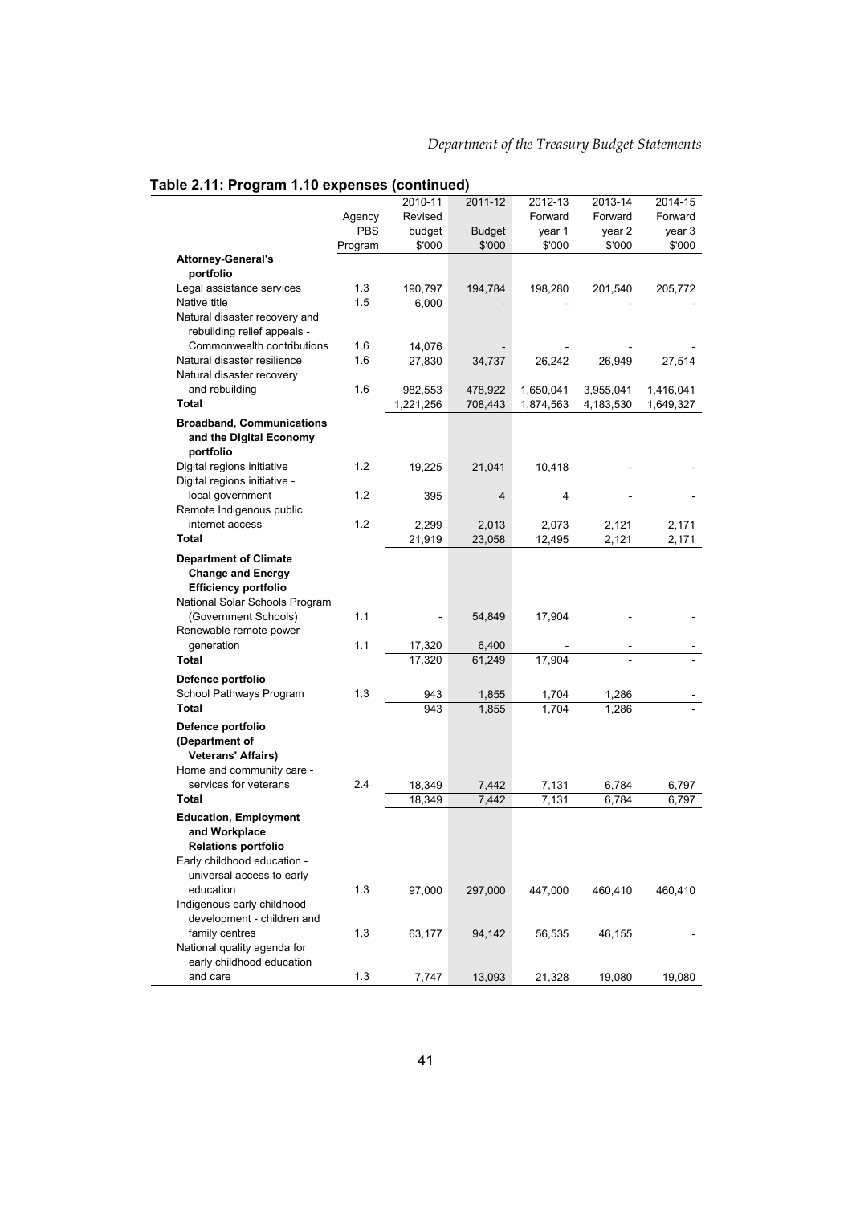## Table 2.11: Program 1.10 expenses (continued)

| | Agency PBS Program | 2010-11 Revised budget $'000 | 2011-12 Budget $'000 | 2012-13 Forward year 1 $'000 | 2013-14 Forward year 2 $'000 | 2014-15 Forward year 3 $'000 |
|---|---|---|---|---|---|---|
| **Attorney-General's portfolio** | | | | | | |
| Legal assistance services | 1.3 | 190,797 | 194,784 | 198,280 | 201,540 | 205,772 |
| Native title | 1.5 | 6,000 | - | - | - | - |
| Natural disaster recovery and rebuilding relief appeals - Commonwealth contributions | 1.6 | 14,076 | - | - | - | - |
| Natural disaster resilience | 1.6 | 27,830 | 34,737 | 26,242 | 26,949 | 27,514 |
| Natural disaster recovery and rebuilding | 1.6 | 982,553 | 478,922 | 1,650,041 | 3,955,041 | 1,416,041 |
| **Total** | | 1,221,256 | 708,443 | 1,874,563 | 4,183,530 | 1,649,327 |
| **Broadband, Communications and the Digital Economy portfolio** | | | | | | |
| Digital regions initiative | 1.2 | 19,225 | 21,041 | 10,418 | - | - |
| Digital regions initiative - local government | 1.2 | 395 | 4 | 4 | - | - |
| Remote Indigenous public internet access | 1.2 | 2,299 | 2,013 | 2,073 | 2,121 | 2,171 |
| **Total** | | 21,919 | 23,058 | 12,495 | 2,121 | 2,171 |
| **Department of Climate Change and Energy Efficiency portfolio** | | | | | | |
| National Solar Schools Program (Government Schools) | 1.1 | - | 54,849 | 17,904 | - | - |
| Renewable remote power generation | 1.1 | 17,320 | 6,400 | - | - | - |
| **Total** | | 17,320 | 61,249 | 17,904 | - | - |
| **Defence portfolio** | | | | | | |
| School Pathways Program | 1.3 | 943 | 1,855 | 1,704 | 1,286 | - |
| **Total** | | 943 | 1,855 | 1,704 | 1,286 | - |
| **Defence portfolio (Department of Veterans' Affairs)** | | | | | | |
| Home and community care - services for veterans | 2.4 | 18,349 | 7,442 | 7,131 | 6,784 | 6,797 |
| **Total** | | 18,349 | 7,442 | 7,131 | 6,784 | 6,797 |
| **Education, Employment and Workplace Relations portfolio** | | | | | | |
| Early childhood education - universal access to early education | 1.3 | 97,000 | 297,000 | 447,000 | 460,410 | 460,410 |
| Indigenous early childhood development - children and family centres | 1.3 | 63,177 | 94,142 | 56,535 | 46,155 | - |
| National quality agenda for early childhood education and care | 1.3 | 7,747 | 13,093 | 21,328 | 19,080 | 19,080 |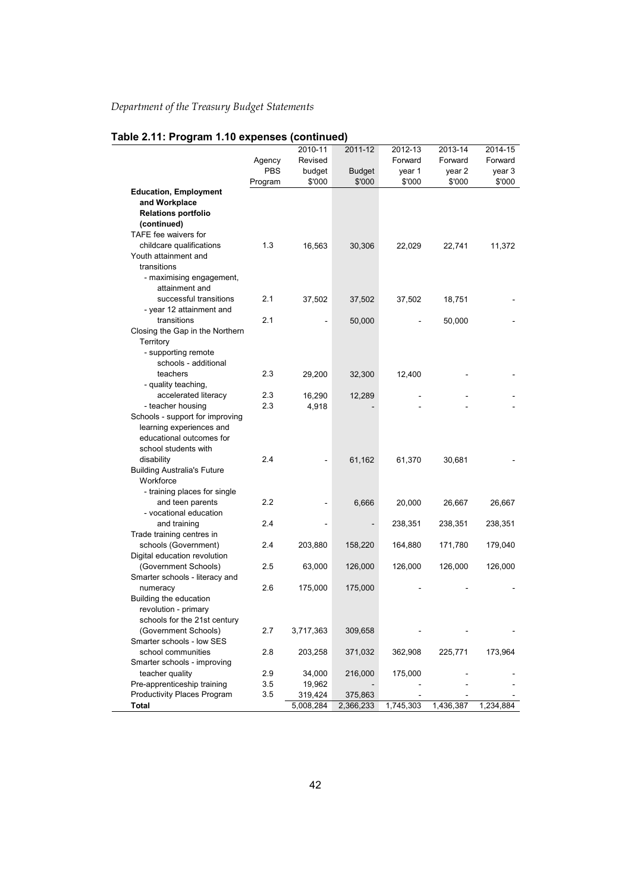## Table 2.11: Program 1.10 expenses (continued)

| | Agency PBS Program | 2010-11 Revised budget $'000 | 2011-12 Budget $'000 | 2012-13 Forward year 1 $'000 | 2013-14 Forward year 2 $'000 | 2014-15 Forward year 3 $'000 |
|---|---|---|---|---|---|---|
| **Education, Employment and Workplace Relations portfolio (continued)** | | | | | | |
| TAFE fee waivers for childcare qualifications | 1.3 | 16,563 | 30,306 | 22,029 | 22,741 | 11,372 |
| Youth attainment and transitions | | | | | | |
| - maximising engagement, attainment and successful transitions | 2.1 | 37,502 | 37,502 | 37,502 | 18,751 | - |
| - year 12 attainment and transitions | 2.1 | - | 50,000 | - | 50,000 | - |
| Closing the Gap in the Northern Territory | | | | | | |
| - supporting remote schools - additional teachers | 2.3 | 29,200 | 32,300 | 12,400 | - | - |
| - quality teaching, accelerated literacy | 2.3 | 16,290 | 12,289 | - | - | - |
| - teacher housing | 2.3 | 4,918 | - | - | - | - |
| Schools - support for improving learning experiences and educational outcomes for school students with disability | 2.4 | - | 61,162 | 61,370 | 30,681 | - |
| Building Australia's Future Workforce | | | | | | |
| - training places for single and teen parents | 2.2 | - | 6,666 | 20,000 | 26,667 | 26,667 |
| - vocational education and training | 2.4 | - | - | 238,351 | 238,351 | 238,351 |
| Trade training centres in schools (Government) | 2.4 | 203,880 | 158,220 | 164,880 | 171,780 | 179,040 |
| Digital education revolution (Government Schools) | 2.5 | 63,000 | 126,000 | 126,000 | 126,000 | 126,000 |
| Smarter schools - literacy and numeracy | 2.6 | 175,000 | 175,000 | - | - | - |
| Building the education revolution - primary schools for the 21st century (Government Schools) | 2.7 | 3,717,363 | 309,658 | - | - | - |
| Smarter schools - low SES school communities | 2.8 | 203,258 | 371,032 | 362,908 | 225,771 | 173,964 |
| Smarter schools - improving teacher quality | 2.9 | 34,000 | 216,000 | 175,000 | - | - |
| Pre-apprenticeship training | 3.5 | 19,962 | - | - | - | - |
| Productivity Places Program | 3.5 | 319,424 | 375,863 | - | - | - |
| **Total** | | 5,008,284 | 2,366,233 | 1,745,303 | 1,436,387 | 1,234,884 |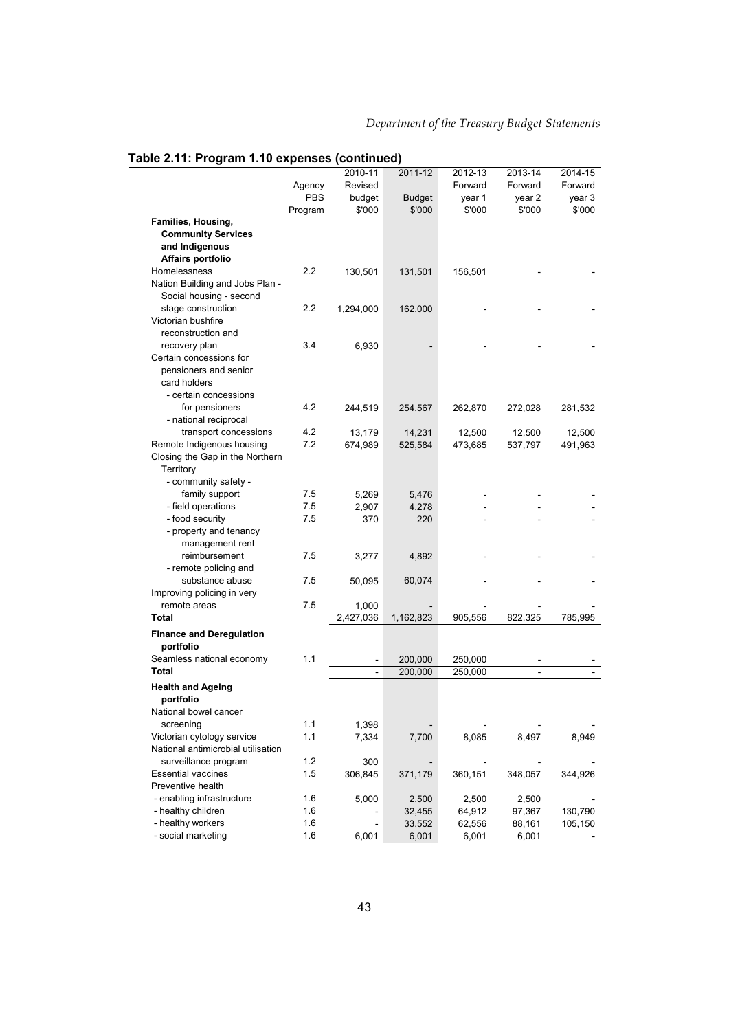## Table 2.11: Program 1.10 expenses (continued)

| | Agency PBS Program | 2010-11 Revised budget $'000 | 2011-12 Budget $'000 | 2012-13 Forward year 1 $'000 | 2013-14 Forward year 2 $'000 | 2014-15 Forward year 3 $'000 |
|---|---|---|---|---|---|---|
| **Families, Housing, Community Services and Indigenous Affairs portfolio** | | | | | | |
| Homelessness | 2.2 | 130,501 | 131,501 | 156,501 | - | - |
| Nation Building and Jobs Plan - Social housing - second stage construction | 2.2 | 1,294,000 | 162,000 | - | - | - |
| Victorian bushfire reconstruction and recovery plan | 3.4 | 6,930 | - | - | - | - |
| Certain concessions for pensioners and senior card holders | | | | | | |
| - certain concessions for pensioners | 4.2 | 244,519 | 254,567 | 262,870 | 272,028 | 281,532 |
| - national reciprocal transport concessions | 4.2 | 13,179 | 14,231 | 12,500 | 12,500 | 12,500 |
| Remote Indigenous housing | 7.2 | 674,989 | 525,584 | 473,685 | 537,797 | 491,963 |
| Closing the Gap in the Northern Territory | | | | | | |
| - community safety - family support | 7.5 | 5,269 | 5,476 | - | - | - |
| - field operations | 7.5 | 2,907 | 4,278 | - | - | - |
| - food security | 7.5 | 370 | 220 | - | - | - |
| - property and tenancy management rent reimbursement | 7.5 | 3,277 | 4,892 | - | - | - |
| - remote policing and substance abuse | 7.5 | 50,095 | 60,074 | - | - | - |
| Improving policing in very remote areas | 7.5 | 1,000 | - | - | - | - |
| **Total** | | 2,427,036 | 1,162,823 | 905,556 | 822,325 | 785,995 |
| **Finance and Deregulation portfolio** | | | | | | |
| Seamless national economy | 1.1 | - | 200,000 | 250,000 | - | - |
| **Total** | | - | 200,000 | 250,000 | - | - |
| **Health and Ageing portfolio** | | | | | | |
| National bowel cancer screening | 1.1 | 1,398 | - | - | - | - |
| Victorian cytology service | 1.1 | 7,334 | 7,700 | 8,085 | 8,497 | 8,949 |
| National antimicrobial utilisation surveillance program | 1.2 | 300 | - | - | - | - |
| Essential vaccines | 1.5 | 306,845 | 371,179 | 360,151 | 348,057 | 344,926 |
| Preventive health | | | | | | |
| - enabling infrastructure | 1.6 | 5,000 | 2,500 | 2,500 | 2,500 | - |
| - healthy children | 1.6 | - | 32,455 | 64,912 | 97,367 | 130,790 |
| - healthy workers | 1.6 | - | 33,552 | 62,556 | 88,161 | 105,150 |
| - social marketing | 1.6 | 6,001 | 6,001 | 6,001 | 6,001 | - |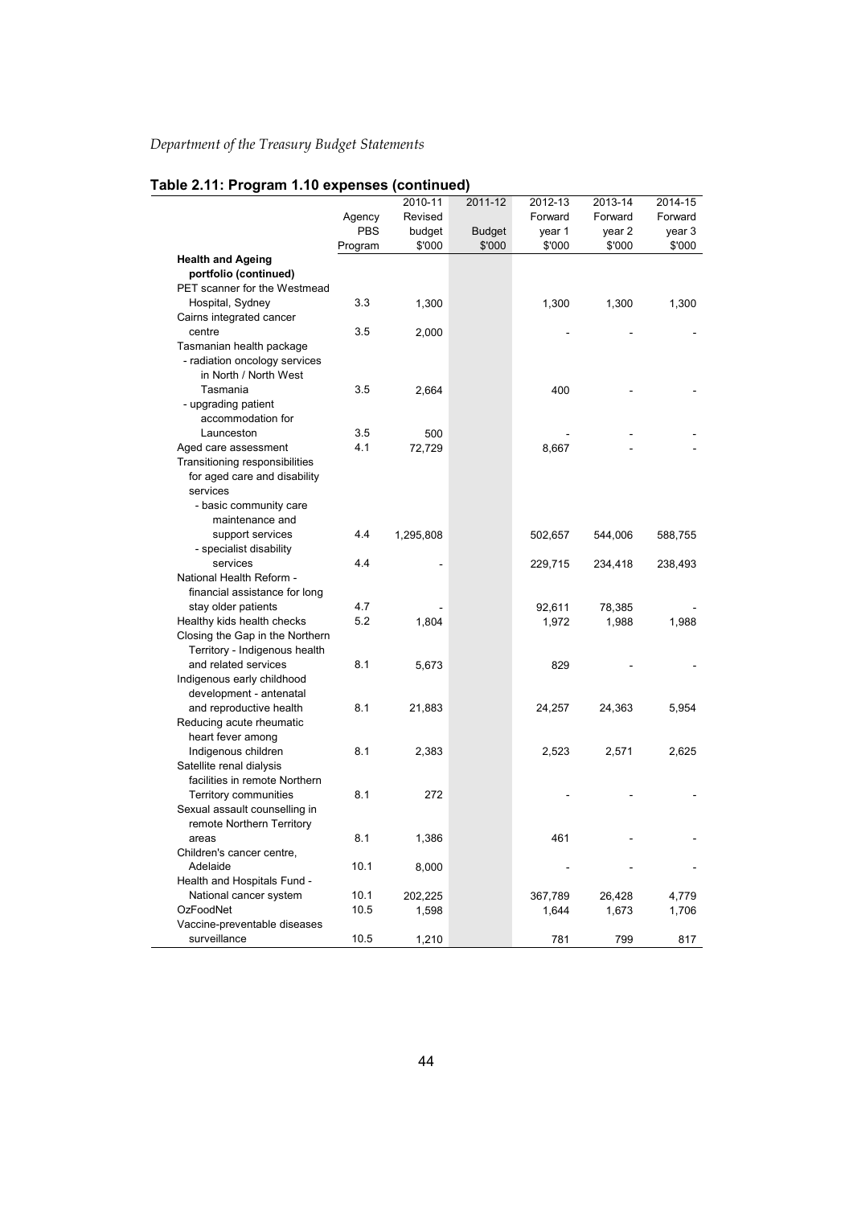## Table 2.11: Program 1.10 expenses (continued)

| | Agency PBS Program | 2010-11 Revised budget $'000 | 2011-12 Budget $'000 | 2012-13 Forward year 1 $'000 | 2013-14 Forward year 2 $'000 | 2014-15 Forward year 3 $'000 |
|---|---|---|---|---|---|---|
| **Health and Ageing portfolio (continued)** | | | | | | |
| PET scanner for the Westmead Hospital, Sydney | 3.3 | 1,300 | | 1,300 | 1,300 | 1,300 |
| Cairns integrated cancer centre | 3.5 | 2,000 | | - | - | - |
| Tasmanian health package | | | | | | |
| - radiation oncology services in North / North West Tasmania | 3.5 | 2,664 | | 400 | - | - |
| - upgrading patient accommodation for Launceston | 3.5 | 500 | | - | - | - |
| Aged care assessment | 4.1 | 72,729 | | 8,667 | - | - |
| Transitioning responsibilities for aged care and disability services | | | | | | |
| - basic community care maintenance and support services | 4.4 | 1,295,808 | | 502,657 | 544,006 | 588,755 |
| - specialist disability services | 4.4 | - | | 229,715 | 234,418 | 238,493 |
| National Health Reform - financial assistance for long stay older patients | 4.7 | - | | 92,611 | 78,385 | - |
| Healthy kids health checks | 5.2 | 1,804 | | 1,972 | 1,988 | 1,988 |
| Closing the Gap in the Northern Territory - Indigenous health and related services | 8.1 | 5,673 | | 829 | - | - |
| Indigenous early childhood development - antenatal and reproductive health | 8.1 | 21,883 | | 24,257 | 24,363 | 5,954 |
| Reducing acute rheumatic heart fever among Indigenous children | 8.1 | 2,383 | | 2,523 | 2,571 | 2,625 |
| Satellite renal dialysis facilities in remote Northern Territory communities | 8.1 | 272 | | - | - | - |
| Sexual assault counselling in remote Northern Territory areas | 8.1 | 1,386 | | 461 | - | - |
| Children's cancer centre, Adelaide | 10.1 | 8,000 | | - | - | - |
| Health and Hospitals Fund - National cancer system | 10.1 | 202,225 | | 367,789 | 26,428 | 4,779 |
| OzFoodNet | 10.5 | 1,598 | | 1,644 | 1,673 | 1,706 |
| Vaccine-preventable diseases surveillance | 10.5 | 1,210 | | 781 | 799 | 817 |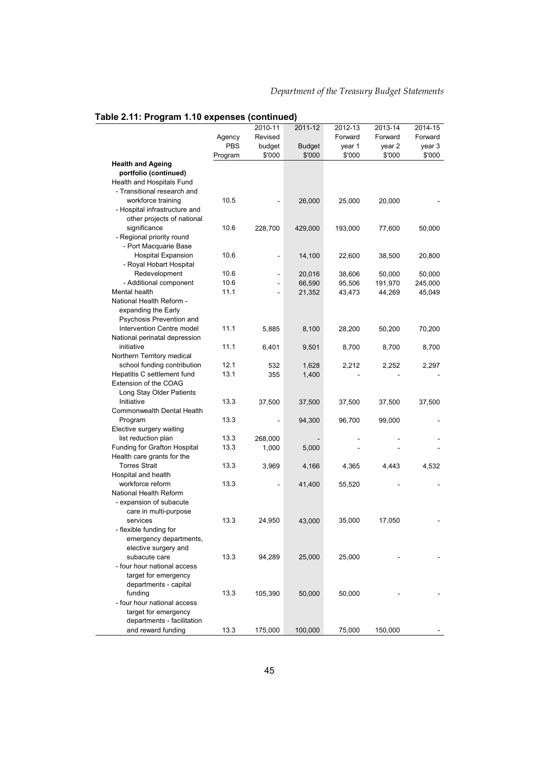## Table 2.11: Program 1.10 expenses (continued)

| | Agency PBS Program | 2010-11 Revised budget $'000 | 2011-12 Budget $'000 | 2012-13 Forward year 1 $'000 | 2013-14 Forward year 2 $'000 | 2014-15 Forward year 3 $'000 |
|---|---|---|---|---|---|---|
| **Health and Ageing portfolio (continued)** | | | | | | |
| Health and Hospitals Fund | | | | | | |
| - Transitional research and workforce training | 10.5 | - | 26,000 | 25,000 | 20,000 | - |
| - Hospital infrastructure and other projects of national significance | 10.6 | 228,700 | 429,000 | 193,000 | 77,600 | 50,000 |
| - Regional priority round | | | | | | |
| - Port Macquarie Base Hospital Expansion | 10.6 | - | 14,100 | 22,600 | 38,500 | 20,800 |
| - Royal Hobart Hospital Redevelopment | 10.6 | - | 20,016 | 38,606 | 50,000 | 50,000 |
| - Additional component | 10.6 | - | 66,590 | 95,506 | 191,970 | 245,000 |
| Mental health | 11.1 | - | 21,352 | 43,473 | 44,269 | 45,049 |
| National Health Reform - expanding the Early Psychosis Prevention and Intervention Centre model | 11.1 | 5,885 | 8,100 | 28,200 | 50,200 | 70,200 |
| National perinatal depression initiative | 11.1 | 6,401 | 9,501 | 8,700 | 8,700 | 8,700 |
| Northern Territory medical school funding contribution | 12.1 | 532 | 1,628 | 2,212 | 2,252 | 2,297 |
| Hepatitis C settlement fund | 13.1 | 355 | 1,400 | - | - | - |
| Extension of the COAG Long Stay Older Patients Initiative | 13.3 | 37,500 | 37,500 | 37,500 | 37,500 | 37,500 |
| Commonwealth Dental Health Program | 13.3 | - | 94,300 | 96,700 | 99,000 | - |
| Elective surgery waiting list reduction plan | 13.3 | 268,000 | - | - | - | - |
| Funding for Grafton Hospital | 13.3 | 1,000 | 5,000 | - | - | - |
| Health care grants for the Torres Strait | 13.3 | 3,969 | 4,166 | 4,365 | 4,443 | 4,532 |
| Hospital and health workforce reform | 13.3 | - | 41,400 | 55,520 | - | - |
| National Health Reform | | | | | | |
| - expansion of subacute care in multi-purpose services | 13.3 | 24,950 | 43,000 | 35,000 | 17,050 | - |
| - flexible funding for emergency departments, elective surgery and subacute care | 13.3 | 94,289 | 25,000 | 25,000 | - | - |
| - four hour national access target for emergency departments - capital funding | 13.3 | 105,390 | 50,000 | 50,000 | - | - |
| - four hour national access target for emergency departments - facilitation and reward funding | 13.3 | 175,000 | 100,000 | 75,000 | 150,000 | - |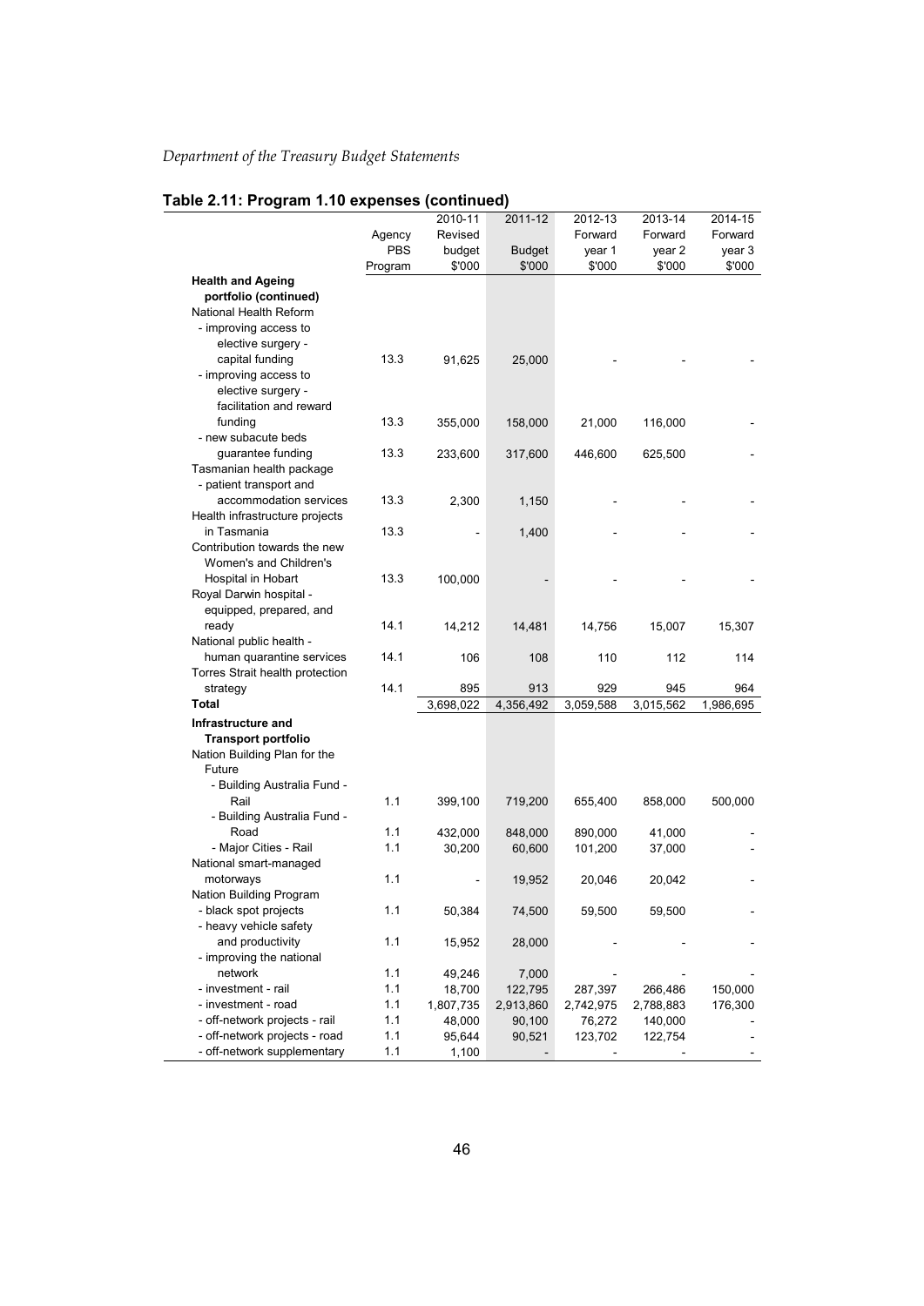## Table 2.11: Program 1.10 expenses (continued)

| | Agency PBS Program | 2010-11 Revised budget $'000 | 2011-12 Budget $'000 | 2012-13 Forward year 1 $'000 | 2013-14 Forward year 2 $'000 | 2014-15 Forward year 3 $'000 |
|---|---|---|---|---|---|---|
| **Health and Ageing portfolio (continued)** | | | | | | |
| National Health Reform | | | | | | |
| - improving access to elective surgery - capital funding | 13.3 | 91,625 | 25,000 | - | - | - |
| - improving access to elective surgery - facilitation and reward funding | 13.3 | 355,000 | 158,000 | 21,000 | 116,000 | - |
| - new subacute beds guarantee funding | 13.3 | 233,600 | 317,600 | 446,600 | 625,500 | - |
| Tasmanian health package | | | | | | |
| - patient transport and accommodation services | 13.3 | 2,300 | 1,150 | - | - | - |
| Health infrastructure projects in Tasmania | 13.3 | - | 1,400 | - | - | - |
| Contribution towards the new Women's and Children's Hospital in Hobart | 13.3 | 100,000 | - | - | - | - |
| Royal Darwin hospital - equipped, prepared, and ready | 14.1 | 14,212 | 14,481 | 14,756 | 15,007 | 15,307 |
| National public health - human quarantine services | 14.1 | 106 | 108 | 110 | 112 | 114 |
| Torres Strait health protection strategy | 14.1 | 895 | 913 | 929 | 945 | 964 |
| **Total** | | 3,698,022 | 4,356,492 | 3,059,588 | 3,015,562 | 1,986,695 |
| **Infrastructure and Transport portfolio** | | | | | | |
| Nation Building Plan for the Future | | | | | | |
| - Building Australia Fund - Rail | 1.1 | 399,100 | 719,200 | 655,400 | 858,000 | 500,000 |
| - Building Australia Fund - Road | 1.1 | 432,000 | 848,000 | 890,000 | 41,000 | - |
| - Major Cities - Rail | 1.1 | 30,200 | 60,600 | 101,200 | 37,000 | - |
| National smart-managed motorways | 1.1 | - | 19,952 | 20,046 | 20,042 | - |
| Nation Building Program | | | | | | |
| - black spot projects | 1.1 | 50,384 | 74,500 | 59,500 | 59,500 | - |
| - heavy vehicle safety and productivity | 1.1 | 15,952 | 28,000 | - | - | - |
| - improving the national network | 1.1 | 49,246 | 7,000 | - | - | - |
| - investment - rail | 1.1 | 18,700 | 122,795 | 287,397 | 266,486 | 150,000 |
| - investment - road | 1.1 | 1,807,735 | 2,913,860 | 2,742,975 | 2,788,883 | 176,300 |
| - off-network projects - rail | 1.1 | 48,000 | 90,100 | 76,272 | 140,000 | - |
| - off-network projects - road | 1.1 | 95,644 | 90,521 | 123,702 | 122,754 | - |
| - off-network supplementary | 1.1 | 1,100 | - | - | - | - |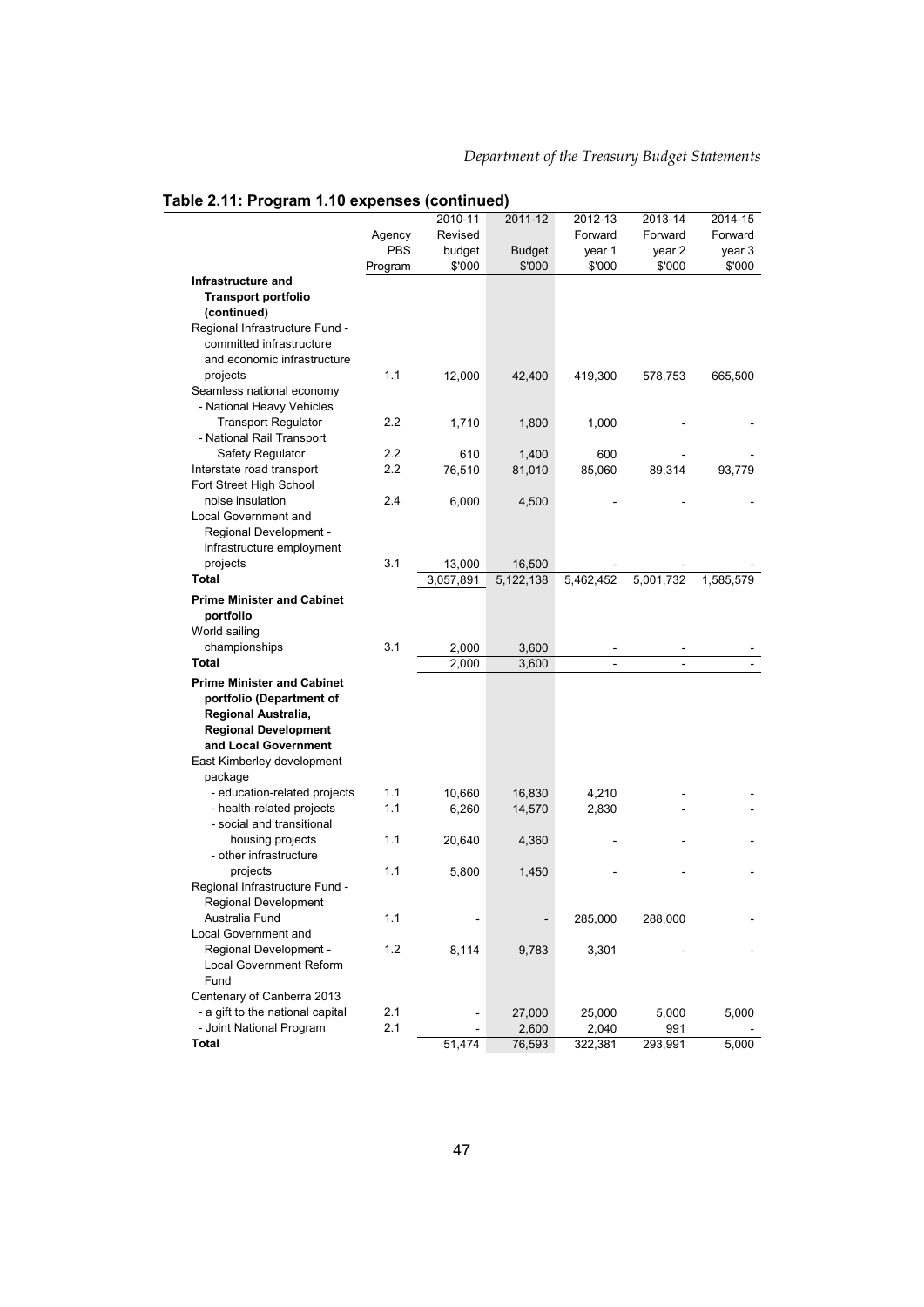## Table 2.11: Program 1.10 expenses (continued)

| | Agency PBS Program | 2010-11 Revised budget $'000 | 2011-12 Budget $'000 | 2012-13 Forward year 1 $'000 | 2013-14 Forward year 2 $'000 | 2014-15 Forward year 3 $'000 |
|---|---|---|---|---|---|---|
| **Infrastructure and Transport portfolio (continued)** | | | | | | |
| Regional Infrastructure Fund - committed infrastructure and economic infrastructure projects | 1.1 | 12,000 | 42,400 | 419,300 | 578,753 | 665,500 |
| Seamless national economy | | | | | | |
| - National Heavy Vehicles Transport Regulator | 2.2 | 1,710 | 1,800 | 1,000 | - | - |
| - National Rail Transport Safety Regulator | 2.2 | 610 | 1,400 | 600 | - | - |
| Interstate road transport | 2.2 | 76,510 | 81,010 | 85,060 | 89,314 | 93,779 |
| Fort Street High School noise insulation | 2.4 | 6,000 | 4,500 | - | - | - |
| Local Government and Regional Development - infrastructure employment projects | 3.1 | 13,000 | 16,500 | - | - | - |
| **Total** | | 3,057,891 | 5,122,138 | 5,462,452 | 5,001,732 | 1,585,579 |
| **Prime Minister and Cabinet portfolio** | | | | | | |
| World sailing championships | 3.1 | 2,000 | 3,600 | - | - | - |
| **Total** | | 2,000 | 3,600 | - | - | - |
| **Prime Minister and Cabinet portfolio (Department of Regional Australia, Regional Development and Local Government** | | | | | | |
| East Kimberley development package | | | | | | |
| - education-related projects | 1.1 | 10,660 | 16,830 | 4,210 | - | - |
| - health-related projects | 1.1 | 6,260 | 14,570 | 2,830 | - | - |
| - social and transitional housing projects | 1.1 | 20,640 | 4,360 | - | - | - |
| - other infrastructure projects | 1.1 | 5,800 | 1,450 | - | - | - |
| Regional Infrastructure Fund - Regional Development Australia Fund | 1.1 | - | - | 285,000 | 288,000 | - |
| Local Government and Regional Development - Local Government Reform Fund | 1.2 | 8,114 | 9,783 | 3,301 | - | - |
| Centenary of Canberra 2013 | | | | | | |
| - a gift to the national capital | 2.1 | - | 27,000 | 25,000 | 5,000 | 5,000 |
| - Joint National Program | 2.1 | - | 2,600 | 2,040 | 991 | - |
| **Total** | | 51,474 | 76,593 | 322,381 | 293,991 | 5,000 |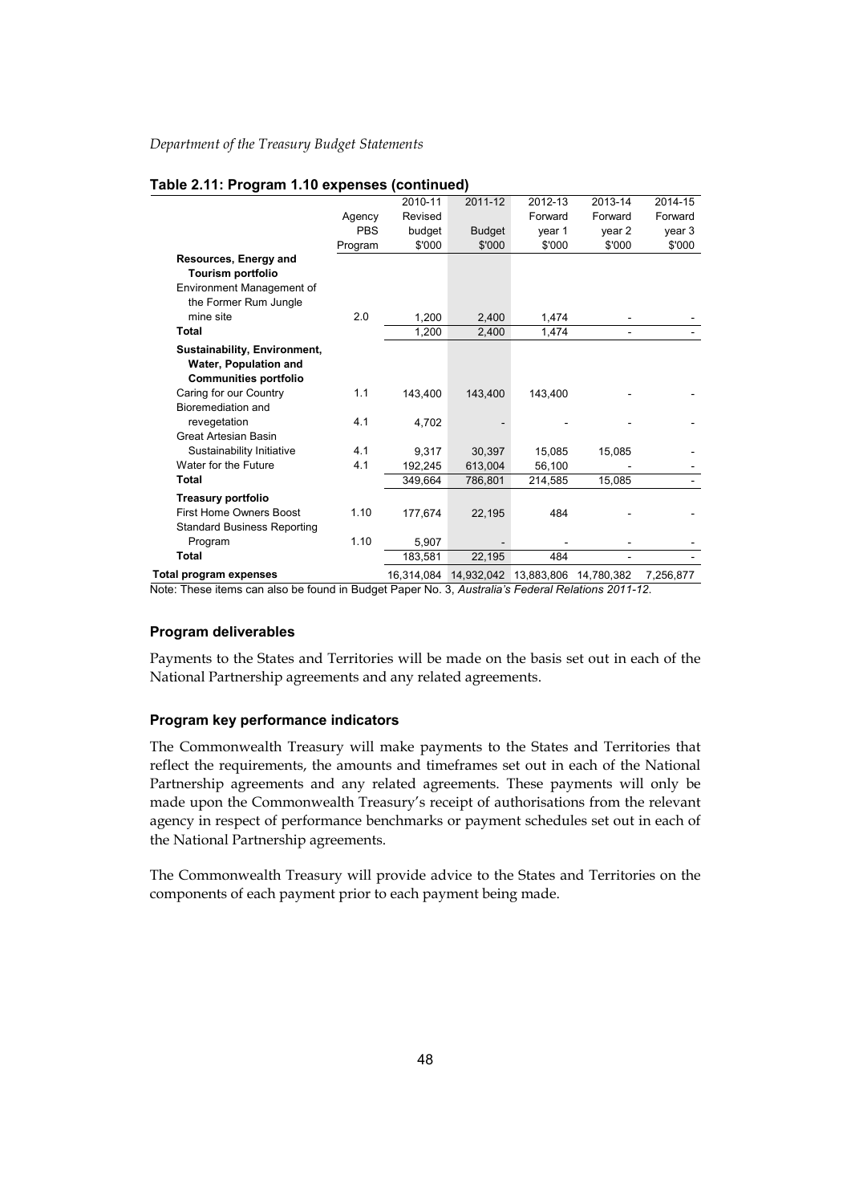### Table 2.11: Program 1.10 expenses (continued)

| | Agency PBS Program | 2010-11 Revised budget $'000 | 2011-12 Budget $'000 | 2012-13 Forward year 1 $'000 | 2013-14 Forward year 2 $'000 | 2014-15 Forward year 3 $'000 |
|---|---|---|---|---|---|---|
| **Resources, Energy and Tourism portfolio** | | | | | | |
| Environment Management of the Former Rum Jungle mine site | 2.0 | 1,200 | 2,400 | 1,474 | - | - |
| **Total** | | 1,200 | 2,400 | 1,474 | - | - |
| **Sustainability, Environment, Water, Population and Communities portfolio** | | | | | | |
| Caring for our Country | 1.1 | 143,400 | 143,400 | 143,400 | - | - |
| Bioremediation and revegetation | 4.1 | 4,702 | - | - | - | - |
| Great Artesian Basin Sustainability Initiative | 4.1 | 9,317 | 30,397 | 15,085 | 15,085 | - |
| Water for the Future | 4.1 | 192,245 | 613,004 | 56,100 | - | - |
| **Total** | | 349,664 | 786,801 | 214,585 | 15,085 | - |
| **Treasury portfolio** | | | | | | |
| First Home Owners Boost | 1.10 | 177,674 | 22,195 | 484 | - | - |
| Standard Business Reporting Program | 1.10 | 5,907 | - | - | - | - |
| **Total** | | 183,581 | 22,195 | 484 | - | - |
| **Total program expenses** | | 16,314,084 | 14,932,042 | 13,883,806 | 14,780,382 | 7,256,877 |

Note: These items can also be found in Budget Paper No. 3, *Australia's Federal Relations 2011-12*.

#### Program deliverables

Payments to the States and Territories will be made on the basis set out in each of the National Partnership agreements and any related agreements.

#### Program key performance indicators

The Commonwealth Treasury will make payments to the States and Territories that reflect the requirements, the amounts and timeframes set out in each of the National Partnership agreements and any related agreements. These payments will only be made upon the Commonwealth Treasury's receipt of authorisations from the relevant agency in respect of performance benchmarks or payment schedules set out in each of the National Partnership agreements.

The Commonwealth Treasury will provide advice to the States and Territories on the components of each payment prior to each payment being made.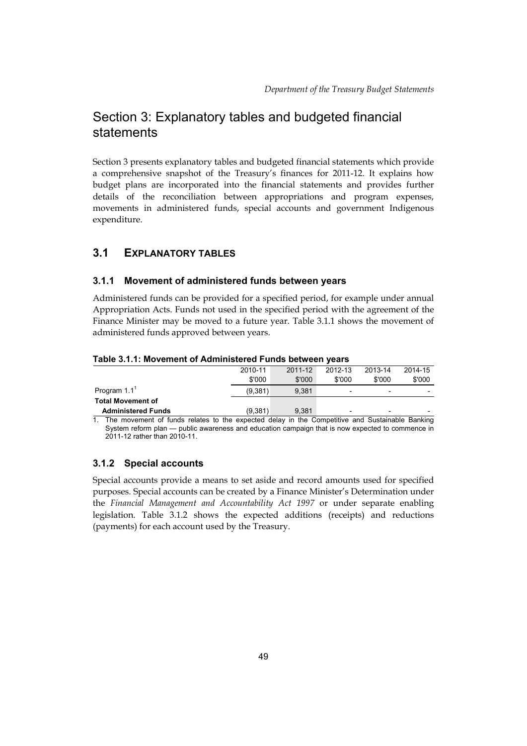# Section 3: Explanatory tables and budgeted financial statements

Section 3 presents explanatory tables and budgeted financial statements which provide a comprehensive snapshot of the Treasury's finances for 2011-12. It explains how budget plans are incorporated into the financial statements and provides further details of the reconciliation between appropriations and program expenses, movements in administered funds, special accounts and government Indigenous expenditure.

## 3.1 EXPLANATORY TABLES

### 3.1.1 Movement of administered funds between years

Administered funds can be provided for a specified period, for example under annual Appropriation Acts. Funds not used in the specified period with the agreement of the Finance Minister may be moved to a future year. Table 3.1.1 shows the movement of administered funds approved between years.

**Table 3.1.1: Movement of Administered Funds between years**

| | 2010-11 $'000 | 2011-12 $'000 | 2012-13 $'000 | 2013-14 $'000 | 2014-15 $'000 |
|---|---|---|---|---|---|
| Program 1.1[1] | (9,381) | 9,381 | - | - | - |
| **Total Movement of Administered Funds** | (9,381) | 9,381 | - | - | - |

1. The movement of funds relates to the expected delay in the Competitive and Sustainable Banking System reform plan — public awareness and education campaign that is now expected to commence in 2011-12 rather than 2010-11.

### 3.1.2 Special accounts

Special accounts provide a means to set aside and record amounts used for specified purposes. Special accounts can be created by a Finance Minister's Determination under the *Financial Management and Accountability Act 1997* or under separate enabling legislation. Table 3.1.2 shows the expected additions (receipts) and reductions (payments) for each account used by the Treasury.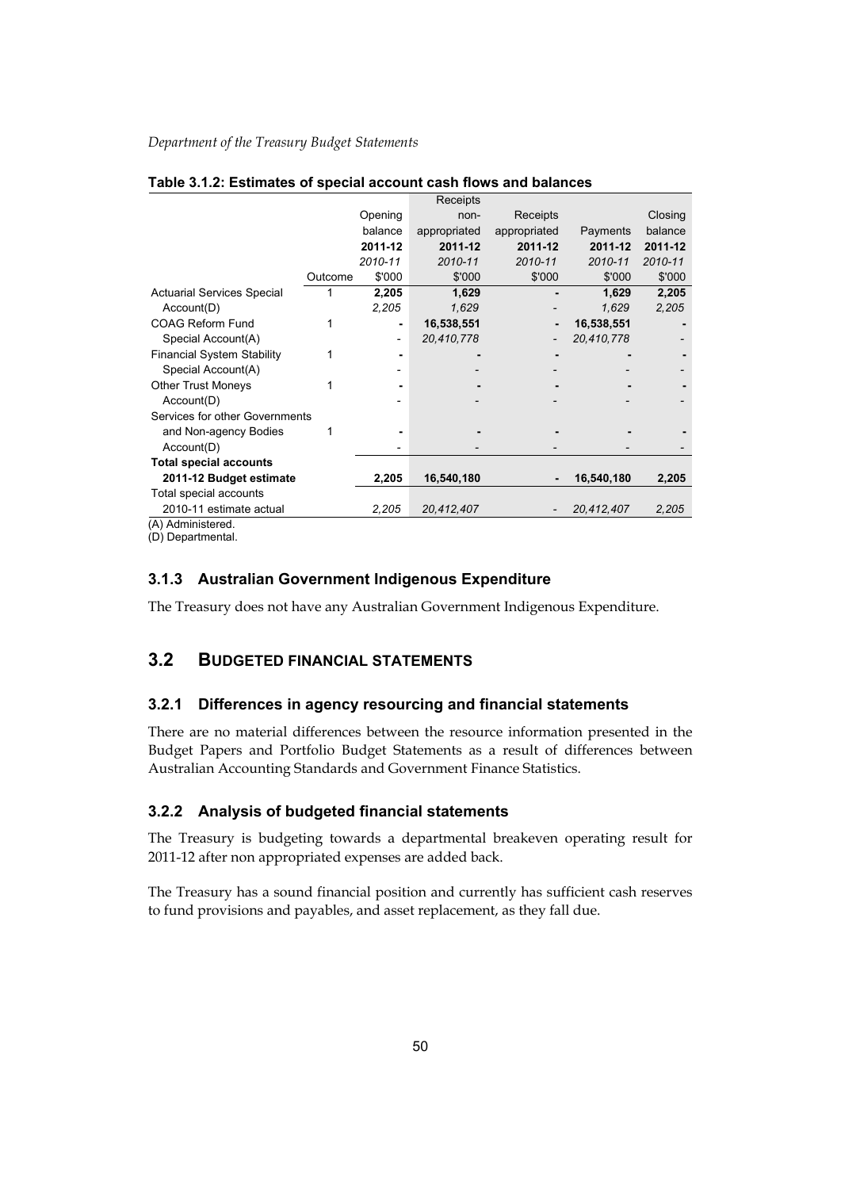**Table 3.1.2: Estimates of special account cash flows and balances**

| | Outcome | Opening balance 2011-12 *2010-11* $'000 | Receipts non-appropriated 2011-12 *2010-11* $'000 | Receipts appropriated 2011-12 *2010-11* $'000 | Payments 2011-12 *2010-11* $'000 | Closing balance 2011-12 *2010-11* $'000 |
|---|---|---|---|---|---|---|
| Actuarial Services Special Account(D) | 1 | **2,205** | **1,629** | **-** | **1,629** | **2,205** |
| | | *2,205* | *1,629* | *-* | *1,629* | *2,205* |
| COAG Reform Fund Special Account(A) | 1 | **-** | **16,538,551** | **-** | **16,538,551** | **-** |
| | | *-* | *20,410,778* | *-* | *20,410,778* | *-* |
| Financial System Stability Special Account(A) | 1 | **-** | **-** | **-** | **-** | **-** |
| | | *-* | *-* | *-* | *-* | *-* |
| Other Trust Moneys Account(D) | 1 | **-** | **-** | **-** | **-** | **-** |
| | | *-* | *-* | *-* | *-* | *-* |
| Services for other Governments and Non-agency Bodies Account(D) | 1 | **-** | **-** | **-** | **-** | **-** |
| | | *-* | *-* | *-* | *-* | *-* |
| **Total special accounts 2011-12 Budget estimate** | | **2,205** | **16,540,180** | **-** | **16,540,180** | **2,205** |
| Total special accounts 2010-11 estimate actual | | *2,205* | *20,412,407* | *-* | *20,412,407* | *2,205* |

(A) Administered.
(D) Departmental.

### 3.1.3 Australian Government Indigenous Expenditure

The Treasury does not have any Australian Government Indigenous Expenditure.

## 3.2 BUDGETED FINANCIAL STATEMENTS

### 3.2.1 Differences in agency resourcing and financial statements

There are no material differences between the resource information presented in the Budget Papers and Portfolio Budget Statements as a result of differences between Australian Accounting Standards and Government Finance Statistics.

### 3.2.2 Analysis of budgeted financial statements

The Treasury is budgeting towards a departmental breakeven operating result for 2011-12 after non appropriated expenses are added back.

The Treasury has a sound financial position and currently has sufficient cash reserves to fund provisions and payables, and asset replacement, as they fall due.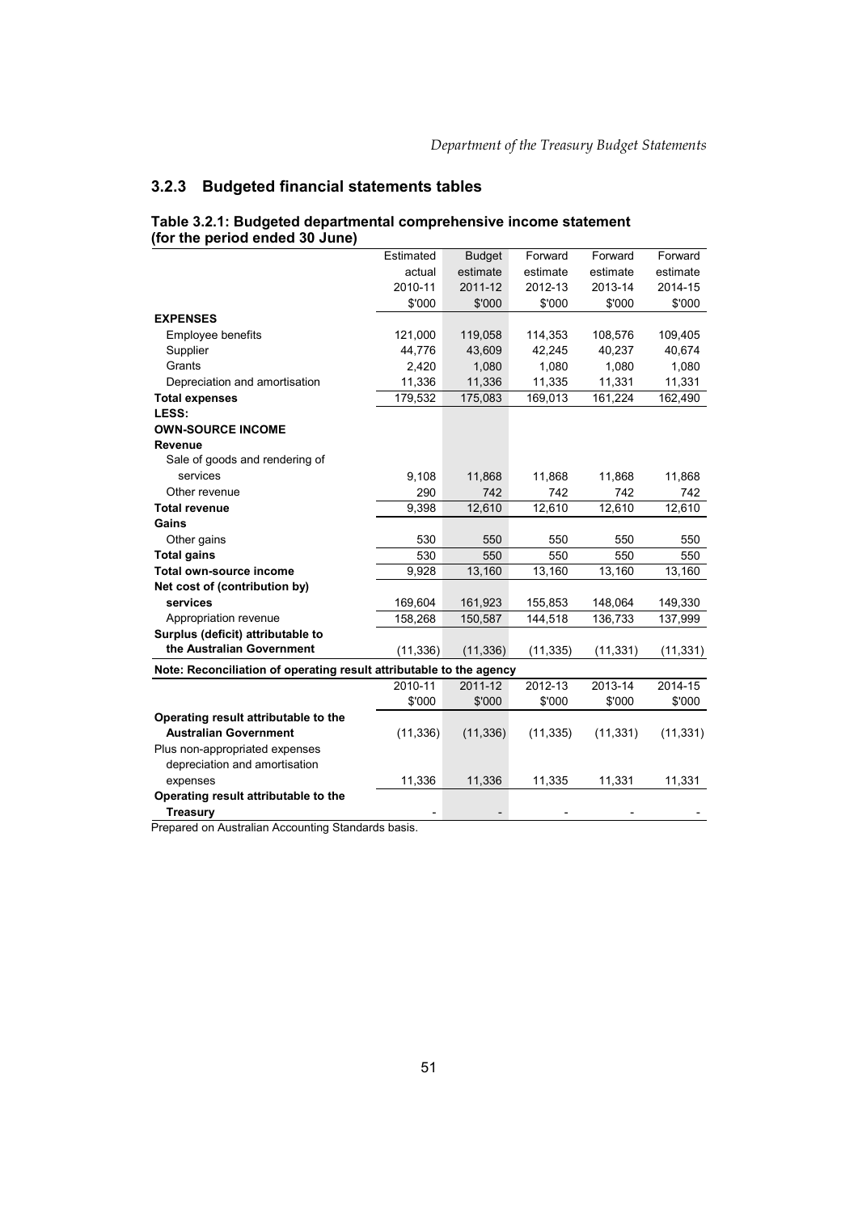### 3.2.3 Budgeted financial statements tables

**Table 3.2.1: Budgeted departmental comprehensive income statement (for the period ended 30 June)**

| | Estimated actual 2010-11 $'000 | Budget estimate 2011-12 $'000 | Forward estimate 2012-13 $'000 | Forward estimate 2013-14 $'000 | Forward estimate 2014-15 $'000 |
|---|---|---|---|---|---|
| **EXPENSES** | | | | | |
| Employee benefits | 121,000 | 119,058 | 114,353 | 108,576 | 109,405 |
| Supplier | 44,776 | 43,609 | 42,245 | 40,237 | 40,674 |
| Grants | 2,420 | 1,080 | 1,080 | 1,080 | 1,080 |
| Depreciation and amortisation | 11,336 | 11,336 | 11,335 | 11,331 | 11,331 |
| **Total expenses** | 179,532 | 175,083 | 169,013 | 161,224 | 162,490 |
| **LESS:** | | | | | |
| **OWN-SOURCE INCOME** | | | | | |
| **Revenue** | | | | | |
| Sale of goods and rendering of services | 9,108 | 11,868 | 11,868 | 11,868 | 11,868 |
| Other revenue | 290 | 742 | 742 | 742 | 742 |
| **Total revenue** | 9,398 | 12,610 | 12,610 | 12,610 | 12,610 |
| **Gains** | | | | | |
| Other gains | 530 | 550 | 550 | 550 | 550 |
| **Total gains** | 530 | 550 | 550 | 550 | 550 |
| **Total own-source income** | 9,928 | 13,160 | 13,160 | 13,160 | 13,160 |
| **Net cost of (contribution by) services** | 169,604 | 161,923 | 155,853 | 148,064 | 149,330 |
| Appropriation revenue | 158,268 | 150,587 | 144,518 | 136,733 | 137,999 |
| **Surplus (deficit) attributable to the Australian Government** | (11,336) | (11,336) | (11,335) | (11,331) | (11,331) |

**Note: Reconciliation of operating result attributable to the agency**

| | 2010-11 $'000 | 2011-12 $'000 | 2012-13 $'000 | 2013-14 $'000 | 2014-15 $'000 |
|---|---|---|---|---|---|
| **Operating result attributable to the Australian Government** | (11,336) | (11,336) | (11,335) | (11,331) | (11,331) |
| Plus non-appropriated expenses depreciation and amortisation expenses | 11,336 | 11,336 | 11,335 | 11,331 | 11,331 |
| **Operating result attributable to the Treasury** | - | - | - | - | - |

Prepared on Australian Accounting Standards basis.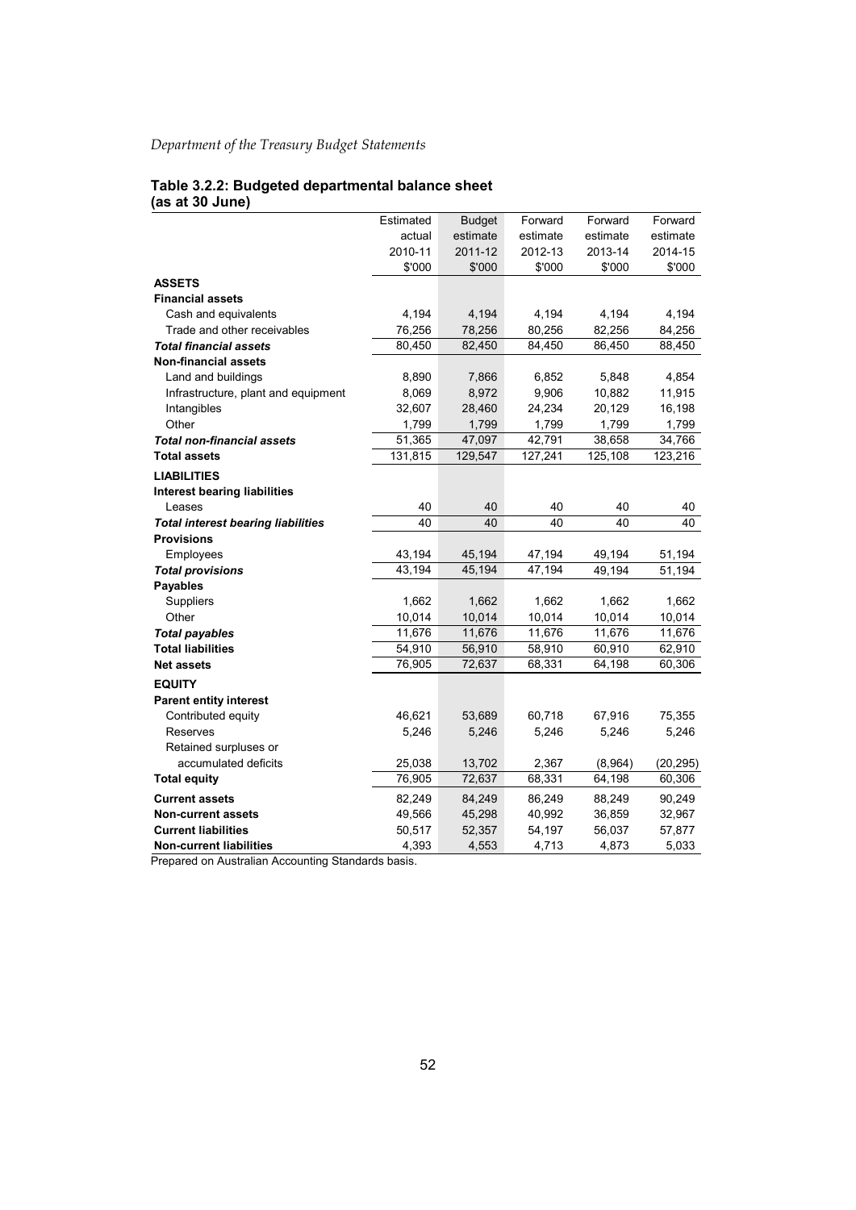**Table 3.2.2: Budgeted departmental balance sheet (as at 30 June)**

| | Estimated actual 2010-11 $'000 | Budget estimate 2011-12 $'000 | Forward estimate 2012-13 $'000 | Forward estimate 2013-14 $'000 | Forward estimate 2014-15 $'000 |
|---|---|---|---|---|---|
| **ASSETS** | | | | | |
| **Financial assets** | | | | | |
| Cash and equivalents | 4,194 | 4,194 | 4,194 | 4,194 | 4,194 |
| Trade and other receivables | 76,256 | 78,256 | 80,256 | 82,256 | 84,256 |
| ***Total financial assets*** | 80,450 | 82,450 | 84,450 | 86,450 | 88,450 |
| **Non-financial assets** | | | | | |
| Land and buildings | 8,890 | 7,866 | 6,852 | 5,848 | 4,854 |
| Infrastructure, plant and equipment | 8,069 | 8,972 | 9,906 | 10,882 | 11,915 |
| Intangibles | 32,607 | 28,460 | 24,234 | 20,129 | 16,198 |
| Other | 1,799 | 1,799 | 1,799 | 1,799 | 1,799 |
| ***Total non-financial assets*** | 51,365 | 47,097 | 42,791 | 38,658 | 34,766 |
| **Total assets** | 131,815 | 129,547 | 127,241 | 125,108 | 123,216 |
| **LIABILITIES** | | | | | |
| **Interest bearing liabilities** | | | | | |
| Leases | 40 | 40 | 40 | 40 | 40 |
| ***Total interest bearing liabilities*** | 40 | 40 | 40 | 40 | 40 |
| **Provisions** | | | | | |
| Employees | 43,194 | 45,194 | 47,194 | 49,194 | 51,194 |
| ***Total provisions*** | 43,194 | 45,194 | 47,194 | 49,194 | 51,194 |
| **Payables** | | | | | |
| Suppliers | 1,662 | 1,662 | 1,662 | 1,662 | 1,662 |
| Other | 10,014 | 10,014 | 10,014 | 10,014 | 10,014 |
| ***Total payables*** | 11,676 | 11,676 | 11,676 | 11,676 | 11,676 |
| **Total liabilities** | 54,910 | 56,910 | 58,910 | 60,910 | 62,910 |
| **Net assets** | 76,905 | 72,637 | 68,331 | 64,198 | 60,306 |
| **EQUITY** | | | | | |
| **Parent entity interest** | | | | | |
| Contributed equity | 46,621 | 53,689 | 60,718 | 67,916 | 75,355 |
| Reserves | 5,246 | 5,246 | 5,246 | 5,246 | 5,246 |
| Retained surpluses or accumulated deficits | 25,038 | 13,702 | 2,367 | (8,964) | (20,295) |
| **Total equity** | 76,905 | 72,637 | 68,331 | 64,198 | 60,306 |
| **Current assets** | 82,249 | 84,249 | 86,249 | 88,249 | 90,249 |
| **Non-current assets** | 49,566 | 45,298 | 40,992 | 36,859 | 32,967 |
| **Current liabilities** | 50,517 | 52,357 | 54,197 | 56,037 | 57,877 |
| **Non-current liabilities** | 4,393 | 4,553 | 4,713 | 4,873 | 5,033 |

Prepared on Australian Accounting Standards basis.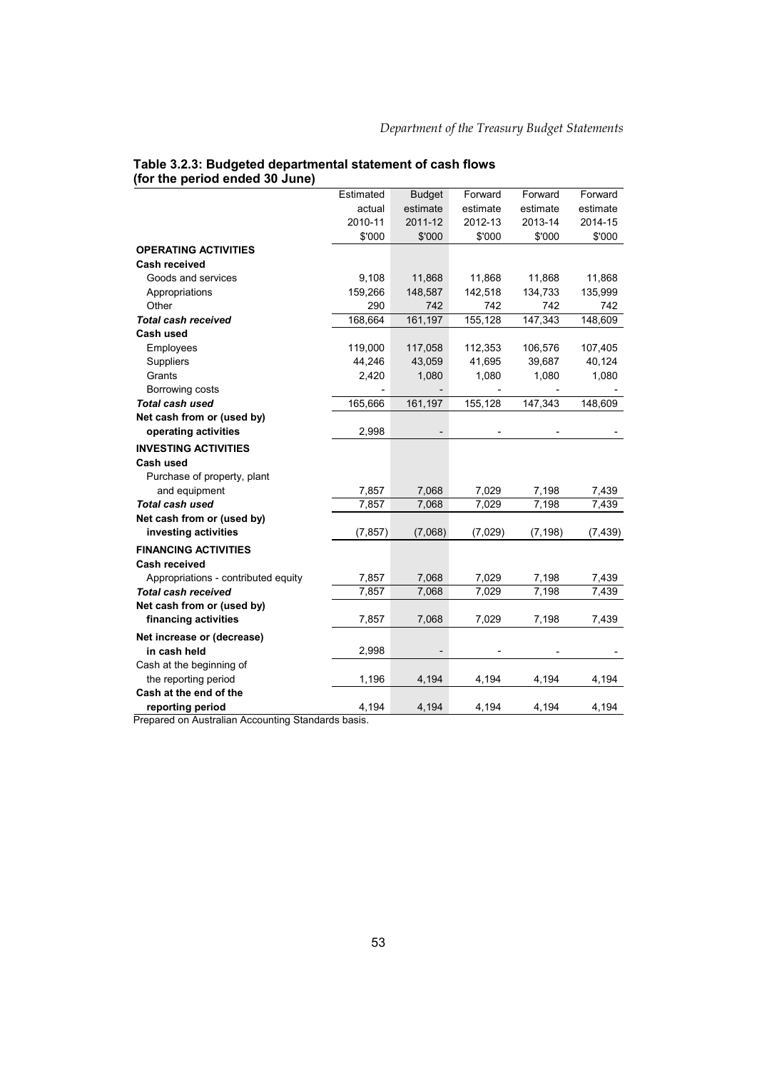**Table 3.2.3: Budgeted departmental statement of cash flows (for the period ended 30 June)**

| | Estimated actual 2010-11 $'000 | Budget estimate 2011-12 $'000 | Forward estimate 2012-13 $'000 | Forward estimate 2013-14 $'000 | Forward estimate 2014-15 $'000 |
|---|---|---|---|---|---|
| **OPERATING ACTIVITIES** | | | | | |
| **Cash received** | | | | | |
| Goods and services | 9,108 | 11,868 | 11,868 | 11,868 | 11,868 |
| Appropriations | 159,266 | 148,587 | 142,518 | 134,733 | 135,999 |
| Other | 290 | 742 | 742 | 742 | 742 |
| ***Total cash received*** | 168,664 | 161,197 | 155,128 | 147,343 | 148,609 |
| **Cash used** | | | | | |
| Employees | 119,000 | 117,058 | 112,353 | 106,576 | 107,405 |
| Suppliers | 44,246 | 43,059 | 41,695 | 39,687 | 40,124 |
| Grants | 2,420 | 1,080 | 1,080 | 1,080 | 1,080 |
| Borrowing costs | - | - | - | - | - |
| ***Total cash used*** | 165,666 | 161,197 | 155,128 | 147,343 | 148,609 |
| **Net cash from or (used by) operating activities** | 2,998 | - | - | - | - |
| **INVESTING ACTIVITIES** | | | | | |
| **Cash used** | | | | | |
| Purchase of property, plant and equipment | 7,857 | 7,068 | 7,029 | 7,198 | 7,439 |
| ***Total cash used*** | 7,857 | 7,068 | 7,029 | 7,198 | 7,439 |
| **Net cash from or (used by) investing activities** | (7,857) | (7,068) | (7,029) | (7,198) | (7,439) |
| **FINANCING ACTIVITIES** | | | | | |
| **Cash received** | | | | | |
| Appropriations - contributed equity | 7,857 | 7,068 | 7,029 | 7,198 | 7,439 |
| ***Total cash received*** | 7,857 | 7,068 | 7,029 | 7,198 | 7,439 |
| **Net cash from or (used by) financing activities** | 7,857 | 7,068 | 7,029 | 7,198 | 7,439 |
| **Net increase or (decrease) in cash held** | 2,998 | - | - | - | - |
| Cash at the beginning of the reporting period | 1,196 | 4,194 | 4,194 | 4,194 | 4,194 |
| **Cash at the end of the reporting period** | 4,194 | 4,194 | 4,194 | 4,194 | 4,194 |

Prepared on Australian Accounting Standards basis.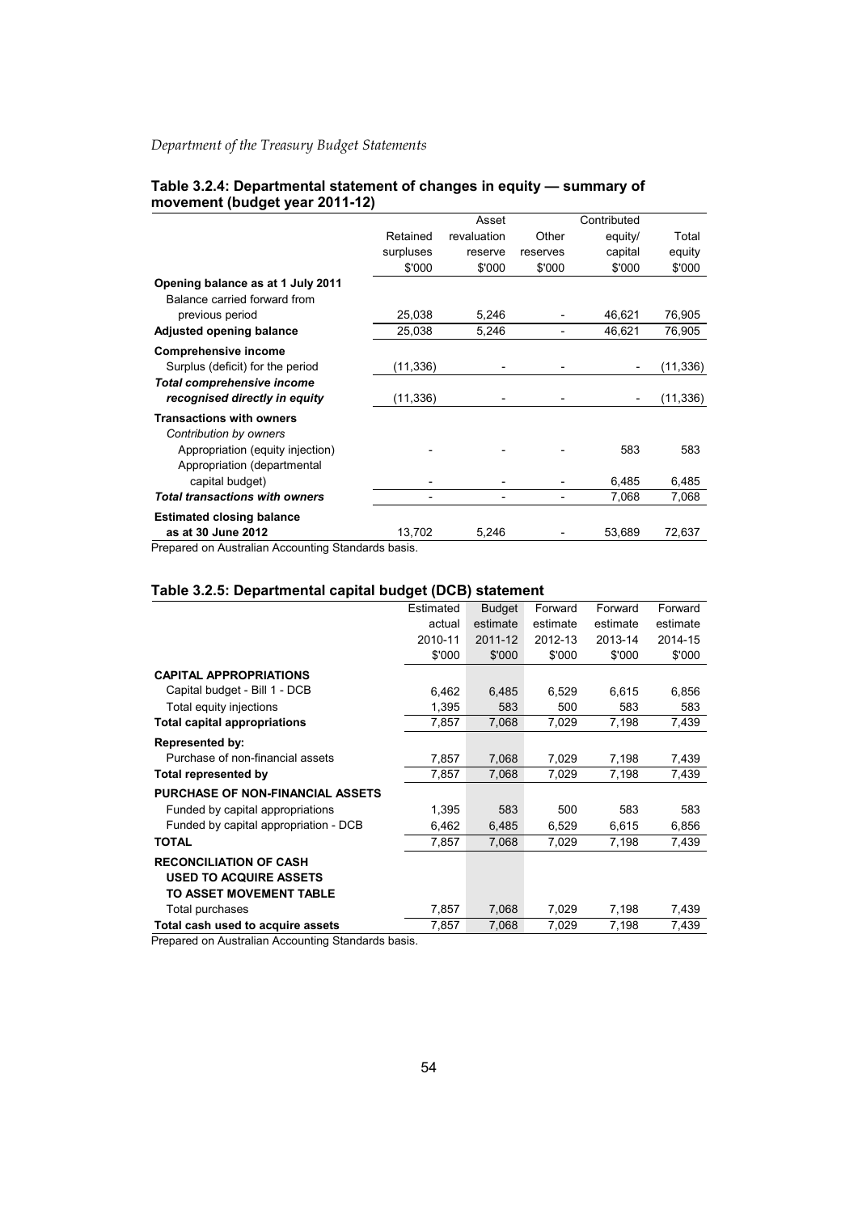#### Table 3.2.4: Departmental statement of changes in equity — summary of movement (budget year 2011-12)

| | Retained surpluses $'000 | Asset revaluation reserve $'000 | Other reserves $'000 | Contributed equity/ capital $'000 | Total equity $'000 |
|---|---|---|---|---|---|
| **Opening balance as at 1 July 2011** | | | | | |
| Balance carried forward from previous period | 25,038 | 5,246 | - | 46,621 | 76,905 |
| **Adjusted opening balance** | 25,038 | 5,246 | - | 46,621 | 76,905 |
| **Comprehensive income** | | | | | |
| Surplus (deficit) for the period | (11,336) | - | - | - | (11,336) |
| ***Total comprehensive income recognised directly in equity*** | (11,336) | - | - | - | (11,336) |
| **Transactions with owners** | | | | | |
| *Contribution by owners* | | | | | |
| Appropriation (equity injection) | - | - | - | 583 | 583 |
| Appropriation (departmental capital budget) | - | - | - | 6,485 | 6,485 |
| ***Total transactions with owners*** | - | - | - | 7,068 | 7,068 |
| **Estimated closing balance as at 30 June 2012** | 13,702 | 5,246 | - | 53,689 | 72,637 |

Prepared on Australian Accounting Standards basis.

#### Table 3.2.5: Departmental capital budget (DCB) statement

| | Estimated actual 2010-11 $'000 | Budget estimate 2011-12 $'000 | Forward estimate 2012-13 $'000 | Forward estimate 2013-14 $'000 | Forward estimate 2014-15 $'000 |
|---|---|---|---|---|---|
| **CAPITAL APPROPRIATIONS** | | | | | |
| Capital budget - Bill 1 - DCB | 6,462 | 6,485 | 6,529 | 6,615 | 6,856 |
| Total equity injections | 1,395 | 583 | 500 | 583 | 583 |
| **Total capital appropriations** | 7,857 | 7,068 | 7,029 | 7,198 | 7,439 |
| **Represented by:** | | | | | |
| Purchase of non-financial assets | 7,857 | 7,068 | 7,029 | 7,198 | 7,439 |
| **Total represented by** | 7,857 | 7,068 | 7,029 | 7,198 | 7,439 |
| **PURCHASE OF NON-FINANCIAL ASSETS** | | | | | |
| Funded by capital appropriations | 1,395 | 583 | 500 | 583 | 583 |
| Funded by capital appropriation - DCB | 6,462 | 6,485 | 6,529 | 6,615 | 6,856 |
| **TOTAL** | 7,857 | 7,068 | 7,029 | 7,198 | 7,439 |
| **RECONCILIATION OF CASH USED TO ACQUIRE ASSETS TO ASSET MOVEMENT TABLE** | | | | | |
| Total purchases | 7,857 | 7,068 | 7,029 | 7,198 | 7,439 |
| **Total cash used to acquire assets** | 7,857 | 7,068 | 7,029 | 7,198 | 7,439 |

Prepared on Australian Accounting Standards basis.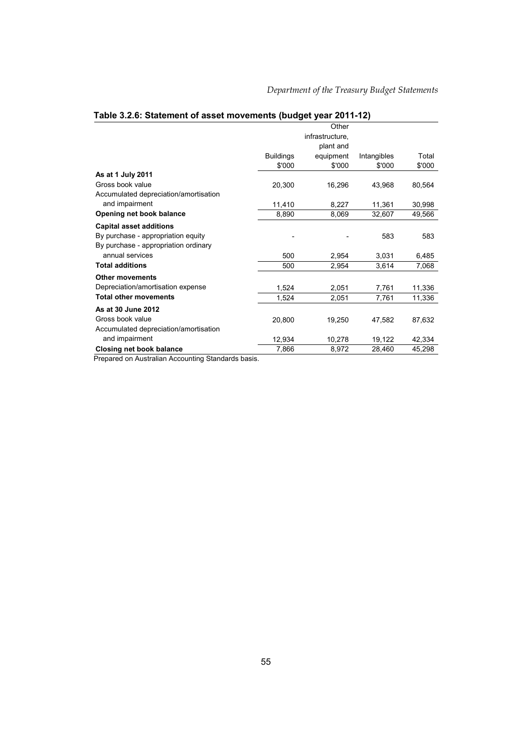## Table 3.2.6: Statement of asset movements (budget year 2011-12)

| | Buildings $'000 | Other infrastructure, plant and equipment $'000 | Intangibles $'000 | Total $'000 |
|---|---|---|---|---|
| **As at 1 July 2011** | | | | |
| Gross book value | 20,300 | 16,296 | 43,968 | 80,564 |
| Accumulated depreciation/amortisation and impairment | 11,410 | 8,227 | 11,361 | 30,998 |
| **Opening net book balance** | 8,890 | 8,069 | 32,607 | 49,566 |
| **Capital asset additions** | | | | |
| By purchase - appropriation equity | - | - | 583 | 583 |
| By purchase - appropriation ordinary annual services | 500 | 2,954 | 3,031 | 6,485 |
| **Total additions** | 500 | 2,954 | 3,614 | 7,068 |
| **Other movements** | | | | |
| Depreciation/amortisation expense | 1,524 | 2,051 | 7,761 | 11,336 |
| **Total other movements** | 1,524 | 2,051 | 7,761 | 11,336 |
| **As at 30 June 2012** | | | | |
| Gross book value | 20,800 | 19,250 | 47,582 | 87,632 |
| Accumulated depreciation/amortisation and impairment | 12,934 | 10,278 | 19,122 | 42,334 |
| **Closing net book balance** | 7,866 | 8,972 | 28,460 | 45,298 |

Prepared on Australian Accounting Standards basis.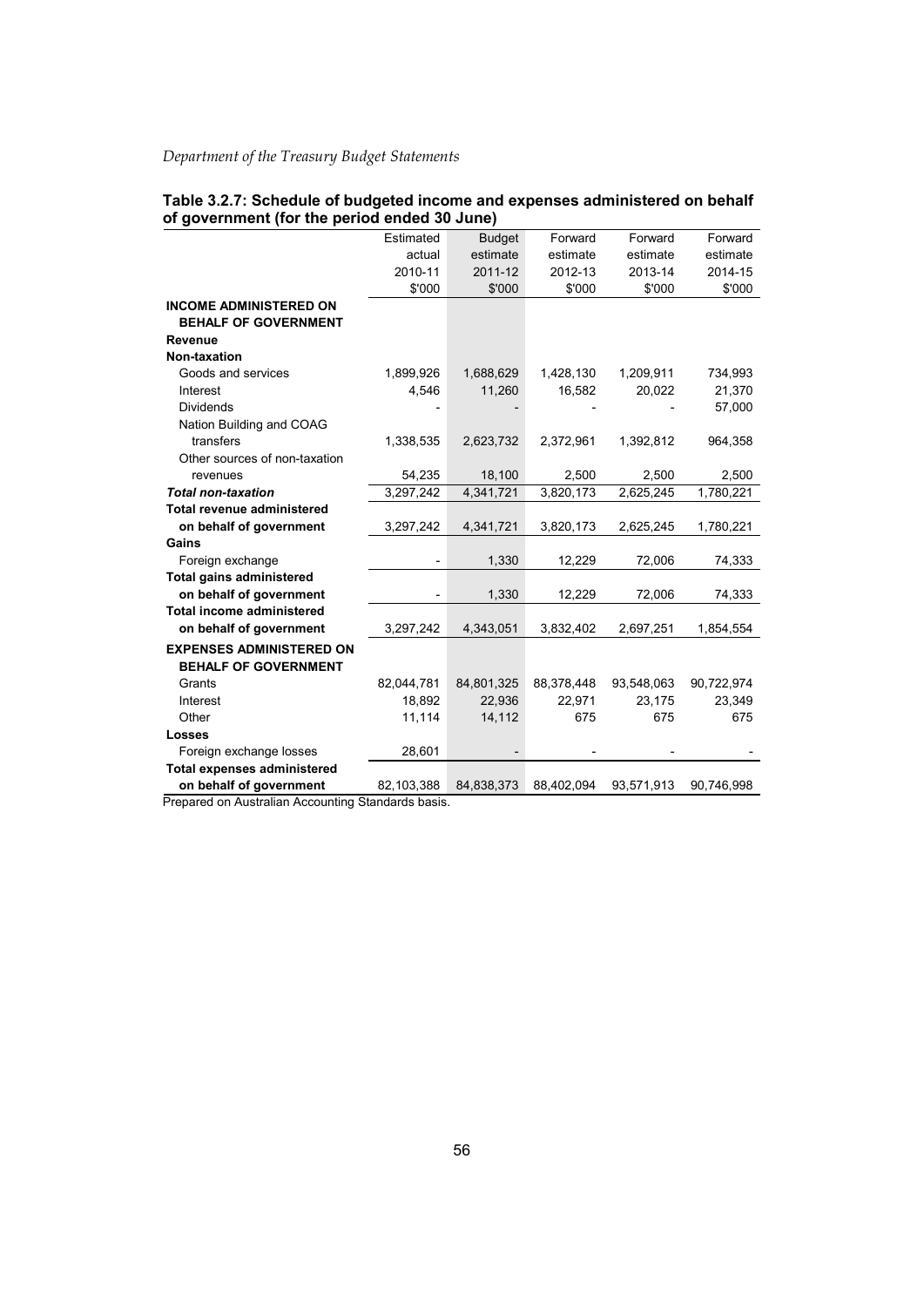**Table 3.2.7: Schedule of budgeted income and expenses administered on behalf of government (for the period ended 30 June)**

| | Estimated actual 2010-11 $'000 | Budget estimate 2011-12 $'000 | Forward estimate 2012-13 $'000 | Forward estimate 2013-14 $'000 | Forward estimate 2014-15 $'000 |
|---|---|---|---|---|---|
| **INCOME ADMINISTERED ON BEHALF OF GOVERNMENT** | | | | | |
| **Revenue** | | | | | |
| **Non-taxation** | | | | | |
| Goods and services | 1,899,926 | 1,688,629 | 1,428,130 | 1,209,911 | 734,993 |
| Interest | 4,546 | 11,260 | 16,582 | 20,022 | 21,370 |
| Dividends | - | - | - | - | 57,000 |
| Nation Building and COAG transfers | 1,338,535 | 2,623,732 | 2,372,961 | 1,392,812 | 964,358 |
| Other sources of non-taxation revenues | 54,235 | 18,100 | 2,500 | 2,500 | 2,500 |
| ***Total non-taxation*** | 3,297,242 | 4,341,721 | 3,820,173 | 2,625,245 | 1,780,221 |
| **Total revenue administered on behalf of government** | 3,297,242 | 4,341,721 | 3,820,173 | 2,625,245 | 1,780,221 |
| **Gains** | | | | | |
| Foreign exchange | - | 1,330 | 12,229 | 72,006 | 74,333 |
| **Total gains administered on behalf of government** | - | 1,330 | 12,229 | 72,006 | 74,333 |
| **Total income administered on behalf of government** | 3,297,242 | 4,343,051 | 3,832,402 | 2,697,251 | 1,854,554 |
| **EXPENSES ADMINISTERED ON BEHALF OF GOVERNMENT** | | | | | |
| Grants | 82,044,781 | 84,801,325 | 88,378,448 | 93,548,063 | 90,722,974 |
| Interest | 18,892 | 22,936 | 22,971 | 23,175 | 23,349 |
| Other | 11,114 | 14,112 | 675 | 675 | 675 |
| **Losses** | | | | | |
| Foreign exchange losses | 28,601 | - | - | - | - |
| **Total expenses administered on behalf of government** | 82,103,388 | 84,838,373 | 88,402,094 | 93,571,913 | 90,746,998 |

Prepared on Australian Accounting Standards basis.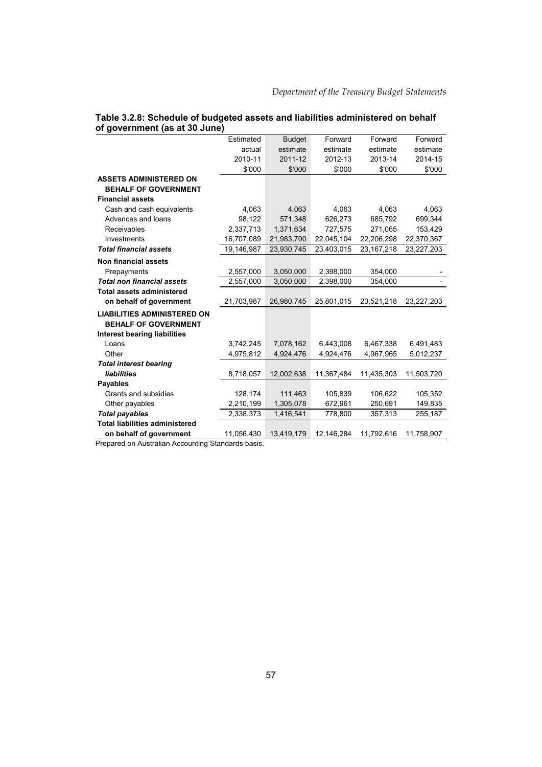**Table 3.2.8: Schedule of budgeted assets and liabilities administered on behalf of government (as at 30 June)**

| | Estimated actual 2010-11 $'000 | Budget estimate 2011-12 $'000 | Forward estimate 2012-13 $'000 | Forward estimate 2013-14 $'000 | Forward estimate 2014-15 $'000 |
|---|---|---|---|---|---|
| **ASSETS ADMINISTERED ON BEHALF OF GOVERNMENT** | | | | | |
| **Financial assets** | | | | | |
| Cash and cash equivalents | 4,063 | 4,063 | 4,063 | 4,063 | 4,063 |
| Advances and loans | 98,122 | 571,348 | 626,273 | 685,792 | 699,344 |
| Receivables | 2,337,713 | 1,371,634 | 727,575 | 271,065 | 153,429 |
| Investments | 16,707,089 | 21,983,700 | 22,045,104 | 22,206,298 | 22,370,367 |
| ***Total financial assets*** | 19,146,987 | 23,930,745 | 23,403,015 | 23,167,218 | 23,227,203 |
| **Non financial assets** | | | | | |
| Prepayments | 2,557,000 | 3,050,000 | 2,398,000 | 354,000 | - |
| ***Total non financial assets*** | 2,557,000 | 3,050,000 | 2,398,000 | 354,000 | - |
| **Total assets administered on behalf of government** | 21,703,987 | 26,980,745 | 25,801,015 | 23,521,218 | 23,227,203 |
| **LIABILITIES ADMINISTERED ON BEHALF OF GOVERNMENT** | | | | | |
| **Interest bearing liabilities** | | | | | |
| Loans | 3,742,245 | 7,078,162 | 6,443,008 | 6,467,338 | 6,491,483 |
| Other | 4,975,812 | 4,924,476 | 4,924,476 | 4,967,965 | 5,012,237 |
| ***Total interest bearing liabilities*** | 8,718,057 | 12,002,638 | 11,367,484 | 11,435,303 | 11,503,720 |
| **Payables** | | | | | |
| Grants and subsidies | 128,174 | 111,463 | 105,839 | 106,622 | 105,352 |
| Other payables | 2,210,199 | 1,305,078 | 672,961 | 250,691 | 149,835 |
| ***Total payables*** | 2,338,373 | 1,416,541 | 778,800 | 357,313 | 255,187 |
| **Total liabilities administered on behalf of government** | 11,056,430 | 13,419,179 | 12,146,284 | 11,792,616 | 11,758,907 |

Prepared on Australian Accounting Standards basis.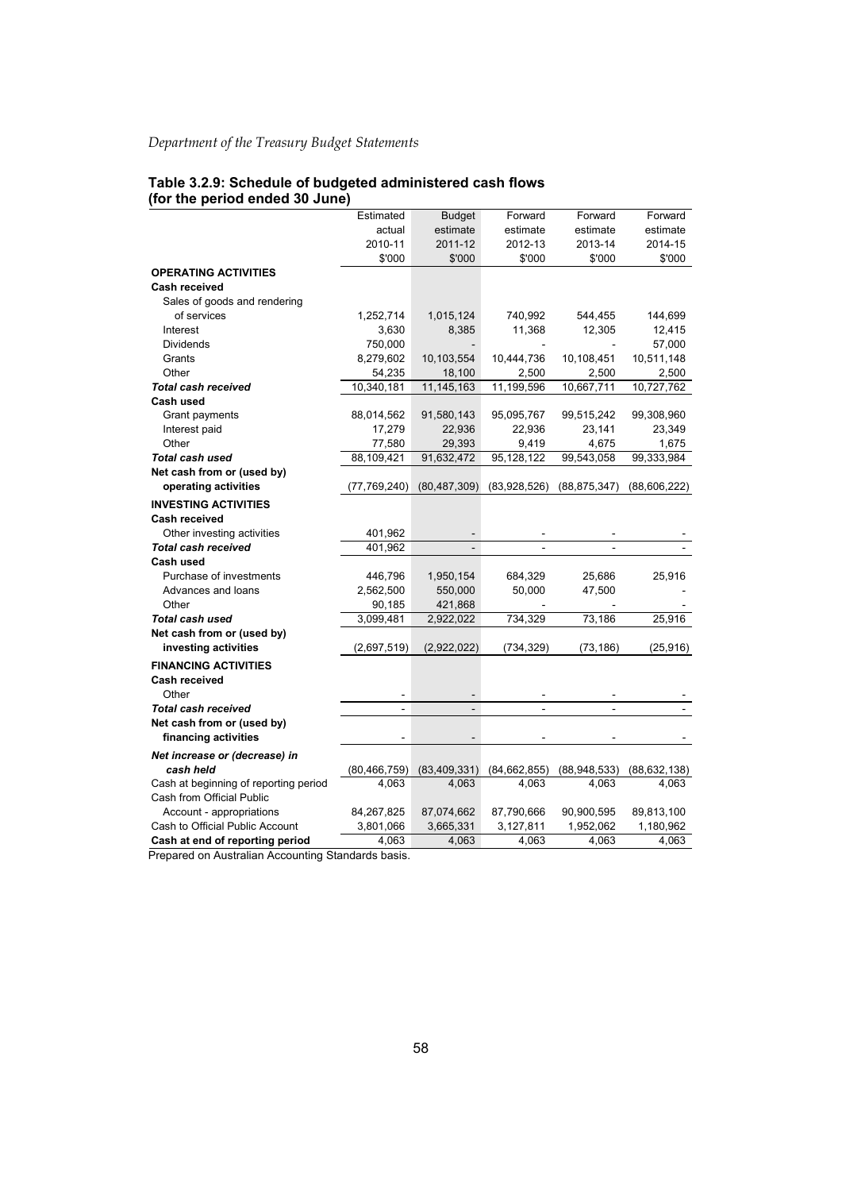**Table 3.2.9: Schedule of budgeted administered cash flows (for the period ended 30 June)**

| | Estimated actual 2010-11 $'000 | Budget estimate 2011-12 $'000 | Forward estimate 2012-13 $'000 | Forward estimate 2013-14 $'000 | Forward estimate 2014-15 $'000 |
|---|---|---|---|---|---|
| **OPERATING ACTIVITIES** | | | | | |
| **Cash received** | | | | | |
| Sales of goods and rendering of services | 1,252,714 | 1,015,124 | 740,992 | 544,455 | 144,699 |
| Interest | 3,630 | 8,385 | 11,368 | 12,305 | 12,415 |
| Dividends | 750,000 | - | - | - | 57,000 |
| Grants | 8,279,602 | 10,103,554 | 10,444,736 | 10,108,451 | 10,511,148 |
| Other | 54,235 | 18,100 | 2,500 | 2,500 | 2,500 |
| ***Total cash received*** | 10,340,181 | 11,145,163 | 11,199,596 | 10,667,711 | 10,727,762 |
| **Cash used** | | | | | |
| Grant payments | 88,014,562 | 91,580,143 | 95,095,767 | 99,515,242 | 99,308,960 |
| Interest paid | 17,279 | 22,936 | 22,936 | 23,141 | 23,349 |
| Other | 77,580 | 29,393 | 9,419 | 4,675 | 1,675 |
| ***Total cash used*** | 88,109,421 | 91,632,472 | 95,128,122 | 99,543,058 | 99,333,984 |
| **Net cash from or (used by) operating activities** | (77,769,240) | (80,487,309) | (83,928,526) | (88,875,347) | (88,606,222) |
| **INVESTING ACTIVITIES** | | | | | |
| **Cash received** | | | | | |
| Other investing activities | 401,962 | - | - | - | - |
| ***Total cash received*** | 401,962 | - | - | - | - |
| **Cash used** | | | | | |
| Purchase of investments | 446,796 | 1,950,154 | 684,329 | 25,686 | 25,916 |
| Advances and loans | 2,562,500 | 550,000 | 50,000 | 47,500 | - |
| Other | 90,185 | 421,868 | - | - | - |
| ***Total cash used*** | 3,099,481 | 2,922,022 | 734,329 | 73,186 | 25,916 |
| **Net cash from or (used by) investing activities** | (2,697,519) | (2,922,022) | (734,329) | (73,186) | (25,916) |
| **FINANCING ACTIVITIES** | | | | | |
| **Cash received** | | | | | |
| Other | - | - | - | - | - |
| ***Total cash received*** | - | - | - | - | - |
| **Net cash from or (used by) financing activities** | - | - | - | - | - |
| ***Net increase or (decrease) in cash held*** | (80,466,759) | (83,409,331) | (84,662,855) | (88,948,533) | (88,632,138) |
| Cash at beginning of reporting period | 4,063 | 4,063 | 4,063 | 4,063 | 4,063 |
| Cash from Official Public Account - appropriations | 84,267,825 | 87,074,662 | 87,790,666 | 90,900,595 | 89,813,100 |
| Cash to Official Public Account | 3,801,066 | 3,665,331 | 3,127,811 | 1,952,062 | 1,180,962 |
| **Cash at end of reporting period** | 4,063 | 4,063 | 4,063 | 4,063 | 4,063 |

Prepared on Australian Accounting Standards basis.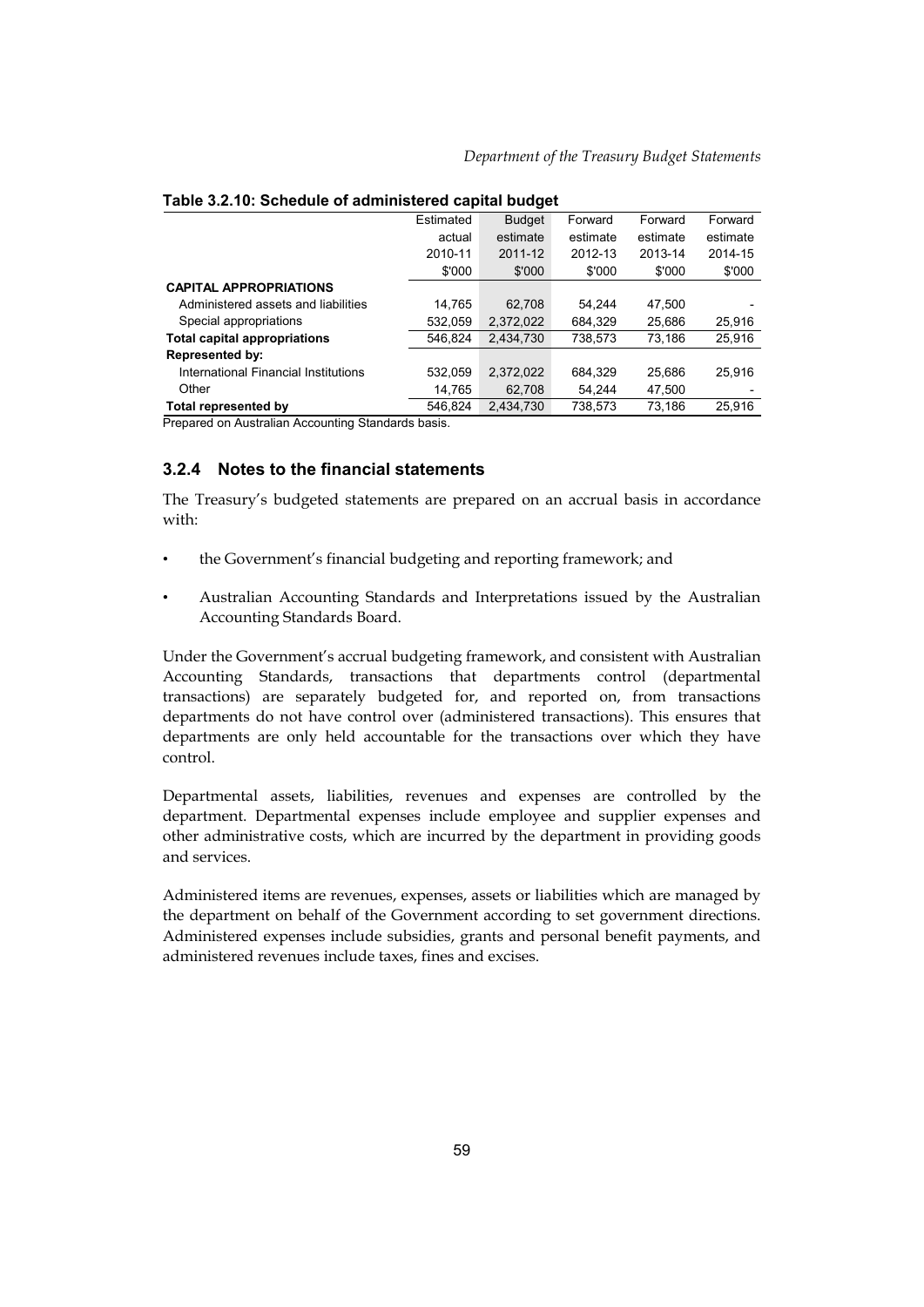**Table 3.2.10: Schedule of administered capital budget**

| | Estimated actual 2010-11 $'000 | Budget estimate 2011-12 $'000 | Forward estimate 2012-13 $'000 | Forward estimate 2013-14 $'000 | Forward estimate 2014-15 $'000 |
|---|---|---|---|---|---|
| **CAPITAL APPROPRIATIONS** | | | | | |
| Administered assets and liabilities | 14,765 | 62,708 | 54,244 | 47,500 | - |
| Special appropriations | 532,059 | 2,372,022 | 684,329 | 25,686 | 25,916 |
| **Total capital appropriations** | 546,824 | 2,434,730 | 738,573 | 73,186 | 25,916 |
| **Represented by:** | | | | | |
| International Financial Institutions | 532,059 | 2,372,022 | 684,329 | 25,686 | 25,916 |
| Other | 14,765 | 62,708 | 54,244 | 47,500 | - |
| **Total represented by** | 546,824 | 2,434,730 | 738,573 | 73,186 | 25,916 |

Prepared on Australian Accounting Standards basis.

### 3.2.4 Notes to the financial statements

The Treasury's budgeted statements are prepared on an accrual basis in accordance with:

- the Government's financial budgeting and reporting framework; and
- Australian Accounting Standards and Interpretations issued by the Australian Accounting Standards Board.

Under the Government's accrual budgeting framework, and consistent with Australian Accounting Standards, transactions that departments control (departmental transactions) are separately budgeted for, and reported on, from transactions departments do not have control over (administered transactions). This ensures that departments are only held accountable for the transactions over which they have control.

Departmental assets, liabilities, revenues and expenses are controlled by the department. Departmental expenses include employee and supplier expenses and other administrative costs, which are incurred by the department in providing goods and services.

Administered items are revenues, expenses, assets or liabilities which are managed by the department on behalf of the Government according to set government directions. Administered expenses include subsidies, grants and personal benefit payments, and administered revenues include taxes, fines and excises.